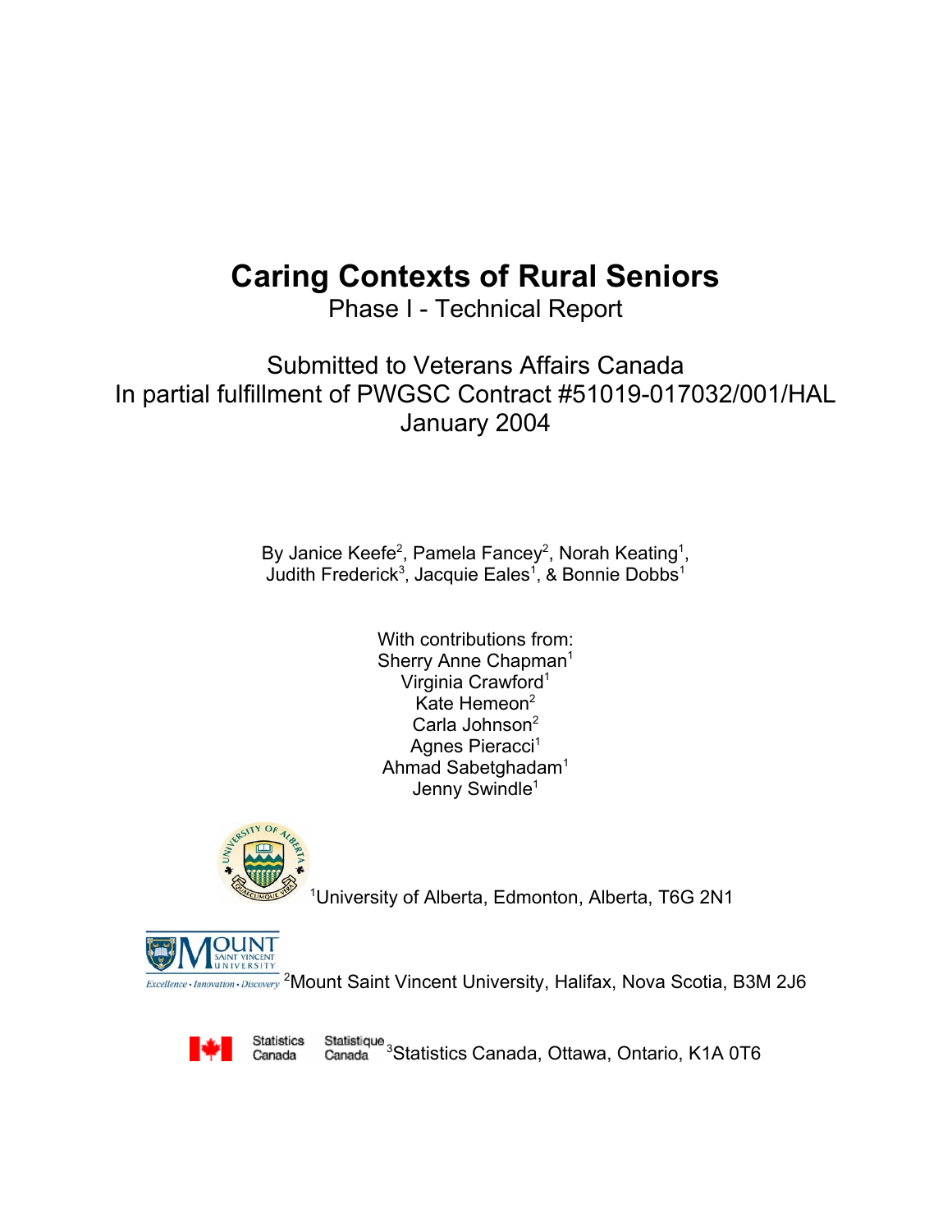# Caring Contexts of Rural Seniors

Phase I - Technical Report

Submitted to Veterans Affairs Canada
In partial fulfillment of PWGSC Contract #51019-017032/001/HAL
January 2004

By Janice Keefe[2], Pamela Fancey[2], Norah Keating[1],
Judith Frederick[3], Jacquie Eales[1], & Bonnie Dobbs[1]

With contributions from:
Sherry Anne Chapman[1]
Virginia Crawford[1]
Kate Hemeon[2]
Carla Johnson[2]
Agnes Pieracci[1]
Ahmad Sabetghadam[1]
Jenny Swindle[1]

[1]University of Alberta, Edmonton, Alberta, T6G 2N1

[2]Mount Saint Vincent University, Halifax, Nova Scotia, B3M 2J6

[3]Statistics Canada, Ottawa, Ontario, K1A 0T6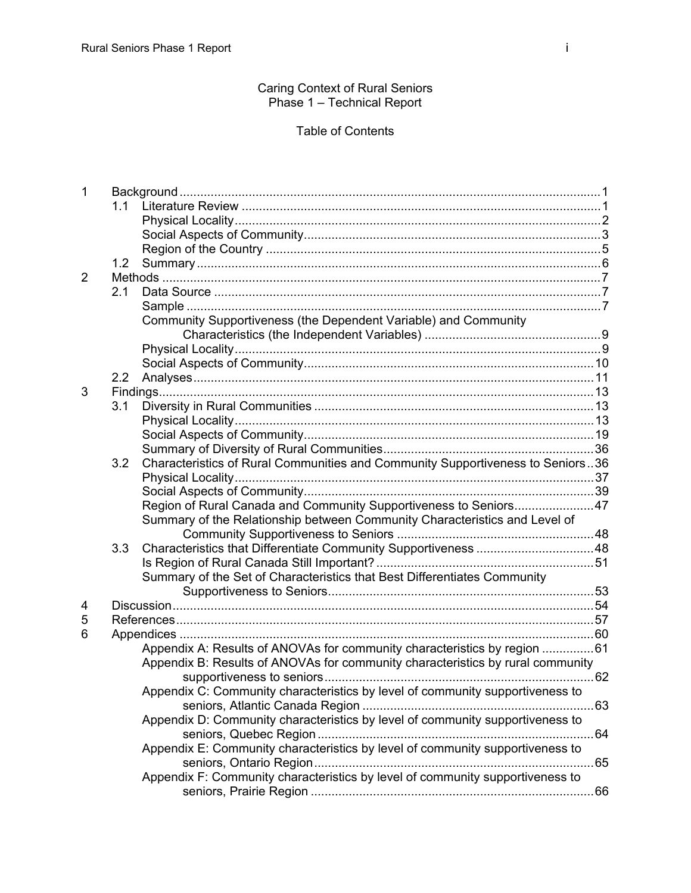Caring Context of Rural Seniors
Phase 1 – Technical Report

Table of Contents

1 Background ........................................................................................................1
  1.1 Literature Review ........................................................................................1
    Physical Locality ..........................................................................................2
    Social Aspects of Community ......................................................................3
    Region of the Country .................................................................................5
  1.2 Summary ......................................................................................................6
2 Methods ...............................................................................................................7
  2.1 Data Source .................................................................................................7
    Sample .........................................................................................................7
    Community Supportiveness (the Dependent Variable) and Community Characteristics (the Independent Variables) ....................................................9
    Physical Locality ..........................................................................................9
    Social Aspects of Community ....................................................................10
  2.2 Analyses .....................................................................................................11
3 Findings ..............................................................................................................13
  3.1 Diversity in Rural Communities .................................................................13
    Physical Locality ........................................................................................13
    Social Aspects of Community ....................................................................19
    Summary of Diversity of Rural Communities .............................................36
  3.2 Characteristics of Rural Communities and Community Supportiveness to Seniors ..36
    Physical Locality ........................................................................................37
    Social Aspects of Community ....................................................................39
    Region of Rural Canada and Community Supportiveness to Seniors .......................47
    Summary of the Relationship between Community Characteristics and Level of Community Supportiveness to Seniors .........................................................48
  3.3 Characteristics that Differentiate Community Supportiveness ..................................48
    Is Region of Rural Canada Still Important? ................................................51
    Summary of the Set of Characteristics that Best Differentiates Community Supportiveness to Seniors .............................................................................53
4 Discussion ..........................................................................................................54
5 References ..........................................................................................................57
6 Appendices .........................................................................................................60
    Appendix A: Results of ANOVAs for community characteristics by region ...............61
    Appendix B: Results of ANOVAs for community characteristics by rural community supportiveness to seniors ..............................................................................62
    Appendix C: Community characteristics by level of community supportiveness to seniors, Atlantic Canada Region ....................................................................63
    Appendix D: Community characteristics by level of community supportiveness to seniors, Quebec Region ................................................................................64
    Appendix E: Community characteristics by level of community supportiveness to seniors, Ontario Region .................................................................................65
    Appendix F: Community characteristics by level of community supportiveness to seniors, Prairie Region ..................................................................................66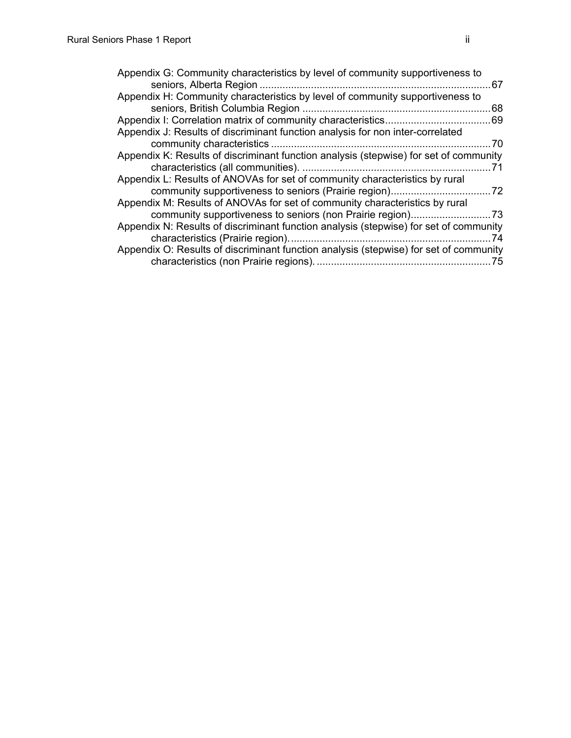Appendix G: Community characteristics by level of community supportiveness to seniors, Alberta Region ..................................................................................67

Appendix H: Community characteristics by level of community supportiveness to seniors, British Columbia Region ..................................................................68

Appendix I: Correlation matrix of community characteristics.....................................69

Appendix J: Results of discriminant function analysis for non inter-correlated community characteristics .............................................................................70

Appendix K: Results of discriminant function analysis (stepwise) for set of community characteristics (all communities). ..................................................................71

Appendix L: Results of ANOVAs for set of community characteristics by rural community supportiveness to seniors (Prairie region)...................................72

Appendix M: Results of ANOVAs for set of community characteristics by rural community supportiveness to seniors (non Prairie region)............................73

Appendix N: Results of discriminant function analysis (stepwise) for set of community characteristics (Prairie region). ......................................................................74

Appendix O: Results of discriminant function analysis (stepwise) for set of community characteristics (non Prairie regions). .............................................................75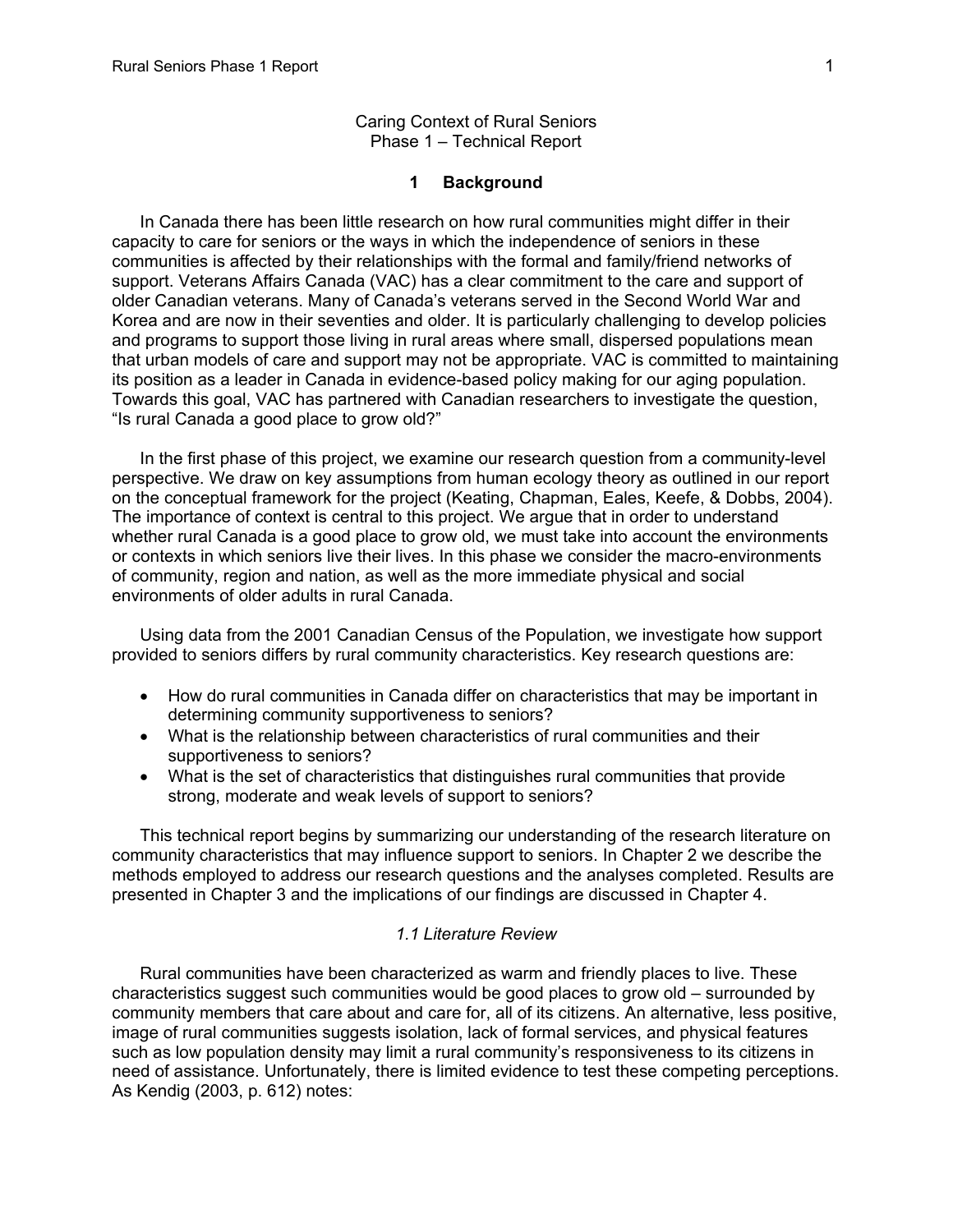Caring Context of Rural Seniors
Phase 1 – Technical Report

# 1 Background

In Canada there has been little research on how rural communities might differ in their capacity to care for seniors or the ways in which the independence of seniors in these communities is affected by their relationships with the formal and family/friend networks of support. Veterans Affairs Canada (VAC) has a clear commitment to the care and support of older Canadian veterans. Many of Canada's veterans served in the Second World War and Korea and are now in their seventies and older. It is particularly challenging to develop policies and programs to support those living in rural areas where small, dispersed populations mean that urban models of care and support may not be appropriate. VAC is committed to maintaining its position as a leader in Canada in evidence-based policy making for our aging population. Towards this goal, VAC has partnered with Canadian researchers to investigate the question, "Is rural Canada a good place to grow old?"

In the first phase of this project, we examine our research question from a community-level perspective. We draw on key assumptions from human ecology theory as outlined in our report on the conceptual framework for the project (Keating, Chapman, Eales, Keefe, & Dobbs, 2004). The importance of context is central to this project. We argue that in order to understand whether rural Canada is a good place to grow old, we must take into account the environments or contexts in which seniors live their lives. In this phase we consider the macro-environments of community, region and nation, as well as the more immediate physical and social environments of older adults in rural Canada.

Using data from the 2001 Canadian Census of the Population, we investigate how support provided to seniors differs by rural community characteristics. Key research questions are:

- How do rural communities in Canada differ on characteristics that may be important in determining community supportiveness to seniors?
- What is the relationship between characteristics of rural communities and their supportiveness to seniors?
- What is the set of characteristics that distinguishes rural communities that provide strong, moderate and weak levels of support to seniors?

This technical report begins by summarizing our understanding of the research literature on community characteristics that may influence support to seniors. In Chapter 2 we describe the methods employed to address our research questions and the analyses completed. Results are presented in Chapter 3 and the implications of our findings are discussed in Chapter 4.

## *1.1 Literature Review*

Rural communities have been characterized as warm and friendly places to live. These characteristics suggest such communities would be good places to grow old – surrounded by community members that care about and care for, all of its citizens. An alternative, less positive, image of rural communities suggests isolation, lack of formal services, and physical features such as low population density may limit a rural community's responsiveness to its citizens in need of assistance. Unfortunately, there is limited evidence to test these competing perceptions. As Kendig (2003, p. 612) notes: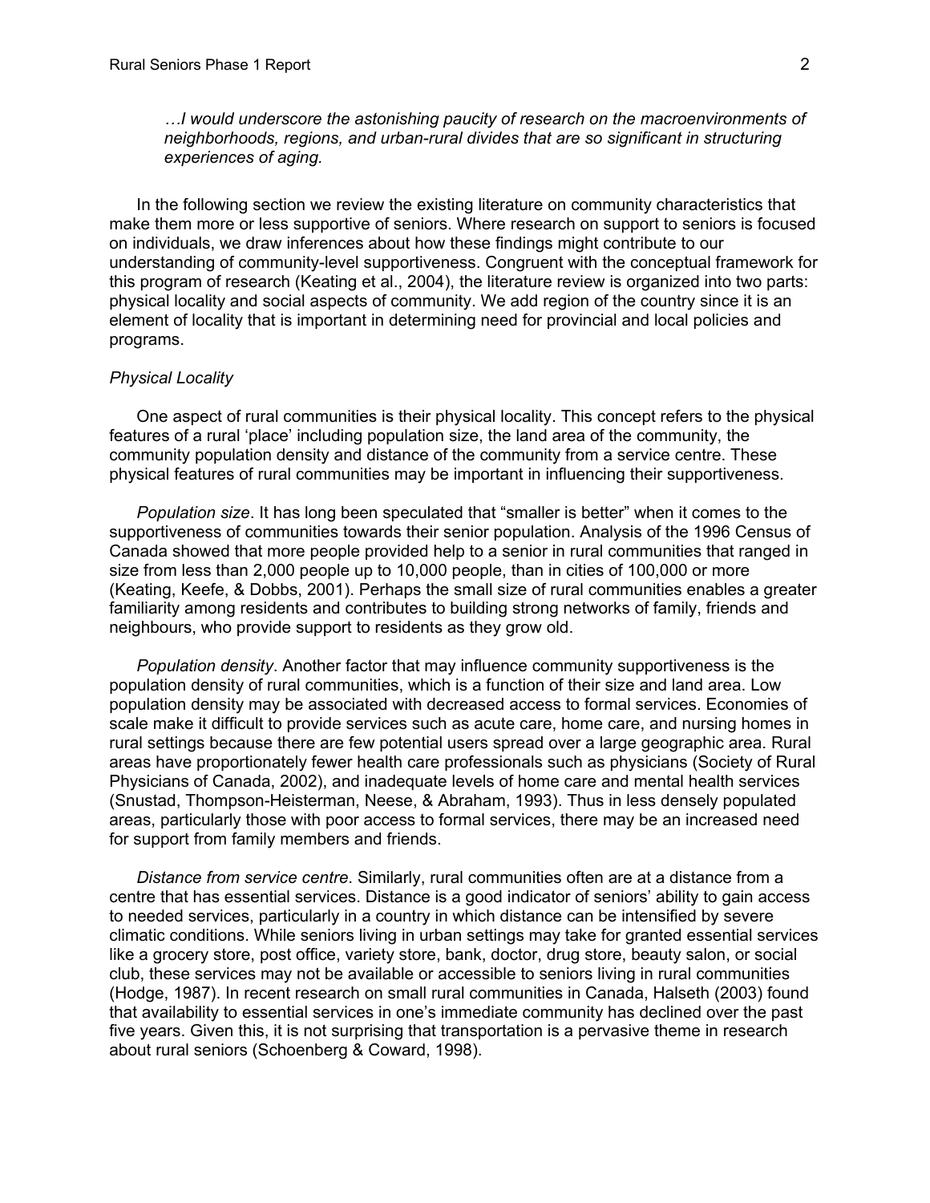> *…I would underscore the astonishing paucity of research on the macroenvironments of neighborhoods, regions, and urban-rural divides that are so significant in structuring experiences of aging.*

In the following section we review the existing literature on community characteristics that make them more or less supportive of seniors. Where research on support to seniors is focused on individuals, we draw inferences about how these findings might contribute to our understanding of community-level supportiveness. Congruent with the conceptual framework for this program of research (Keating et al., 2004), the literature review is organized into two parts: physical locality and social aspects of community. We add region of the country since it is an element of locality that is important in determining need for provincial and local policies and programs.

*Physical Locality*

One aspect of rural communities is their physical locality. This concept refers to the physical features of a rural 'place' including population size, the land area of the community, the community population density and distance of the community from a service centre. These physical features of rural communities may be important in influencing their supportiveness.

*Population size*. It has long been speculated that "smaller is better" when it comes to the supportiveness of communities towards their senior population. Analysis of the 1996 Census of Canada showed that more people provided help to a senior in rural communities that ranged in size from less than 2,000 people up to 10,000 people, than in cities of 100,000 or more (Keating, Keefe, & Dobbs, 2001). Perhaps the small size of rural communities enables a greater familiarity among residents and contributes to building strong networks of family, friends and neighbours, who provide support to residents as they grow old.

*Population density*. Another factor that may influence community supportiveness is the population density of rural communities, which is a function of their size and land area. Low population density may be associated with decreased access to formal services. Economies of scale make it difficult to provide services such as acute care, home care, and nursing homes in rural settings because there are few potential users spread over a large geographic area. Rural areas have proportionately fewer health care professionals such as physicians (Society of Rural Physicians of Canada, 2002), and inadequate levels of home care and mental health services (Snustad, Thompson-Heisterman, Neese, & Abraham, 1993). Thus in less densely populated areas, particularly those with poor access to formal services, there may be an increased need for support from family members and friends.

*Distance from service centre*. Similarly, rural communities often are at a distance from a centre that has essential services. Distance is a good indicator of seniors' ability to gain access to needed services, particularly in a country in which distance can be intensified by severe climatic conditions. While seniors living in urban settings may take for granted essential services like a grocery store, post office, variety store, bank, doctor, drug store, beauty salon, or social club, these services may not be available or accessible to seniors living in rural communities (Hodge, 1987). In recent research on small rural communities in Canada, Halseth (2003) found that availability to essential services in one's immediate community has declined over the past five years. Given this, it is not surprising that transportation is a pervasive theme in research about rural seniors (Schoenberg & Coward, 1998).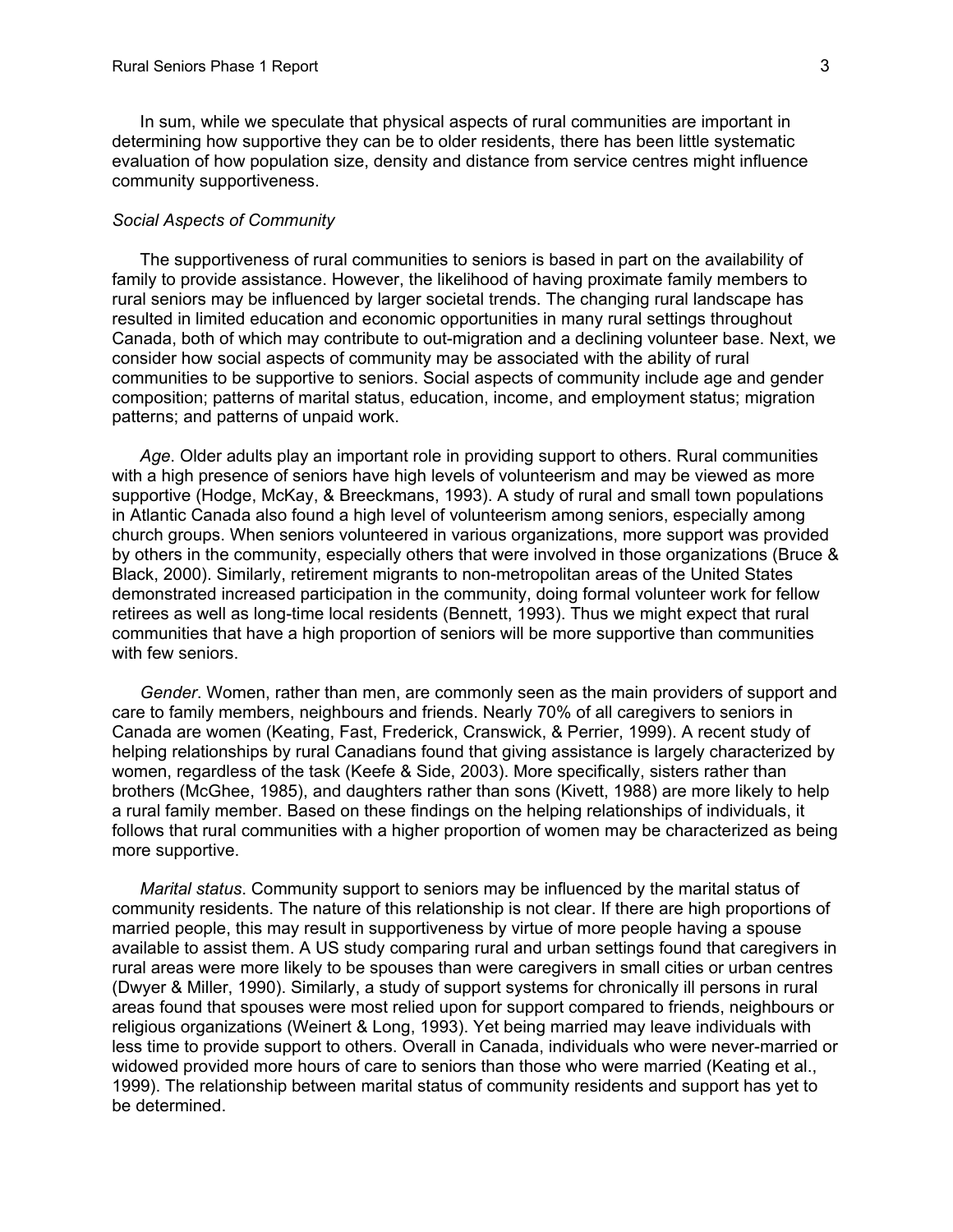In sum, while we speculate that physical aspects of rural communities are important in determining how supportive they can be to older residents, there has been little systematic evaluation of how population size, density and distance from service centres might influence community supportiveness.

*Social Aspects of Community*

The supportiveness of rural communities to seniors is based in part on the availability of family to provide assistance. However, the likelihood of having proximate family members to rural seniors may be influenced by larger societal trends. The changing rural landscape has resulted in limited education and economic opportunities in many rural settings throughout Canada, both of which may contribute to out-migration and a declining volunteer base. Next, we consider how social aspects of community may be associated with the ability of rural communities to be supportive to seniors. Social aspects of community include age and gender composition; patterns of marital status, education, income, and employment status; migration patterns; and patterns of unpaid work.

*Age*. Older adults play an important role in providing support to others. Rural communities with a high presence of seniors have high levels of volunteerism and may be viewed as more supportive (Hodge, McKay, & Breeckmans, 1993). A study of rural and small town populations in Atlantic Canada also found a high level of volunteerism among seniors, especially among church groups. When seniors volunteered in various organizations, more support was provided by others in the community, especially others that were involved in those organizations (Bruce & Black, 2000). Similarly, retirement migrants to non-metropolitan areas of the United States demonstrated increased participation in the community, doing formal volunteer work for fellow retirees as well as long-time local residents (Bennett, 1993). Thus we might expect that rural communities that have a high proportion of seniors will be more supportive than communities with few seniors.

*Gender*. Women, rather than men, are commonly seen as the main providers of support and care to family members, neighbours and friends. Nearly 70% of all caregivers to seniors in Canada are women (Keating, Fast, Frederick, Cranswick, & Perrier, 1999). A recent study of helping relationships by rural Canadians found that giving assistance is largely characterized by women, regardless of the task (Keefe & Side, 2003). More specifically, sisters rather than brothers (McGhee, 1985), and daughters rather than sons (Kivett, 1988) are more likely to help a rural family member. Based on these findings on the helping relationships of individuals, it follows that rural communities with a higher proportion of women may be characterized as being more supportive.

*Marital status*. Community support to seniors may be influenced by the marital status of community residents. The nature of this relationship is not clear. If there are high proportions of married people, this may result in supportiveness by virtue of more people having a spouse available to assist them. A US study comparing rural and urban settings found that caregivers in rural areas were more likely to be spouses than were caregivers in small cities or urban centres (Dwyer & Miller, 1990). Similarly, a study of support systems for chronically ill persons in rural areas found that spouses were most relied upon for support compared to friends, neighbours or religious organizations (Weinert & Long, 1993). Yet being married may leave individuals with less time to provide support to others. Overall in Canada, individuals who were never-married or widowed provided more hours of care to seniors than those who were married (Keating et al., 1999). The relationship between marital status of community residents and support has yet to be determined.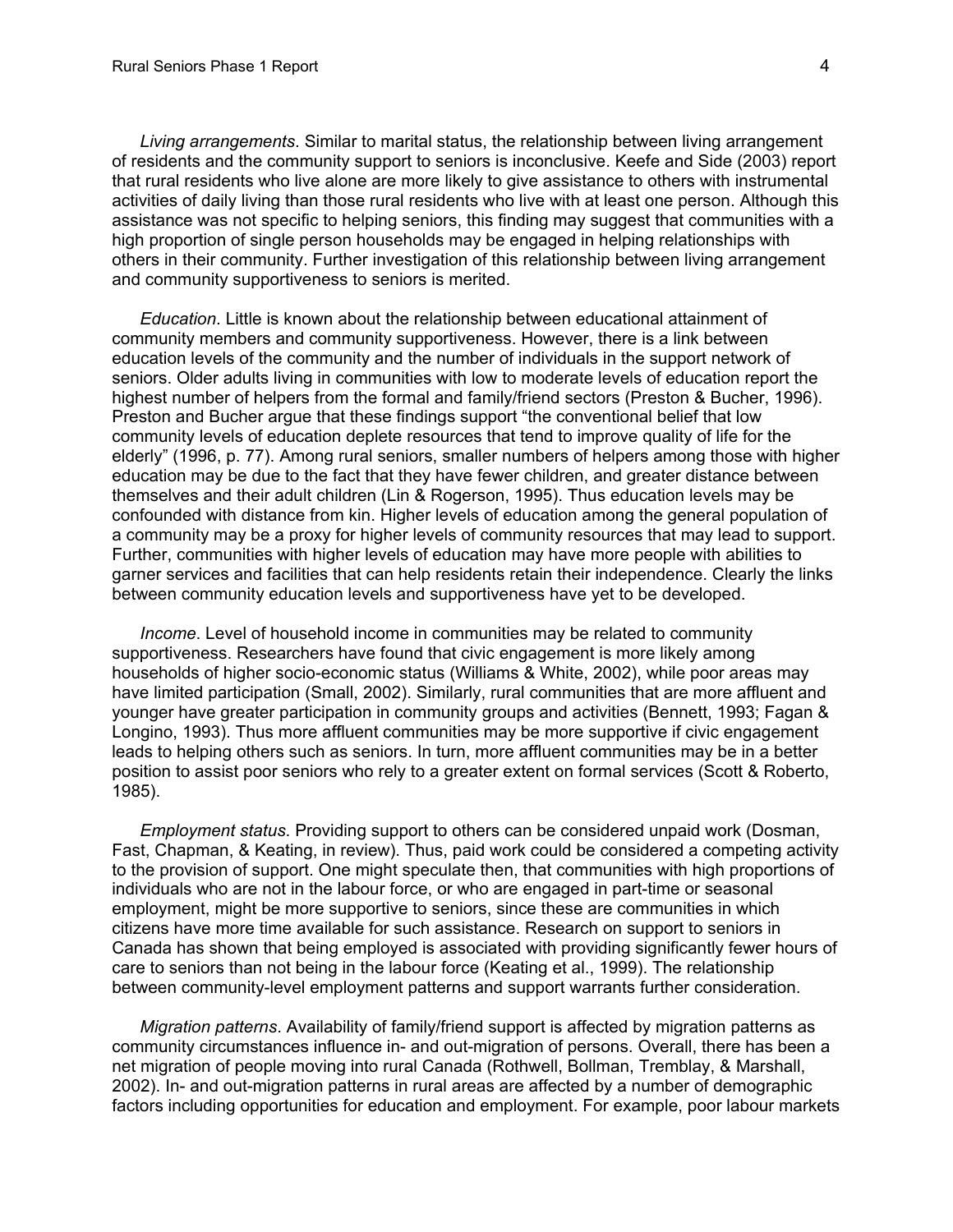*Living arrangements*. Similar to marital status, the relationship between living arrangement of residents and the community support to seniors is inconclusive. Keefe and Side (2003) report that rural residents who live alone are more likely to give assistance to others with instrumental activities of daily living than those rural residents who live with at least one person. Although this assistance was not specific to helping seniors, this finding may suggest that communities with a high proportion of single person households may be engaged in helping relationships with others in their community. Further investigation of this relationship between living arrangement and community supportiveness to seniors is merited.

*Education*. Little is known about the relationship between educational attainment of community members and community supportiveness. However, there is a link between education levels of the community and the number of individuals in the support network of seniors. Older adults living in communities with low to moderate levels of education report the highest number of helpers from the formal and family/friend sectors (Preston & Bucher, 1996). Preston and Bucher argue that these findings support "the conventional belief that low community levels of education deplete resources that tend to improve quality of life for the elderly" (1996, p. 77). Among rural seniors, smaller numbers of helpers among those with higher education may be due to the fact that they have fewer children, and greater distance between themselves and their adult children (Lin & Rogerson, 1995). Thus education levels may be confounded with distance from kin. Higher levels of education among the general population of a community may be a proxy for higher levels of community resources that may lead to support. Further, communities with higher levels of education may have more people with abilities to garner services and facilities that can help residents retain their independence. Clearly the links between community education levels and supportiveness have yet to be developed.

*Income*. Level of household income in communities may be related to community supportiveness. Researchers have found that civic engagement is more likely among households of higher socio-economic status (Williams & White, 2002), while poor areas may have limited participation (Small, 2002). Similarly, rural communities that are more affluent and younger have greater participation in community groups and activities (Bennett, 1993; Fagan & Longino, 1993). Thus more affluent communities may be more supportive if civic engagement leads to helping others such as seniors. In turn, more affluent communities may be in a better position to assist poor seniors who rely to a greater extent on formal services (Scott & Roberto, 1985).

*Employment status*. Providing support to others can be considered unpaid work (Dosman, Fast, Chapman, & Keating, in review). Thus, paid work could be considered a competing activity to the provision of support. One might speculate then, that communities with high proportions of individuals who are not in the labour force, or who are engaged in part-time or seasonal employment, might be more supportive to seniors, since these are communities in which citizens have more time available for such assistance. Research on support to seniors in Canada has shown that being employed is associated with providing significantly fewer hours of care to seniors than not being in the labour force (Keating et al., 1999). The relationship between community-level employment patterns and support warrants further consideration.

*Migration patterns*. Availability of family/friend support is affected by migration patterns as community circumstances influence in- and out-migration of persons. Overall, there has been a net migration of people moving into rural Canada (Rothwell, Bollman, Tremblay, & Marshall, 2002). In- and out-migration patterns in rural areas are affected by a number of demographic factors including opportunities for education and employment. For example, poor labour markets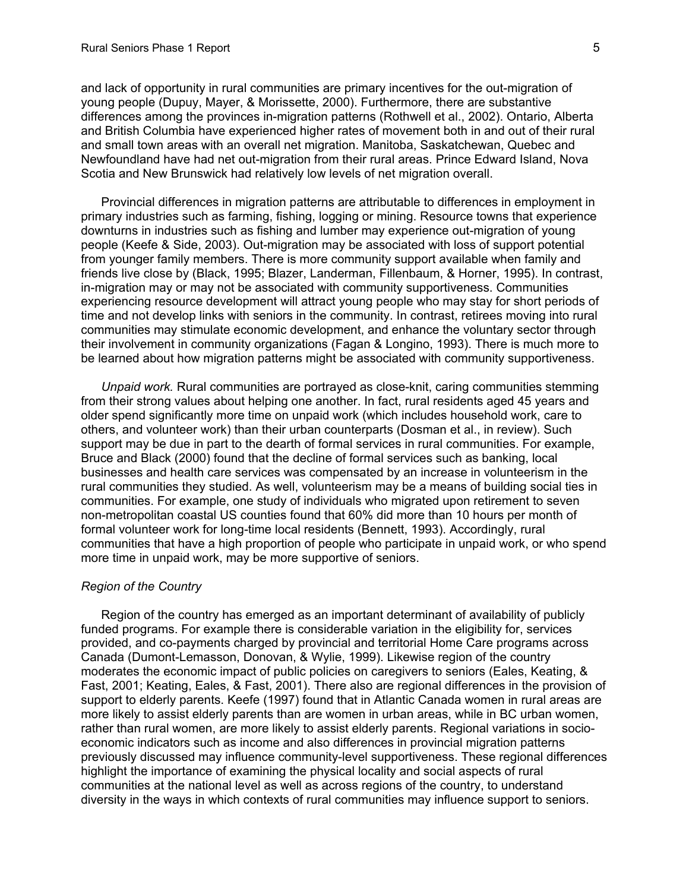and lack of opportunity in rural communities are primary incentives for the out-migration of young people (Dupuy, Mayer, & Morissette, 2000). Furthermore, there are substantive differences among the provinces in-migration patterns (Rothwell et al., 2002). Ontario, Alberta and British Columbia have experienced higher rates of movement both in and out of their rural and small town areas with an overall net migration. Manitoba, Saskatchewan, Quebec and Newfoundland have had net out-migration from their rural areas. Prince Edward Island, Nova Scotia and New Brunswick had relatively low levels of net migration overall.

Provincial differences in migration patterns are attributable to differences in employment in primary industries such as farming, fishing, logging or mining. Resource towns that experience downturns in industries such as fishing and lumber may experience out-migration of young people (Keefe & Side, 2003). Out-migration may be associated with loss of support potential from younger family members. There is more community support available when family and friends live close by (Black, 1995; Blazer, Landerman, Fillenbaum, & Horner, 1995). In contrast, in-migration may or may not be associated with community supportiveness. Communities experiencing resource development will attract young people who may stay for short periods of time and not develop links with seniors in the community. In contrast, retirees moving into rural communities may stimulate economic development, and enhance the voluntary sector through their involvement in community organizations (Fagan & Longino, 1993). There is much more to be learned about how migration patterns might be associated with community supportiveness.

*Unpaid work.* Rural communities are portrayed as close-knit, caring communities stemming from their strong values about helping one another. In fact, rural residents aged 45 years and older spend significantly more time on unpaid work (which includes household work, care to others, and volunteer work) than their urban counterparts (Dosman et al., in review). Such support may be due in part to the dearth of formal services in rural communities. For example, Bruce and Black (2000) found that the decline of formal services such as banking, local businesses and health care services was compensated by an increase in volunteerism in the rural communities they studied. As well, volunteerism may be a means of building social ties in communities. For example, one study of individuals who migrated upon retirement to seven non-metropolitan coastal US counties found that 60% did more than 10 hours per month of formal volunteer work for long-time local residents (Bennett, 1993). Accordingly, rural communities that have a high proportion of people who participate in unpaid work, or who spend more time in unpaid work, may be more supportive of seniors.

*Region of the Country*

Region of the country has emerged as an important determinant of availability of publicly funded programs. For example there is considerable variation in the eligibility for, services provided, and co-payments charged by provincial and territorial Home Care programs across Canada (Dumont-Lemasson, Donovan, & Wylie, 1999). Likewise region of the country moderates the economic impact of public policies on caregivers to seniors (Eales, Keating, & Fast, 2001; Keating, Eales, & Fast, 2001). There also are regional differences in the provision of support to elderly parents. Keefe (1997) found that in Atlantic Canada women in rural areas are more likely to assist elderly parents than are women in urban areas, while in BC urban women, rather than rural women, are more likely to assist elderly parents. Regional variations in socio-economic indicators such as income and also differences in provincial migration patterns previously discussed may influence community-level supportiveness. These regional differences highlight the importance of examining the physical locality and social aspects of rural communities at the national level as well as across regions of the country, to understand diversity in the ways in which contexts of rural communities may influence support to seniors.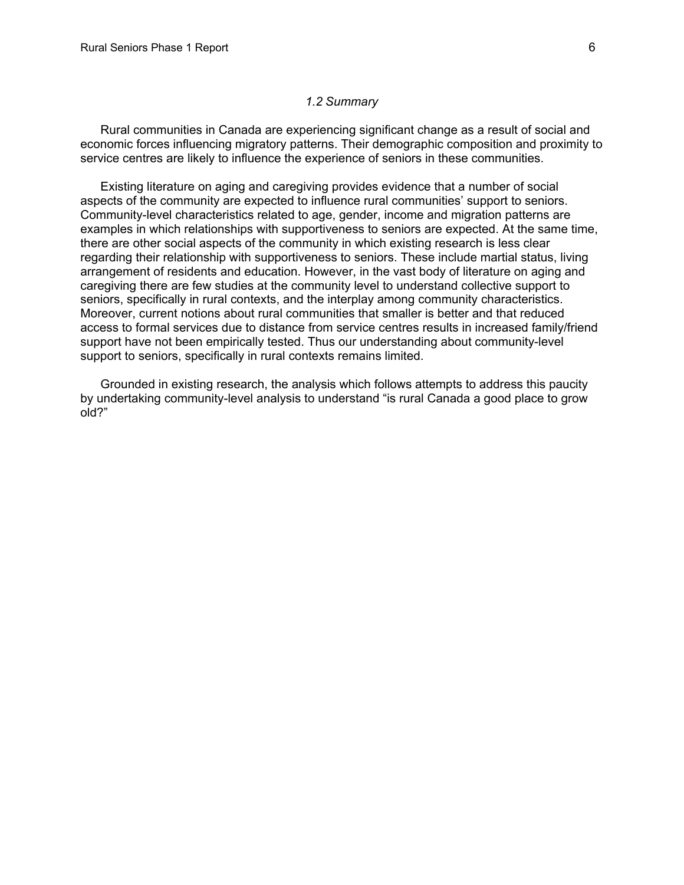### *1.2 Summary*

Rural communities in Canada are experiencing significant change as a result of social and economic forces influencing migratory patterns. Their demographic composition and proximity to service centres are likely to influence the experience of seniors in these communities.

Existing literature on aging and caregiving provides evidence that a number of social aspects of the community are expected to influence rural communities' support to seniors. Community-level characteristics related to age, gender, income and migration patterns are examples in which relationships with supportiveness to seniors are expected. At the same time, there are other social aspects of the community in which existing research is less clear regarding their relationship with supportiveness to seniors. These include martial status, living arrangement of residents and education. However, in the vast body of literature on aging and caregiving there are few studies at the community level to understand collective support to seniors, specifically in rural contexts, and the interplay among community characteristics. Moreover, current notions about rural communities that smaller is better and that reduced access to formal services due to distance from service centres results in increased family/friend support have not been empirically tested. Thus our understanding about community-level support to seniors, specifically in rural contexts remains limited.

Grounded in existing research, the analysis which follows attempts to address this paucity by undertaking community-level analysis to understand "is rural Canada a good place to grow old?"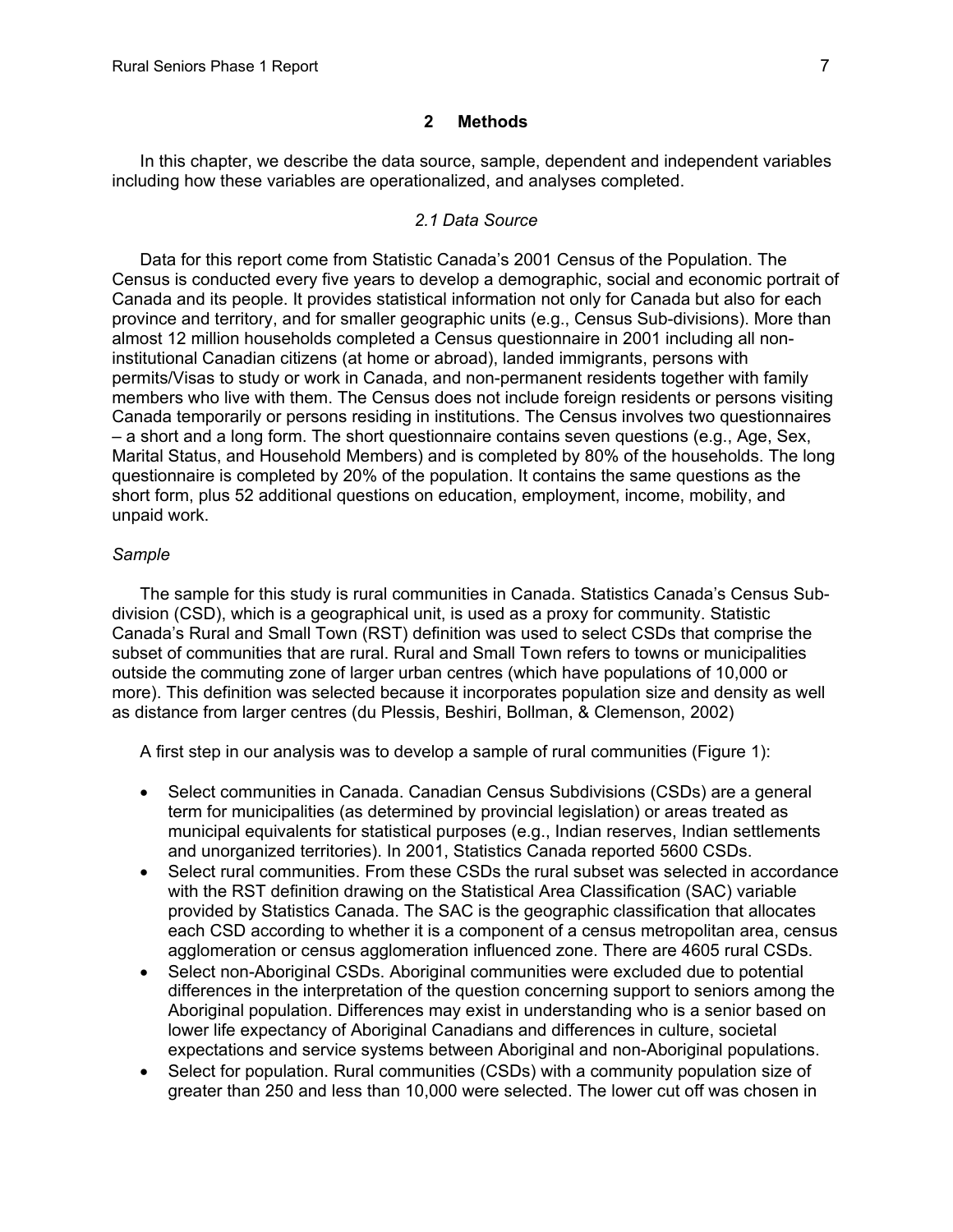## 2 Methods

In this chapter, we describe the data source, sample, dependent and independent variables including how these variables are operationalized, and analyses completed.

### *2.1 Data Source*

Data for this report come from Statistic Canada's 2001 Census of the Population. The Census is conducted every five years to develop a demographic, social and economic portrait of Canada and its people. It provides statistical information not only for Canada but also for each province and territory, and for smaller geographic units (e.g., Census Sub-divisions). More than almost 12 million households completed a Census questionnaire in 2001 including all non-institutional Canadian citizens (at home or abroad), landed immigrants, persons with permits/Visas to study or work in Canada, and non-permanent residents together with family members who live with them. The Census does not include foreign residents or persons visiting Canada temporarily or persons residing in institutions. The Census involves two questionnaires – a short and a long form. The short questionnaire contains seven questions (e.g., Age, Sex, Marital Status, and Household Members) and is completed by 80% of the households. The long questionnaire is completed by 20% of the population. It contains the same questions as the short form, plus 52 additional questions on education, employment, income, mobility, and unpaid work.

*Sample*

The sample for this study is rural communities in Canada. Statistics Canada's Census Sub-division (CSD), which is a geographical unit, is used as a proxy for community. Statistic Canada's Rural and Small Town (RST) definition was used to select CSDs that comprise the subset of communities that are rural. Rural and Small Town refers to towns or municipalities outside the commuting zone of larger urban centres (which have populations of 10,000 or more). This definition was selected because it incorporates population size and density as well as distance from larger centres (du Plessis, Beshiri, Bollman, & Clemenson, 2002)

A first step in our analysis was to develop a sample of rural communities (Figure 1):

- Select communities in Canada. Canadian Census Subdivisions (CSDs) are a general term for municipalities (as determined by provincial legislation) or areas treated as municipal equivalents for statistical purposes (e.g., Indian reserves, Indian settlements and unorganized territories). In 2001, Statistics Canada reported 5600 CSDs.
- Select rural communities. From these CSDs the rural subset was selected in accordance with the RST definition drawing on the Statistical Area Classification (SAC) variable provided by Statistics Canada. The SAC is the geographic classification that allocates each CSD according to whether it is a component of a census metropolitan area, census agglomeration or census agglomeration influenced zone. There are 4605 rural CSDs.
- Select non-Aboriginal CSDs. Aboriginal communities were excluded due to potential differences in the interpretation of the question concerning support to seniors among the Aboriginal population. Differences may exist in understanding who is a senior based on lower life expectancy of Aboriginal Canadians and differences in culture, societal expectations and service systems between Aboriginal and non-Aboriginal populations.
- Select for population. Rural communities (CSDs) with a community population size of greater than 250 and less than 10,000 were selected. The lower cut off was chosen in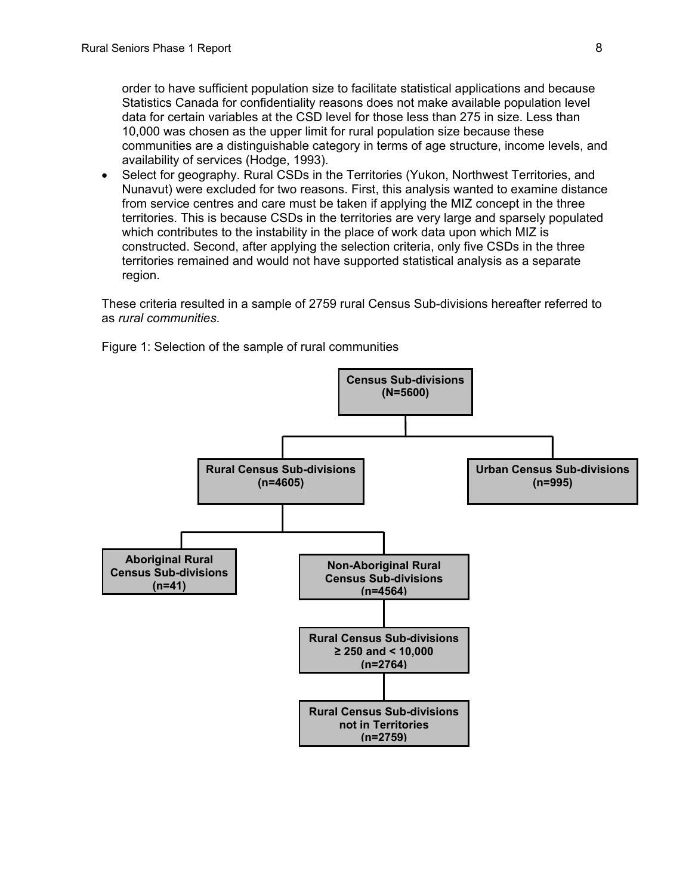order to have sufficient population size to facilitate statistical applications and because Statistics Canada for confidentiality reasons does not make available population level data for certain variables at the CSD level for those less than 275 in size. Less than 10,000 was chosen as the upper limit for rural population size because these communities are a distinguishable category in terms of age structure, income levels, and availability of services (Hodge, 1993).

- Select for geography. Rural CSDs in the Territories (Yukon, Northwest Territories, and Nunavut) were excluded for two reasons. First, this analysis wanted to examine distance from service centres and care must be taken if applying the MIZ concept in the three territories. This is because CSDs in the territories are very large and sparsely populated which contributes to the instability in the place of work data upon which MIZ is constructed. Second, after applying the selection criteria, only five CSDs in the three territories remained and would not have supported statistical analysis as a separate region.

These criteria resulted in a sample of 2759 rural Census Sub-divisions hereafter referred to as *rural communities*.

Figure 1: Selection of the sample of rural communities

**Census Sub-divisions (N=5600)**
- **Rural Census Sub-divisions (n=4605)**
  - **Aboriginal Rural Census Sub-divisions (n=41)**
  - **Non-Aboriginal Rural Census Sub-divisions (n=4564)**
    - **Rural Census Sub-divisions ≥ 250 and < 10,000 (n=2764)**
      - **Rural Census Sub-divisions not in Territories (n=2759)**
- **Urban Census Sub-divisions (n=995)**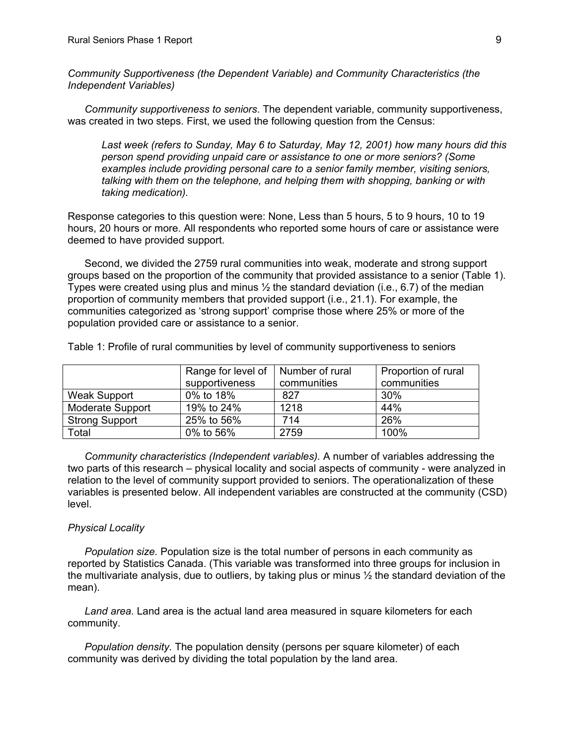*Community Supportiveness (the Dependent Variable) and Community Characteristics (the Independent Variables)*

*Community supportiveness to seniors*. The dependent variable, community supportiveness, was created in two steps. First, we used the following question from the Census:

> *Last week (refers to Sunday, May 6 to Saturday, May 12, 2001) how many hours did this person spend providing unpaid care or assistance to one or more seniors? (Some examples include providing personal care to a senior family member, visiting seniors, talking with them on the telephone, and helping them with shopping, banking or with taking medication).*

Response categories to this question were: None, Less than 5 hours, 5 to 9 hours, 10 to 19 hours, 20 hours or more. All respondents who reported some hours of care or assistance were deemed to have provided support.

Second, we divided the 2759 rural communities into weak, moderate and strong support groups based on the proportion of the community that provided assistance to a senior (Table 1). Types were created using plus and minus ½ the standard deviation (i.e., 6.7) of the median proportion of community members that provided support (i.e., 21.1). For example, the communities categorized as 'strong support' comprise those where 25% or more of the population provided care or assistance to a senior.

Table 1: Profile of rural communities by level of community supportiveness to seniors

| | Range for level of supportiveness | Number of rural communities | Proportion of rural communities |
|---|---|---|---|
| Weak Support | 0% to 18% | 827 | 30% |
| Moderate Support | 19% to 24% | 1218 | 44% |
| Strong Support | 25% to 56% | 714 | 26% |
| Total | 0% to 56% | 2759 | 100% |

*Community characteristics (Independent variables).* A number of variables addressing the two parts of this research – physical locality and social aspects of community - were analyzed in relation to the level of community support provided to seniors. The operationalization of these variables is presented below. All independent variables are constructed at the community (CSD) level.

*Physical Locality*

*Population size.* Population size is the total number of persons in each community as reported by Statistics Canada. (This variable was transformed into three groups for inclusion in the multivariate analysis, due to outliers, by taking plus or minus ½ the standard deviation of the mean).

*Land area.* Land area is the actual land area measured in square kilometers for each community.

*Population density.* The population density (persons per square kilometer) of each community was derived by dividing the total population by the land area.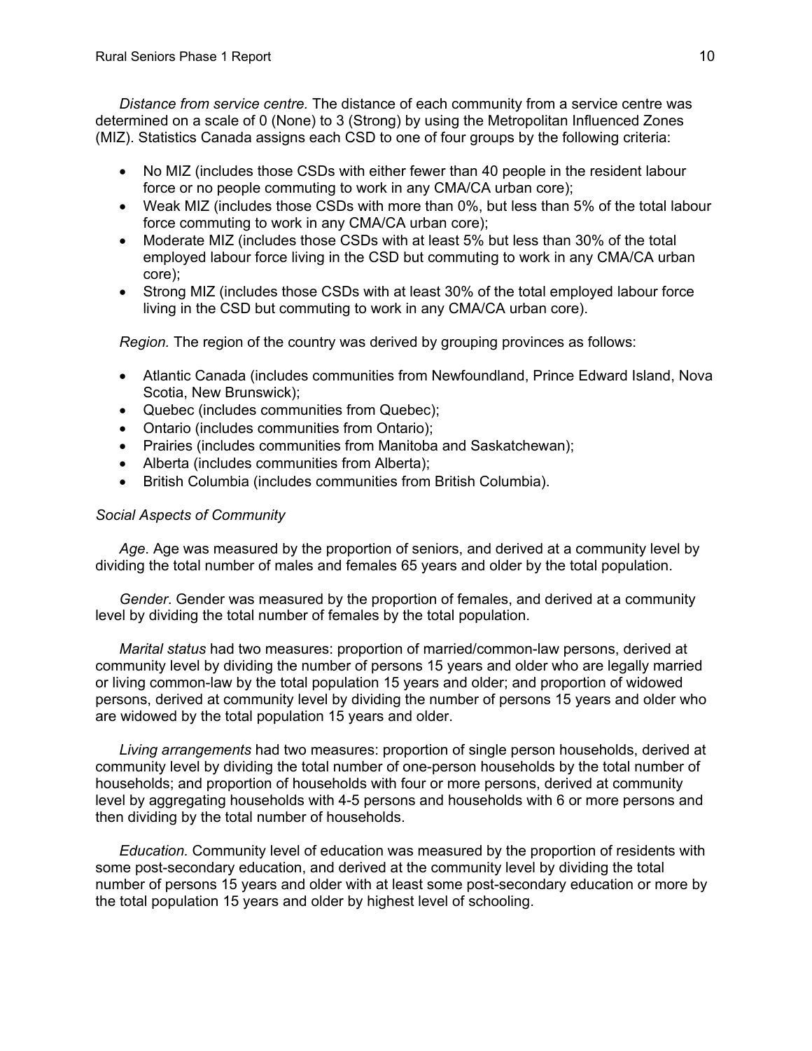*Distance from service centre.* The distance of each community from a service centre was determined on a scale of 0 (None) to 3 (Strong) by using the Metropolitan Influenced Zones (MIZ). Statistics Canada assigns each CSD to one of four groups by the following criteria:

- No MIZ (includes those CSDs with either fewer than 40 people in the resident labour force or no people commuting to work in any CMA/CA urban core);
- Weak MIZ (includes those CSDs with more than 0%, but less than 5% of the total labour force commuting to work in any CMA/CA urban core);
- Moderate MIZ (includes those CSDs with at least 5% but less than 30% of the total employed labour force living in the CSD but commuting to work in any CMA/CA urban core);
- Strong MIZ (includes those CSDs with at least 30% of the total employed labour force living in the CSD but commuting to work in any CMA/CA urban core).

*Region.* The region of the country was derived by grouping provinces as follows:

- Atlantic Canada (includes communities from Newfoundland, Prince Edward Island, Nova Scotia, New Brunswick);
- Quebec (includes communities from Quebec);
- Ontario (includes communities from Ontario);
- Prairies (includes communities from Manitoba and Saskatchewan);
- Alberta (includes communities from Alberta);
- British Columbia (includes communities from British Columbia).

*Social Aspects of Community*

*Age*. Age was measured by the proportion of seniors, and derived at a community level by dividing the total number of males and females 65 years and older by the total population.

*Gender*. Gender was measured by the proportion of females, and derived at a community level by dividing the total number of females by the total population.

*Marital status* had two measures: proportion of married/common-law persons, derived at community level by dividing the number of persons 15 years and older who are legally married or living common-law by the total population 15 years and older; and proportion of widowed persons, derived at community level by dividing the number of persons 15 years and older who are widowed by the total population 15 years and older.

*Living arrangements* had two measures: proportion of single person households, derived at community level by dividing the total number of one-person households by the total number of households; and proportion of households with four or more persons, derived at community level by aggregating households with 4-5 persons and households with 6 or more persons and then dividing by the total number of households.

*Education.* Community level of education was measured by the proportion of residents with some post-secondary education, and derived at the community level by dividing the total number of persons 15 years and older with at least some post-secondary education or more by the total population 15 years and older by highest level of schooling.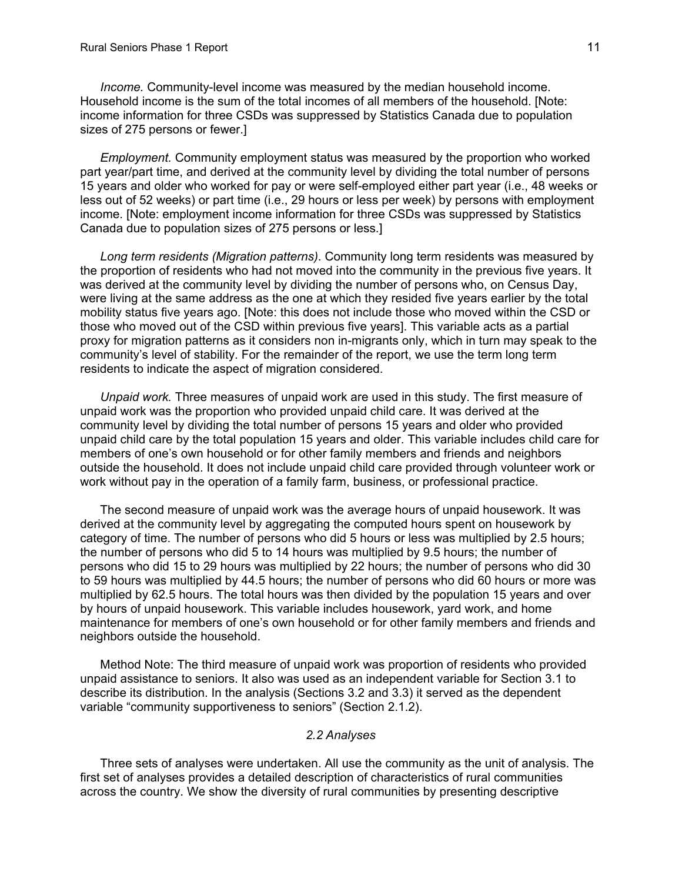*Income.* Community-level income was measured by the median household income. Household income is the sum of the total incomes of all members of the household. [Note: income information for three CSDs was suppressed by Statistics Canada due to population sizes of 275 persons or fewer.]

*Employment.* Community employment status was measured by the proportion who worked part year/part time, and derived at the community level by dividing the total number of persons 15 years and older who worked for pay or were self-employed either part year (i.e., 48 weeks or less out of 52 weeks) or part time (i.e., 29 hours or less per week) by persons with employment income. [Note: employment income information for three CSDs was suppressed by Statistics Canada due to population sizes of 275 persons or less.]

*Long term residents (Migration patterns)*. Community long term residents was measured by the proportion of residents who had not moved into the community in the previous five years. It was derived at the community level by dividing the number of persons who, on Census Day, were living at the same address as the one at which they resided five years earlier by the total mobility status five years ago. [Note: this does not include those who moved within the CSD or those who moved out of the CSD within previous five years]. This variable acts as a partial proxy for migration patterns as it considers non in-migrants only, which in turn may speak to the community's level of stability. For the remainder of the report, we use the term long term residents to indicate the aspect of migration considered.

*Unpaid work.* Three measures of unpaid work are used in this study. The first measure of unpaid work was the proportion who provided unpaid child care. It was derived at the community level by dividing the total number of persons 15 years and older who provided unpaid child care by the total population 15 years and older. This variable includes child care for members of one's own household or for other family members and friends and neighbors outside the household. It does not include unpaid child care provided through volunteer work or work without pay in the operation of a family farm, business, or professional practice.

The second measure of unpaid work was the average hours of unpaid housework. It was derived at the community level by aggregating the computed hours spent on housework by category of time. The number of persons who did 5 hours or less was multiplied by 2.5 hours; the number of persons who did 5 to 14 hours was multiplied by 9.5 hours; the number of persons who did 15 to 29 hours was multiplied by 22 hours; the number of persons who did 30 to 59 hours was multiplied by 44.5 hours; the number of persons who did 60 hours or more was multiplied by 62.5 hours. The total hours was then divided by the population 15 years and over by hours of unpaid housework. This variable includes housework, yard work, and home maintenance for members of one's own household or for other family members and friends and neighbors outside the household.

Method Note: The third measure of unpaid work was proportion of residents who provided unpaid assistance to seniors. It also was used as an independent variable for Section 3.1 to describe its distribution. In the analysis (Sections 3.2 and 3.3) it served as the dependent variable "community supportiveness to seniors" (Section 2.1.2).

### *2.2 Analyses*

Three sets of analyses were undertaken. All use the community as the unit of analysis. The first set of analyses provides a detailed description of characteristics of rural communities across the country. We show the diversity of rural communities by presenting descriptive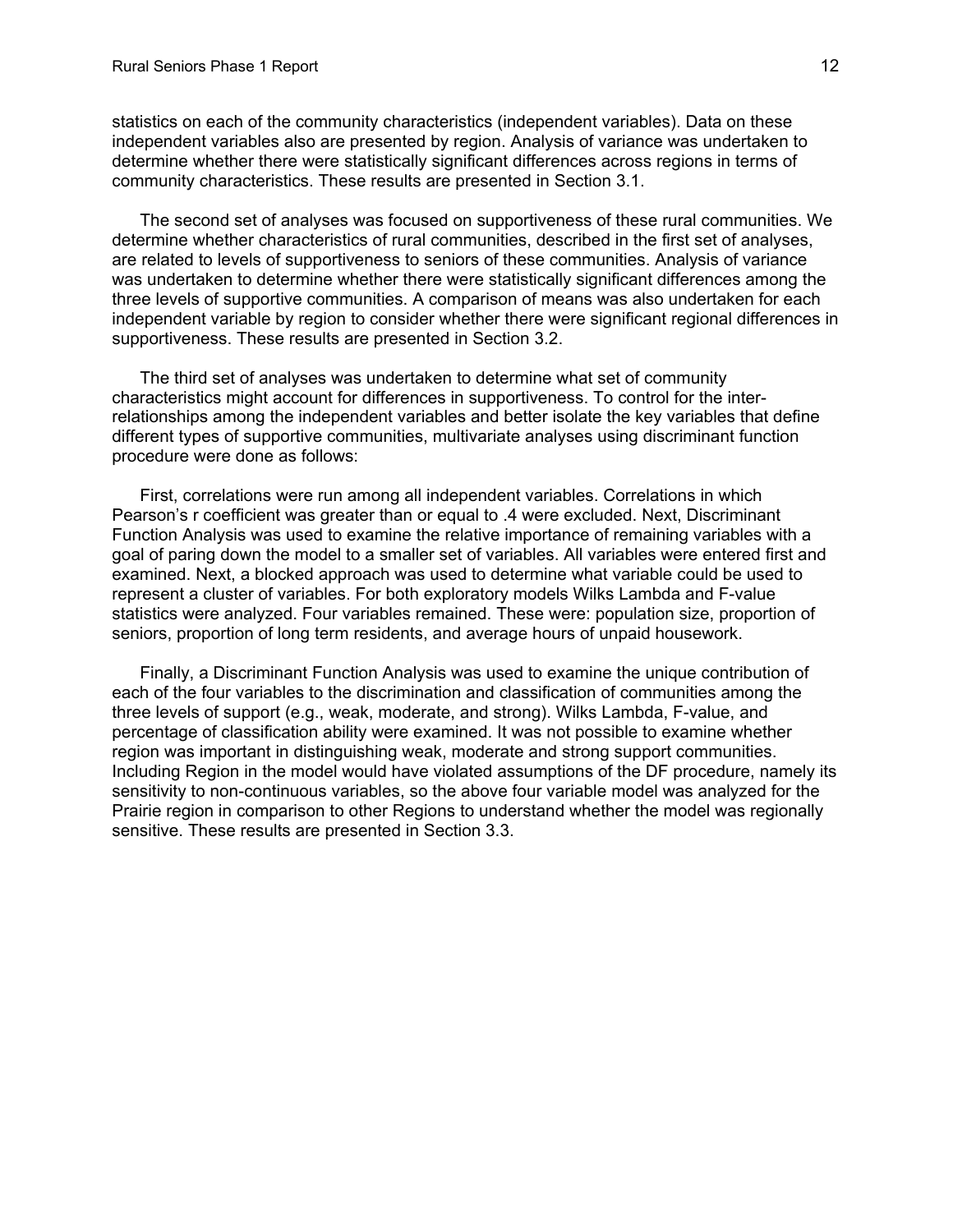statistics on each of the community characteristics (independent variables). Data on these independent variables also are presented by region. Analysis of variance was undertaken to determine whether there were statistically significant differences across regions in terms of community characteristics. These results are presented in Section 3.1.

The second set of analyses was focused on supportiveness of these rural communities. We determine whether characteristics of rural communities, described in the first set of analyses, are related to levels of supportiveness to seniors of these communities. Analysis of variance was undertaken to determine whether there were statistically significant differences among the three levels of supportive communities. A comparison of means was also undertaken for each independent variable by region to consider whether there were significant regional differences in supportiveness. These results are presented in Section 3.2.

The third set of analyses was undertaken to determine what set of community characteristics might account for differences in supportiveness. To control for the inter-relationships among the independent variables and better isolate the key variables that define different types of supportive communities, multivariate analyses using discriminant function procedure were done as follows:

First, correlations were run among all independent variables. Correlations in which Pearson's r coefficient was greater than or equal to .4 were excluded. Next, Discriminant Function Analysis was used to examine the relative importance of remaining variables with a goal of paring down the model to a smaller set of variables. All variables were entered first and examined. Next, a blocked approach was used to determine what variable could be used to represent a cluster of variables. For both exploratory models Wilks Lambda and F-value statistics were analyzed. Four variables remained. These were: population size, proportion of seniors, proportion of long term residents, and average hours of unpaid housework.

Finally, a Discriminant Function Analysis was used to examine the unique contribution of each of the four variables to the discrimination and classification of communities among the three levels of support (e.g., weak, moderate, and strong). Wilks Lambda, F-value, and percentage of classification ability were examined. It was not possible to examine whether region was important in distinguishing weak, moderate and strong support communities. Including Region in the model would have violated assumptions of the DF procedure, namely its sensitivity to non-continuous variables, so the above four variable model was analyzed for the Prairie region in comparison to other Regions to understand whether the model was regionally sensitive. These results are presented in Section 3.3.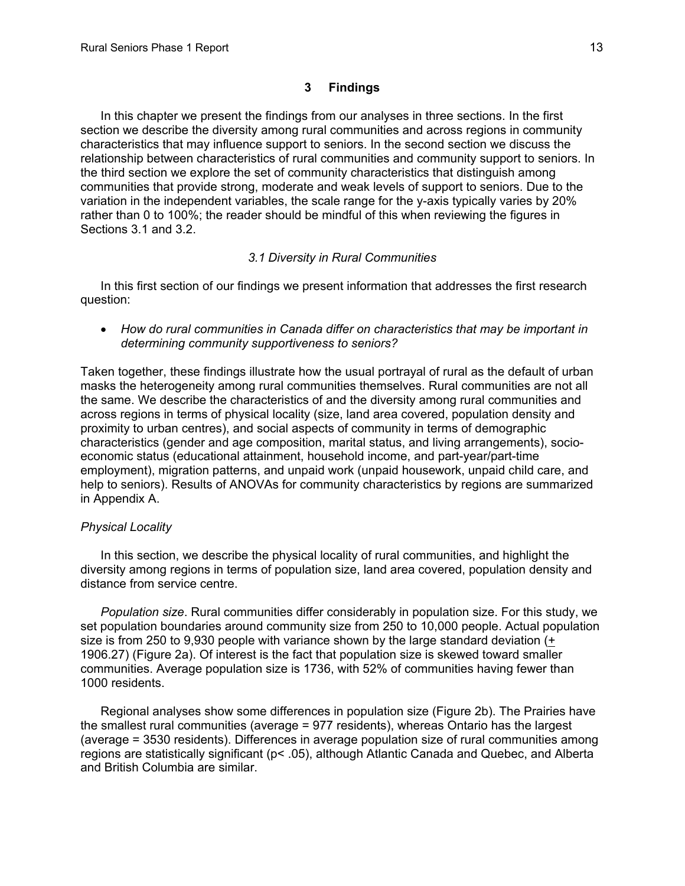## 3 Findings

In this chapter we present the findings from our analyses in three sections. In the first section we describe the diversity among rural communities and across regions in community characteristics that may influence support to seniors. In the second section we discuss the relationship between characteristics of rural communities and community support to seniors. In the third section we explore the set of community characteristics that distinguish among communities that provide strong, moderate and weak levels of support to seniors. Due to the variation in the independent variables, the scale range for the y-axis typically varies by 20% rather than 0 to 100%; the reader should be mindful of this when reviewing the figures in Sections 3.1 and 3.2.

### *3.1 Diversity in Rural Communities*

In this first section of our findings we present information that addresses the first research question:

- *How do rural communities in Canada differ on characteristics that may be important in determining community supportiveness to seniors?*

Taken together, these findings illustrate how the usual portrayal of rural as the default of urban masks the heterogeneity among rural communities themselves. Rural communities are not all the same. We describe the characteristics of and the diversity among rural communities and across regions in terms of physical locality (size, land area covered, population density and proximity to urban centres), and social aspects of community in terms of demographic characteristics (gender and age composition, marital status, and living arrangements), socio-economic status (educational attainment, household income, and part-year/part-time employment), migration patterns, and unpaid work (unpaid housework, unpaid child care, and help to seniors). Results of ANOVAs for community characteristics by regions are summarized in Appendix A.

*Physical Locality*

In this section, we describe the physical locality of rural communities, and highlight the diversity among regions in terms of population size, land area covered, population density and distance from service centre.

*Population size*. Rural communities differ considerably in population size. For this study, we set population boundaries around community size from 250 to 10,000 people. Actual population size is from 250 to 9,930 people with variance shown by the large standard deviation ($\pm$ 1906.27) (Figure 2a). Of interest is the fact that population size is skewed toward smaller communities. Average population size is 1736, with 52% of communities having fewer than 1000 residents.

Regional analyses show some differences in population size (Figure 2b). The Prairies have the smallest rural communities (average = 977 residents), whereas Ontario has the largest (average = 3530 residents). Differences in average population size of rural communities among regions are statistically significant ($p < .05$), although Atlantic Canada and Quebec, and Alberta and British Columbia are similar.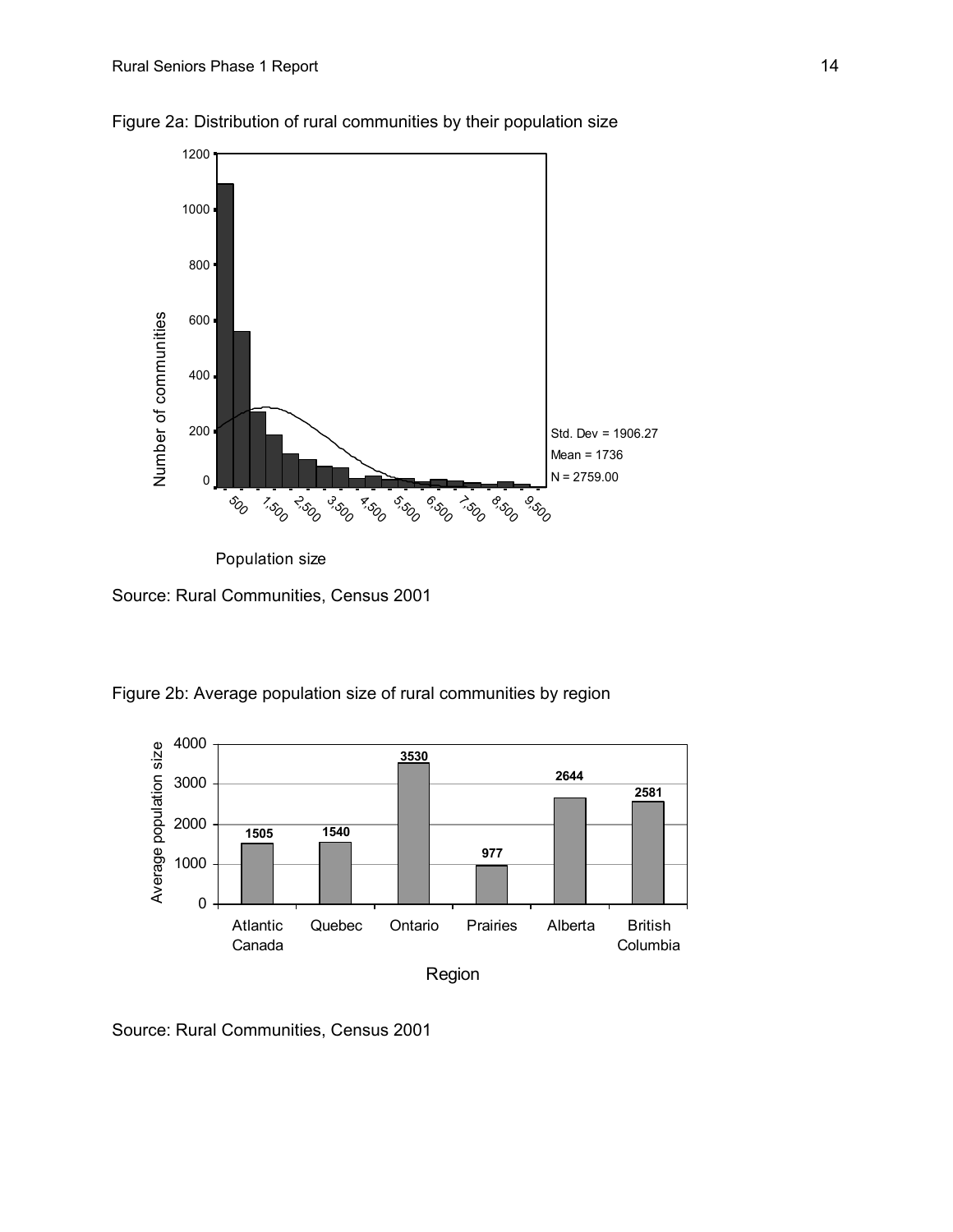Figure 2a: Distribution of rural communities by their population size

Source: Rural Communities, Census 2001

Figure 2b: Average population size of rural communities by region

Source: Rural Communities, Census 2001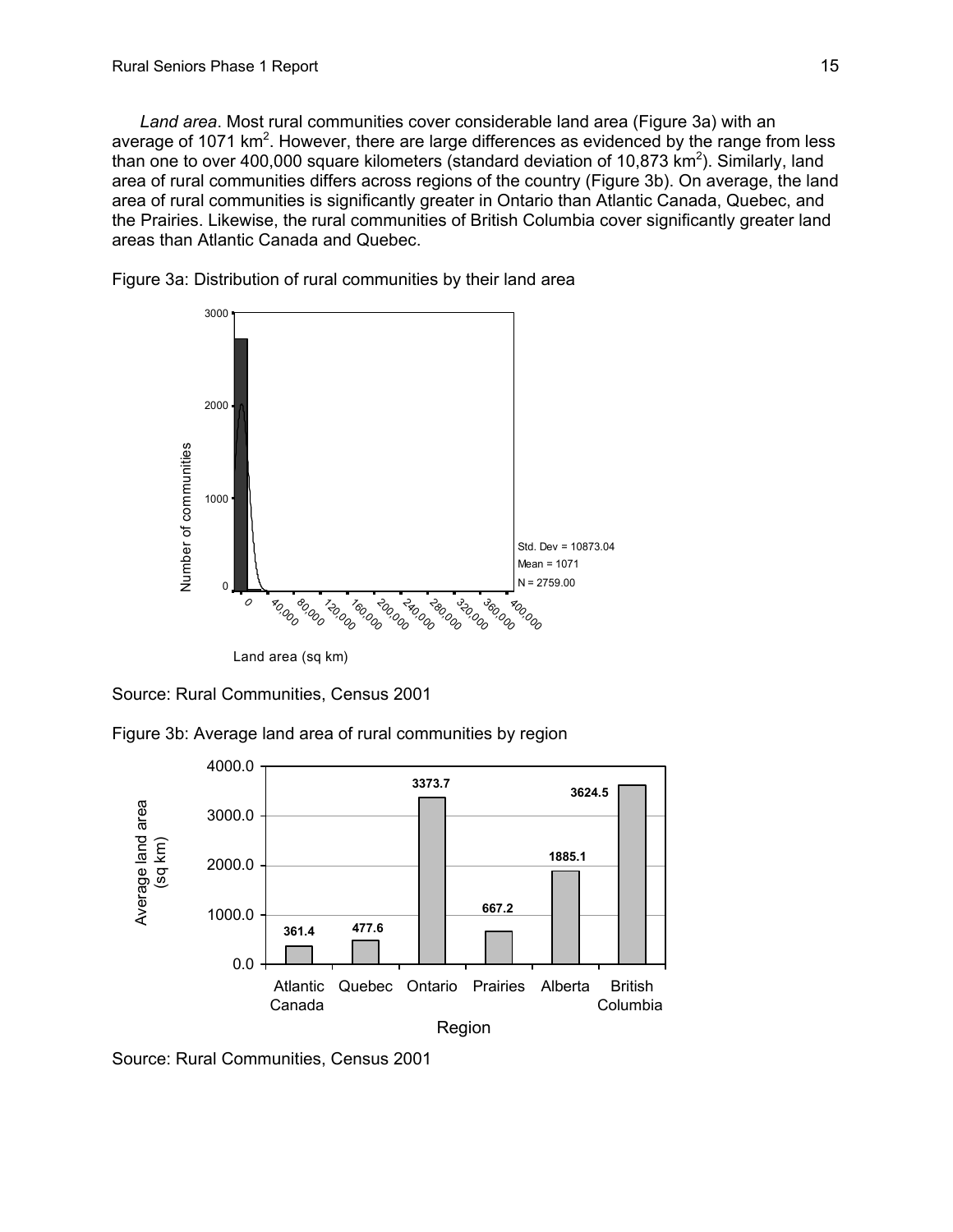*Land area*. Most rural communities cover considerable land area (Figure 3a) with an average of 1071 km$^2$. However, there are large differences as evidenced by the range from less than one to over 400,000 square kilometers (standard deviation of 10,873 km$^2$). Similarly, land area of rural communities differs across regions of the country (Figure 3b). On average, the land area of rural communities is significantly greater in Ontario than Atlantic Canada, Quebec, and the Prairies. Likewise, the rural communities of British Columbia cover significantly greater land areas than Atlantic Canada and Quebec.

Figure 3a: Distribution of rural communities by their land area

Source: Rural Communities, Census 2001

Figure 3b: Average land area of rural communities by region

| Region | Average land area (sq km) |
|---|---|
| Atlantic Canada | 361.4 |
| Quebec | 477.6 |
| Ontario | 3373.7 |
| Prairies | 667.2 |
| Alberta | 1885.1 |
| British Columbia | 3624.5 |

Source: Rural Communities, Census 2001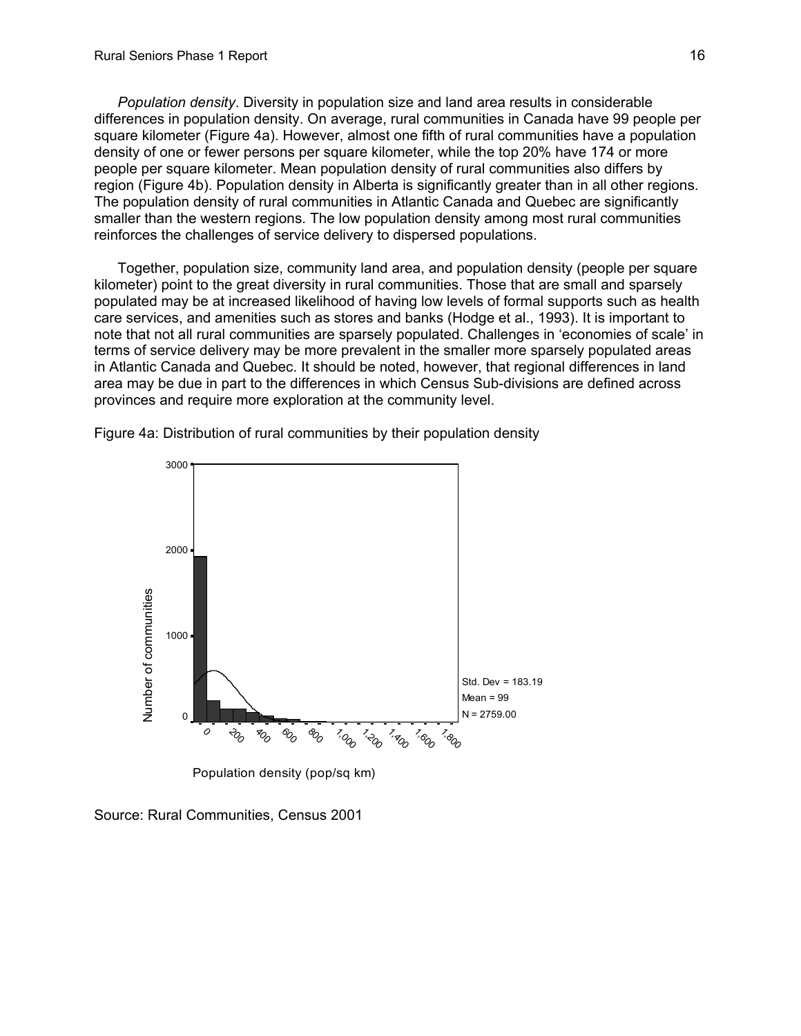*Population density*. Diversity in population size and land area results in considerable differences in population density. On average, rural communities in Canada have 99 people per square kilometer (Figure 4a). However, almost one fifth of rural communities have a population density of one or fewer persons per square kilometer, while the top 20% have 174 or more people per square kilometer. Mean population density of rural communities also differs by region (Figure 4b). Population density in Alberta is significantly greater than in all other regions. The population density of rural communities in Atlantic Canada and Quebec are significantly smaller than the western regions. The low population density among most rural communities reinforces the challenges of service delivery to dispersed populations.

Together, population size, community land area, and population density (people per square kilometer) point to the great diversity in rural communities. Those that are small and sparsely populated may be at increased likelihood of having low levels of formal supports such as health care services, and amenities such as stores and banks (Hodge et al., 1993). It is important to note that not all rural communities are sparsely populated. Challenges in 'economies of scale' in terms of service delivery may be more prevalent in the smaller more sparsely populated areas in Atlantic Canada and Quebec. It should be noted, however, that regional differences in land area may be due in part to the differences in which Census Sub-divisions are defined across provinces and require more exploration at the community level.

Figure 4a: Distribution of rural communities by their population density

Std. Dev = 183.19
Mean = 99
N = 2759.00

Population density (pop/sq km)

Source: Rural Communities, Census 2001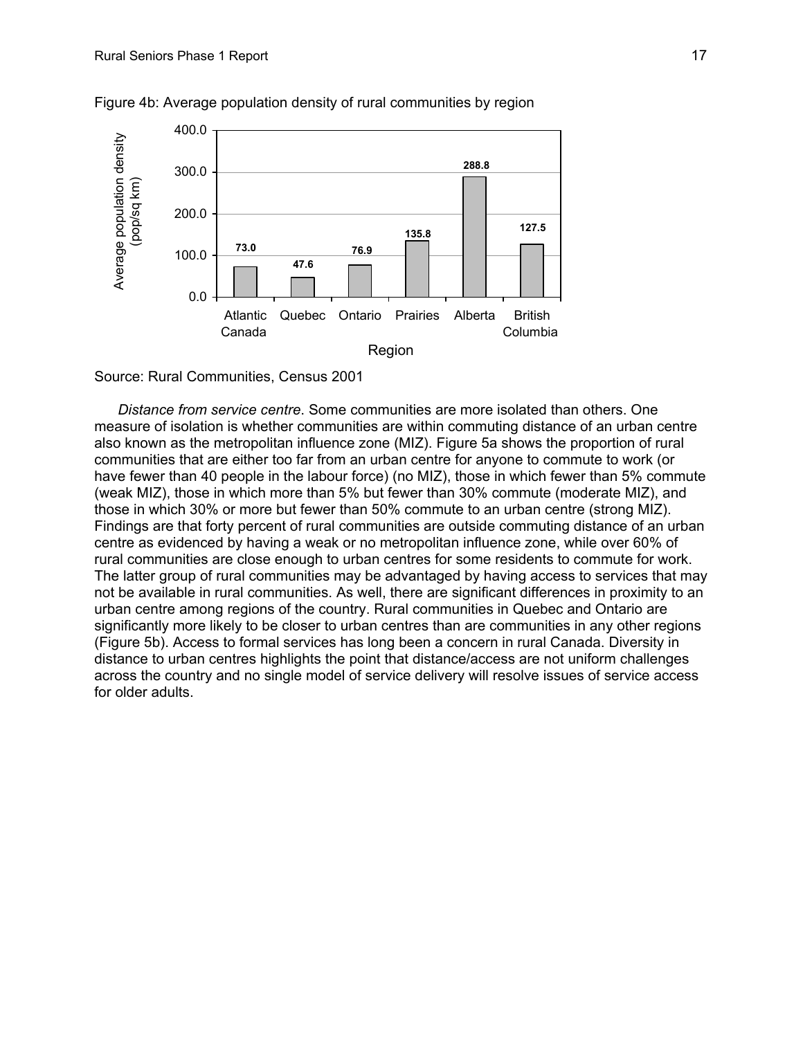Figure 4b: Average population density of rural communities by region

| Region | Average population density (pop/sq km) |
|---|---|
| Atlantic Canada | 73.0 |
| Quebec | 47.6 |
| Ontario | 76.9 |
| Prairies | 135.8 |
| Alberta | 288.8 |
| British Columbia | 127.5 |

Source: Rural Communities, Census 2001

*Distance from service centre*. Some communities are more isolated than others. One measure of isolation is whether communities are within commuting distance of an urban centre also known as the metropolitan influence zone (MIZ). Figure 5a shows the proportion of rural communities that are either too far from an urban centre for anyone to commute to work (or have fewer than 40 people in the labour force) (no MIZ), those in which fewer than 5% commute (weak MIZ), those in which more than 5% but fewer than 30% commute (moderate MIZ), and those in which 30% or more but fewer than 50% commute to an urban centre (strong MIZ). Findings are that forty percent of rural communities are outside commuting distance of an urban centre as evidenced by having a weak or no metropolitan influence zone, while over 60% of rural communities are close enough to urban centres for some residents to commute for work. The latter group of rural communities may be advantaged by having access to services that may not be available in rural communities. As well, there are significant differences in proximity to an urban centre among regions of the country. Rural communities in Quebec and Ontario are significantly more likely to be closer to urban centres than are communities in any other regions (Figure 5b). Access to formal services has long been a concern in rural Canada. Diversity in distance to urban centres highlights the point that distance/access are not uniform challenges across the country and no single model of service delivery will resolve issues of service access for older adults.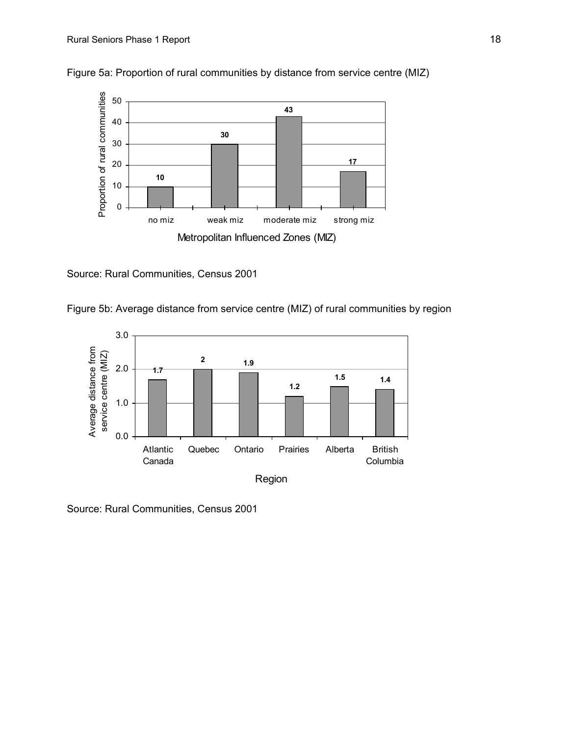Figure 5a: Proportion of rural communities by distance from service centre (MIZ)

| Metropolitan Influenced Zones (MIZ) | Proportion of rural communities |
|---|---|
| no miz | 10 |
| weak miz | 30 |
| moderate miz | 43 |
| strong miz | 17 |

Source: Rural Communities, Census 2001

Figure 5b: Average distance from service centre (MIZ) of rural communities by region

| Region | Average distance from service centre (MIZ) |
|---|---|
| Atlantic Canada | 1.7 |
| Quebec | 2 |
| Ontario | 1.9 |
| Prairies | 1.2 |
| Alberta | 1.5 |
| British Columbia | 1.4 |

Source: Rural Communities, Census 2001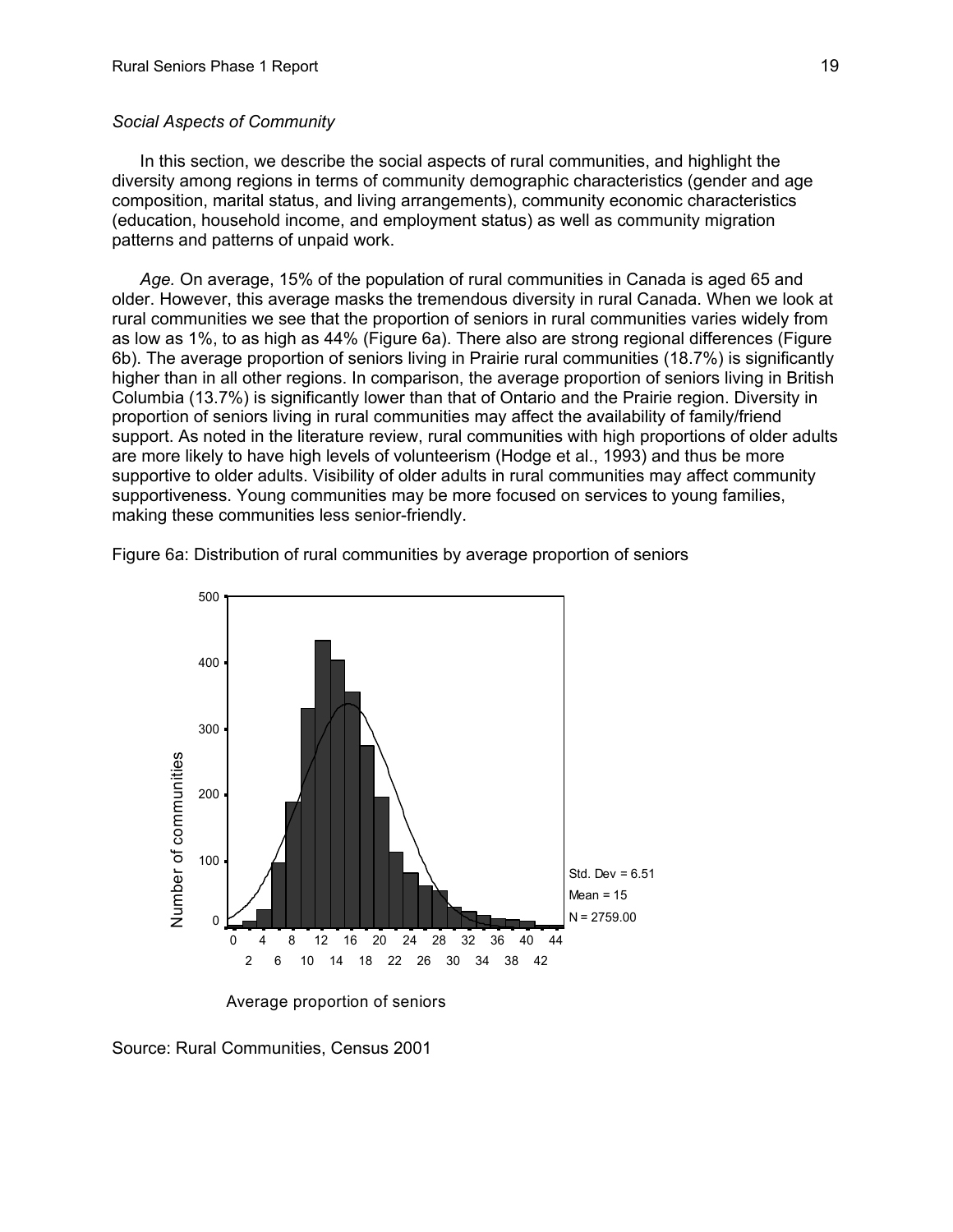*Social Aspects of Community*

In this section, we describe the social aspects of rural communities, and highlight the diversity among regions in terms of community demographic characteristics (gender and age composition, marital status, and living arrangements), community economic characteristics (education, household income, and employment status) as well as community migration patterns and patterns of unpaid work.

*Age.* On average, 15% of the population of rural communities in Canada is aged 65 and older. However, this average masks the tremendous diversity in rural Canada. When we look at rural communities we see that the proportion of seniors in rural communities varies widely from as low as 1%, to as high as 44% (Figure 6a). There also are strong regional differences (Figure 6b). The average proportion of seniors living in Prairie rural communities (18.7%) is significantly higher than in all other regions. In comparison, the average proportion of seniors living in British Columbia (13.7%) is significantly lower than that of Ontario and the Prairie region. Diversity in proportion of seniors living in rural communities may affect the availability of family/friend support. As noted in the literature review, rural communities with high proportions of older adults are more likely to have high levels of volunteerism (Hodge et al., 1993) and thus be more supportive to older adults. Visibility of older adults in rural communities may affect community supportiveness. Young communities may be more focused on services to young families, making these communities less senior-friendly.

Figure 6a: Distribution of rural communities by average proportion of seniors

Std. Dev = 6.51
Mean = 15
N = 2759.00

Source: Rural Communities, Census 2001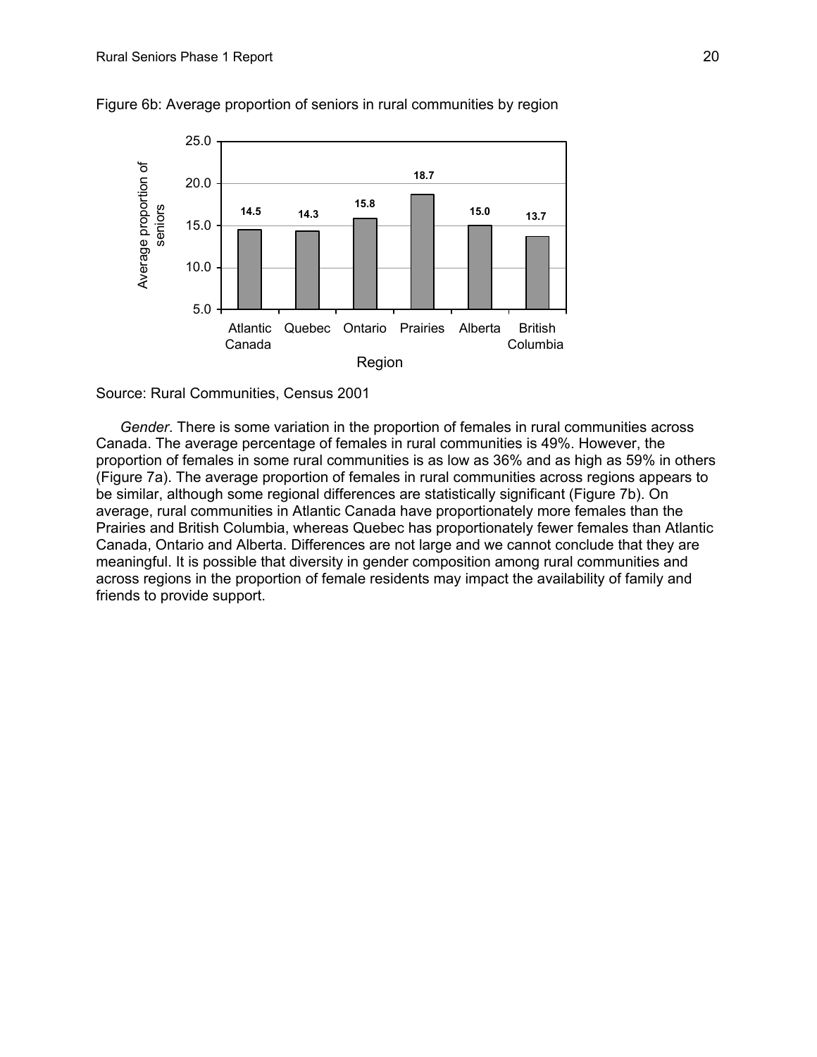Figure 6b: Average proportion of seniors in rural communities by region

| Region | Average proportion of seniors |
| --- | --- |
| Atlantic Canada | 14.5 |
| Quebec | 14.3 |
| Ontario | 15.8 |
| Prairies | 18.7 |
| Alberta | 15.0 |
| British Columbia | 13.7 |

Source: Rural Communities, Census 2001

*Gender*. There is some variation in the proportion of females in rural communities across Canada. The average percentage of females in rural communities is 49%. However, the proportion of females in some rural communities is as low as 36% and as high as 59% in others (Figure 7a). The average proportion of females in rural communities across regions appears to be similar, although some regional differences are statistically significant (Figure 7b). On average, rural communities in Atlantic Canada have proportionately more females than the Prairies and British Columbia, whereas Quebec has proportionately fewer females than Atlantic Canada, Ontario and Alberta. Differences are not large and we cannot conclude that they are meaningful. It is possible that diversity in gender composition among rural communities and across regions in the proportion of female residents may impact the availability of family and friends to provide support.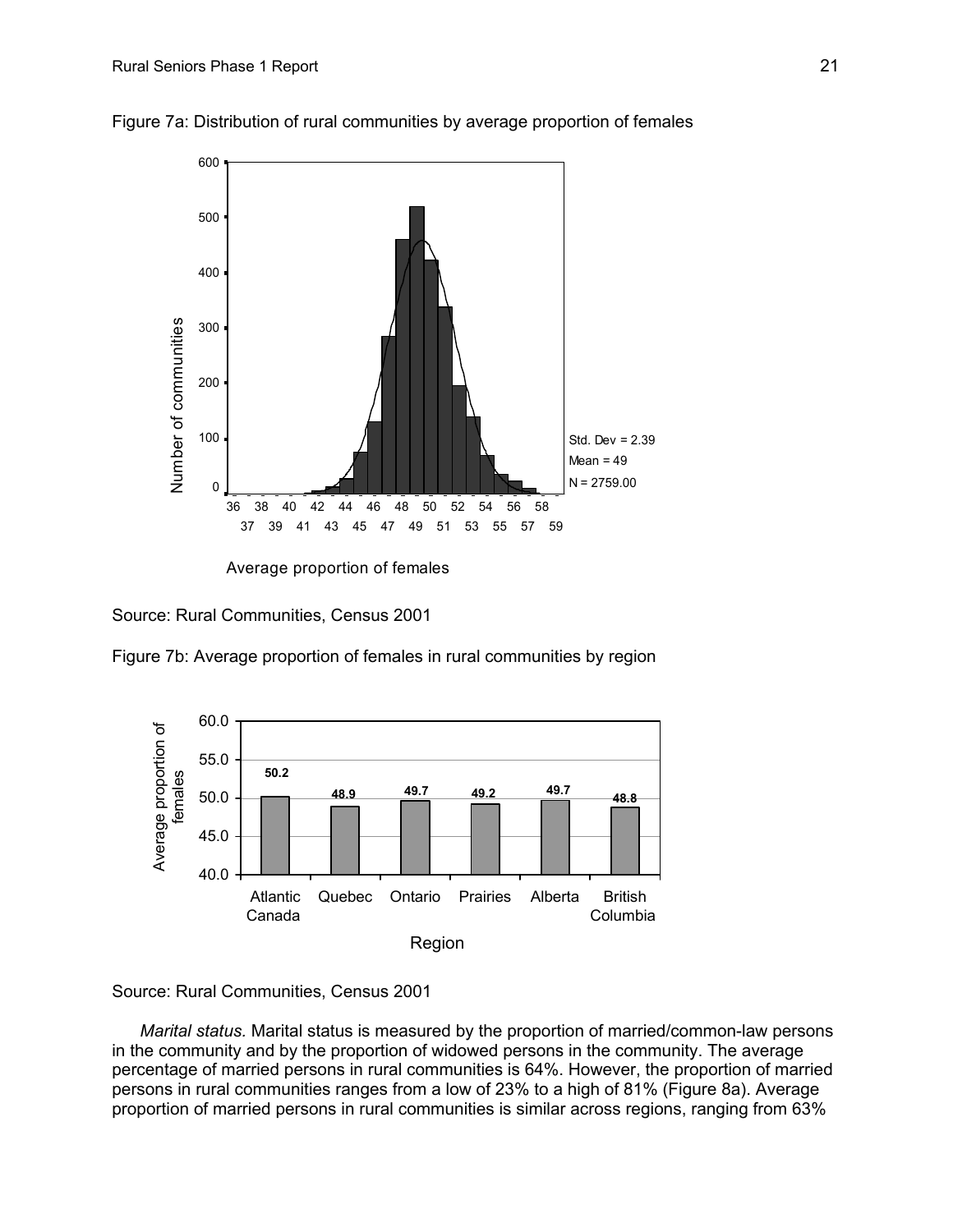Figure 7a: Distribution of rural communities by average proportion of females

Source: Rural Communities, Census 2001

Figure 7b: Average proportion of females in rural communities by region

Source: Rural Communities, Census 2001

*Marital status.* Marital status is measured by the proportion of married/common-law persons in the community and by the proportion of widowed persons in the community. The average percentage of married persons in rural communities is 64%. However, the proportion of married persons in rural communities ranges from a low of 23% to a high of 81% (Figure 8a). Average proportion of married persons in rural communities is similar across regions, ranging from 63%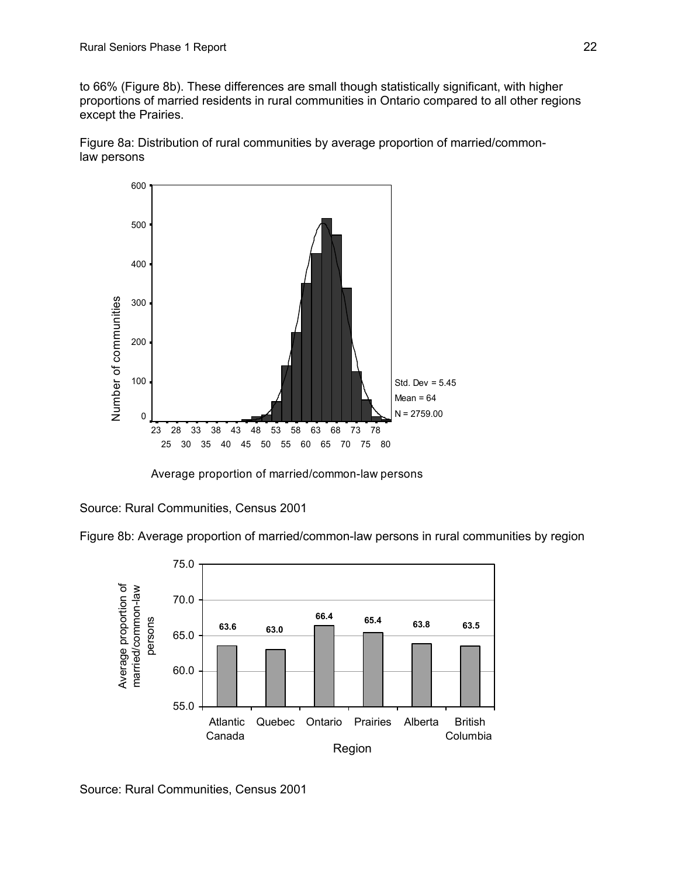to 66% (Figure 8b). These differences are small though statistically significant, with higher proportions of married residents in rural communities in Ontario compared to all other regions except the Prairies.

Figure 8a: Distribution of rural communities by average proportion of married/common-law persons

Source: Rural Communities, Census 2001

Figure 8b: Average proportion of married/common-law persons in rural communities by region

Source: Rural Communities, Census 2001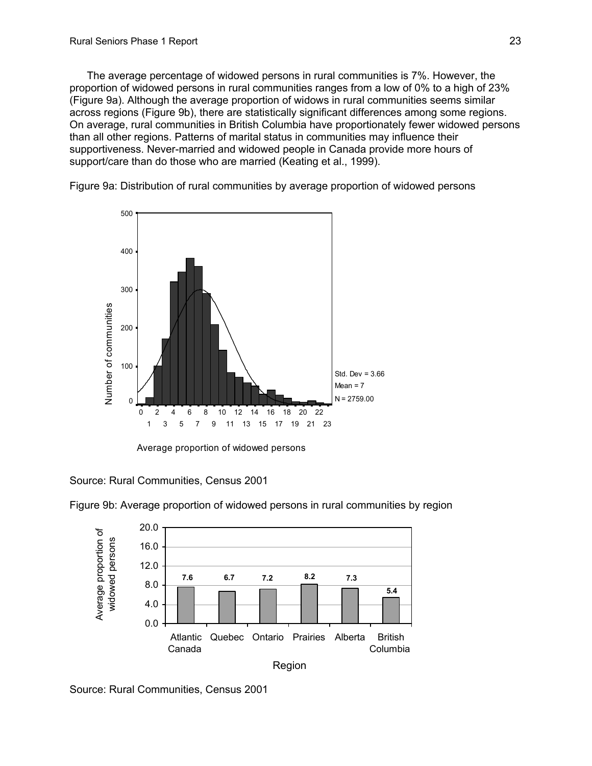The average percentage of widowed persons in rural communities is 7%. However, the proportion of widowed persons in rural communities ranges from a low of 0% to a high of 23% (Figure 9a). Although the average proportion of widows in rural communities seems similar across regions (Figure 9b), there are statistically significant differences among some regions. On average, rural communities in British Columbia have proportionately fewer widowed persons than all other regions. Patterns of marital status in communities may influence their supportiveness. Never-married and widowed people in Canada provide more hours of support/care than do those who are married (Keating et al., 1999).

Figure 9a: Distribution of rural communities by average proportion of widowed persons

Source: Rural Communities, Census 2001

Figure 9b: Average proportion of widowed persons in rural communities by region

| Region | Average proportion of widowed persons |
|---|---|
| Atlantic Canada | 7.6 |
| Quebec | 6.7 |
| Ontario | 7.2 |
| Prairies | 8.2 |
| Alberta | 7.3 |
| British Columbia | 5.4 |

Source: Rural Communities, Census 2001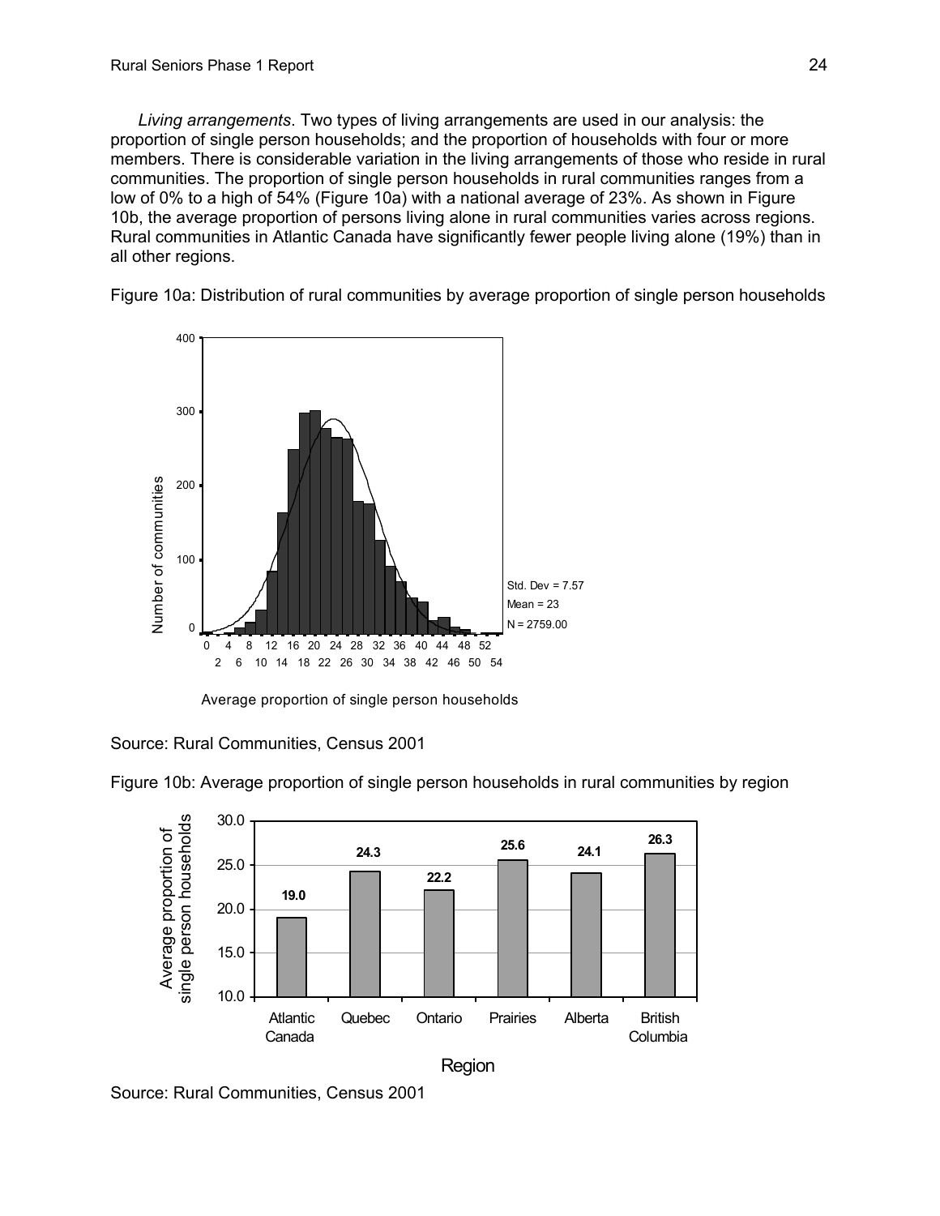*Living arrangements*. Two types of living arrangements are used in our analysis: the proportion of single person households; and the proportion of households with four or more members. There is considerable variation in the living arrangements of those who reside in rural communities. The proportion of single person households in rural communities ranges from a low of 0% to a high of 54% (Figure 10a) with a national average of 23%. As shown in Figure 10b, the average proportion of persons living alone in rural communities varies across regions. Rural communities in Atlantic Canada have significantly fewer people living alone (19%) than in all other regions.

Figure 10a: Distribution of rural communities by average proportion of single person households

Std. Dev = 7.57
Mean = 23
N = 2759.00

Source: Rural Communities, Census 2001

Figure 10b: Average proportion of single person households in rural communities by region

| Region | Average proportion of single person households |
|---|---|
| Atlantic Canada | 19.0 |
| Quebec | 24.3 |
| Ontario | 22.2 |
| Prairies | 25.6 |
| Alberta | 24.1 |
| British Columbia | 26.3 |

Source: Rural Communities, Census 2001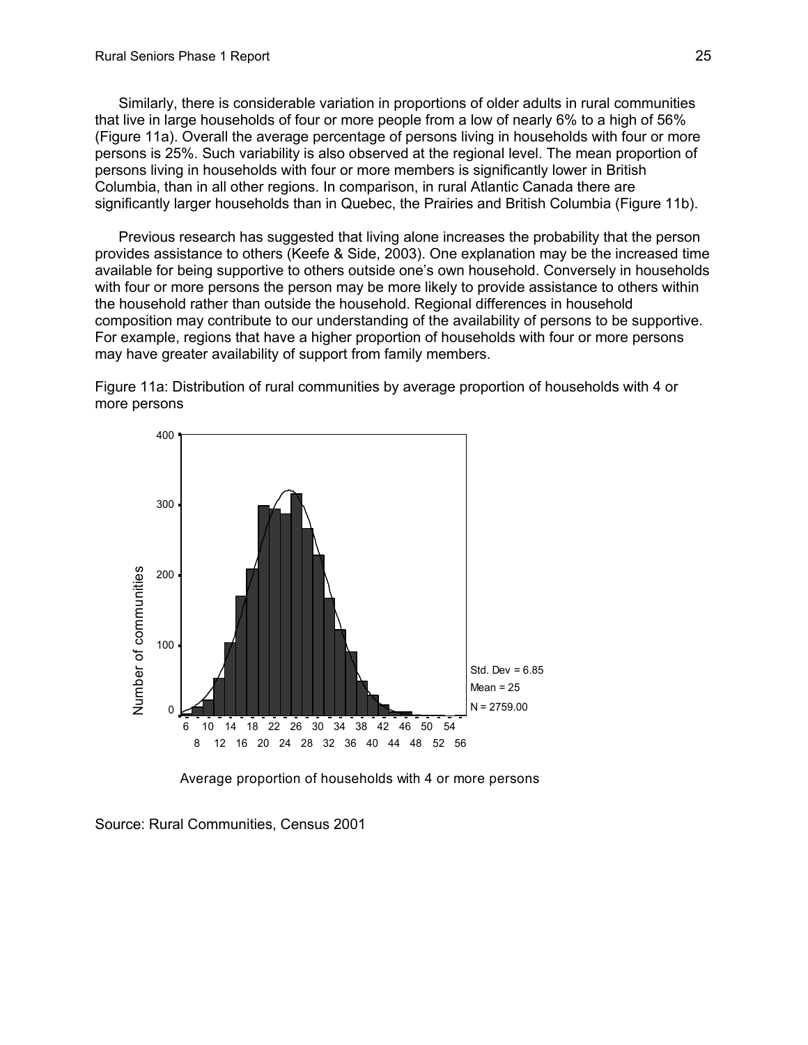Similarly, there is considerable variation in proportions of older adults in rural communities that live in large households of four or more people from a low of nearly 6% to a high of 56% (Figure 11a). Overall the average percentage of persons living in households with four or more persons is 25%. Such variability is also observed at the regional level. The mean proportion of persons living in households with four or more members is significantly lower in British Columbia, than in all other regions. In comparison, in rural Atlantic Canada there are significantly larger households than in Quebec, the Prairies and British Columbia (Figure 11b).

Previous research has suggested that living alone increases the probability that the person provides assistance to others (Keefe & Side, 2003). One explanation may be the increased time available for being supportive to others outside one's own household. Conversely in households with four or more persons the person may be more likely to provide assistance to others within the household rather than outside the household. Regional differences in household composition may contribute to our understanding of the availability of persons to be supportive. For example, regions that have a higher proportion of households with four or more persons may have greater availability of support from family members.

Figure 11a: Distribution of rural communities by average proportion of households with 4 or more persons

Std. Dev = 6.85
Mean = 25
N = 2759.00

Source: Rural Communities, Census 2001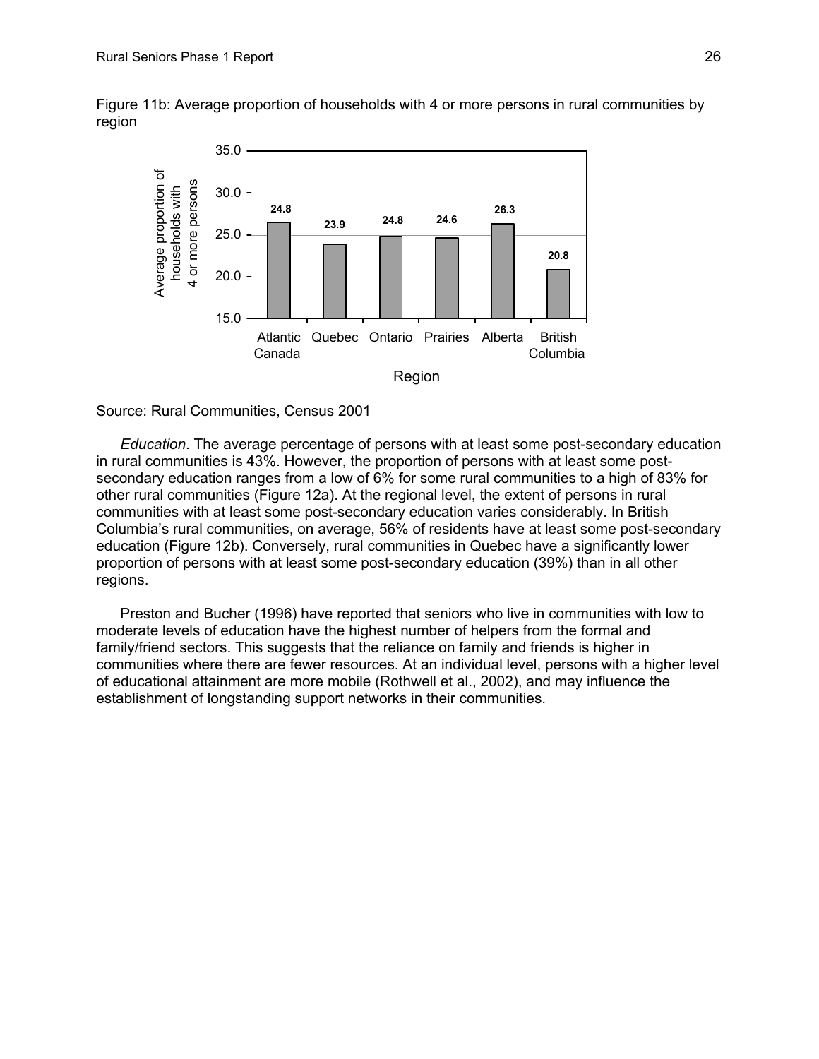Figure 11b: Average proportion of households with 4 or more persons in rural communities by region

| Region | Average proportion of households with 4 or more persons |
|---|---|
| Atlantic Canada | 24.8 |
| Quebec | 23.9 |
| Ontario | 24.8 |
| Prairies | 24.6 |
| Alberta | 26.3 |
| British Columbia | 20.8 |

Source: Rural Communities, Census 2001

*Education*. The average percentage of persons with at least some post-secondary education in rural communities is 43%. However, the proportion of persons with at least some post-secondary education ranges from a low of 6% for some rural communities to a high of 83% for other rural communities (Figure 12a). At the regional level, the extent of persons in rural communities with at least some post-secondary education varies considerably. In British Columbia's rural communities, on average, 56% of residents have at least some post-secondary education (Figure 12b). Conversely, rural communities in Quebec have a significantly lower proportion of persons with at least some post-secondary education (39%) than in all other regions.

Preston and Bucher (1996) have reported that seniors who live in communities with low to moderate levels of education have the highest number of helpers from the formal and family/friend sectors. This suggests that the reliance on family and friends is higher in communities where there are fewer resources. At an individual level, persons with a higher level of educational attainment are more mobile (Rothwell et al., 2002), and may influence the establishment of longstanding support networks in their communities.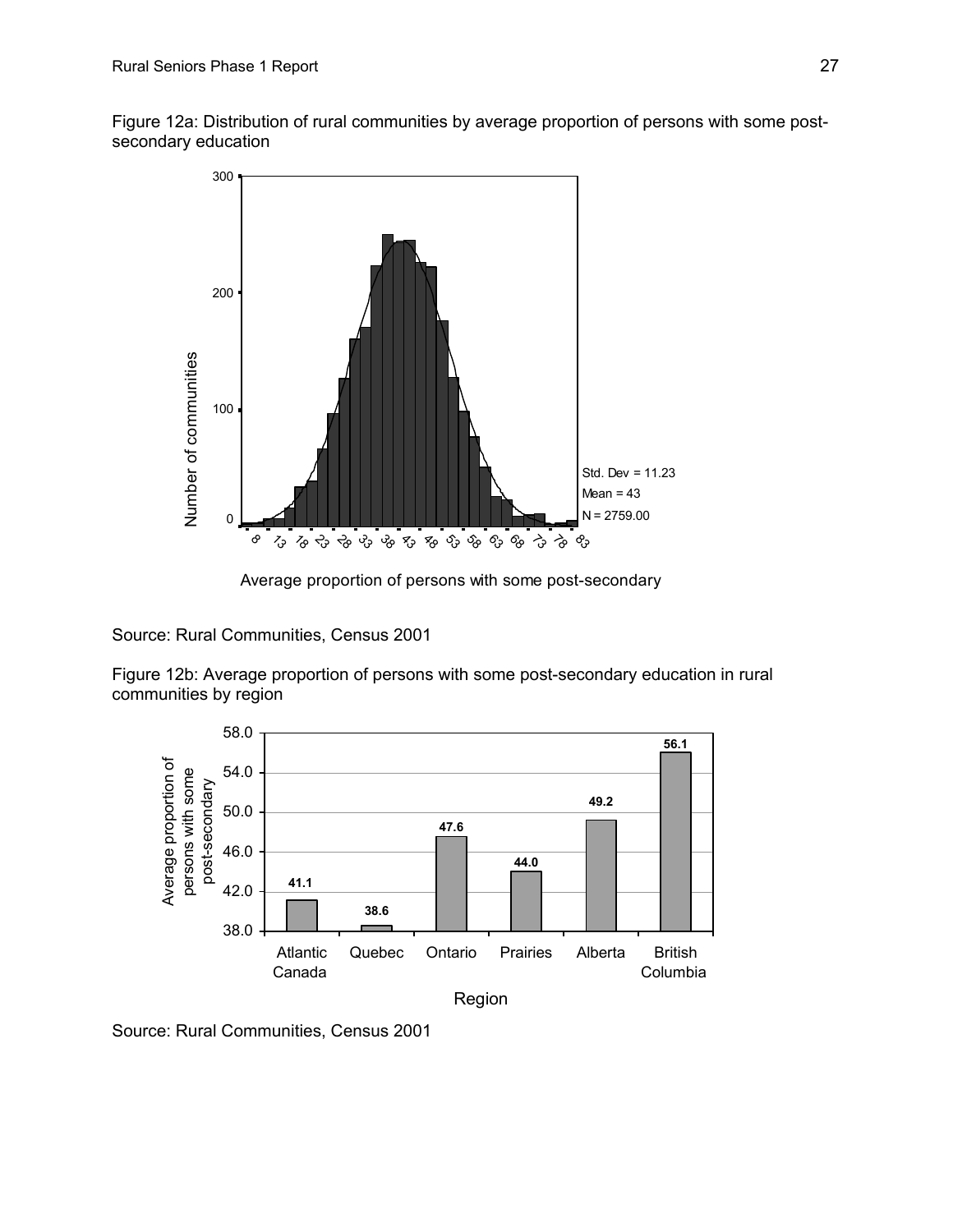Figure 12a: Distribution of rural communities by average proportion of persons with some post-secondary education

Source: Rural Communities, Census 2001

Figure 12b: Average proportion of persons with some post-secondary education in rural communities by region

Source: Rural Communities, Census 2001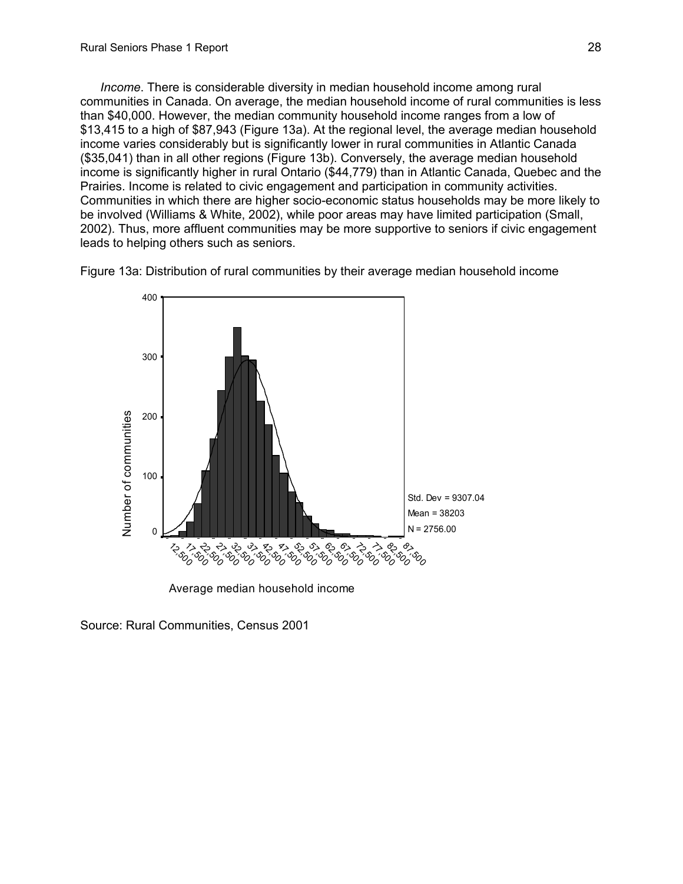*Income*. There is considerable diversity in median household income among rural communities in Canada. On average, the median household income of rural communities is less than $40,000. However, the median community household income ranges from a low of $13,415 to a high of $87,943 (Figure 13a). At the regional level, the average median household income varies considerably but is significantly lower in rural communities in Atlantic Canada ($35,041) than in all other regions (Figure 13b). Conversely, the average median household income is significantly higher in rural Ontario ($44,779) than in Atlantic Canada, Quebec and the Prairies. Income is related to civic engagement and participation in community activities. Communities in which there are higher socio-economic status households may be more likely to be involved (Williams & White, 2002), while poor areas may have limited participation (Small, 2002). Thus, more affluent communities may be more supportive to seniors if civic engagement leads to helping others such as seniors.

Figure 13a: Distribution of rural communities by their average median household income

Std. Dev = 9307.04
Mean = 38203
N = 2756.00

Source: Rural Communities, Census 2001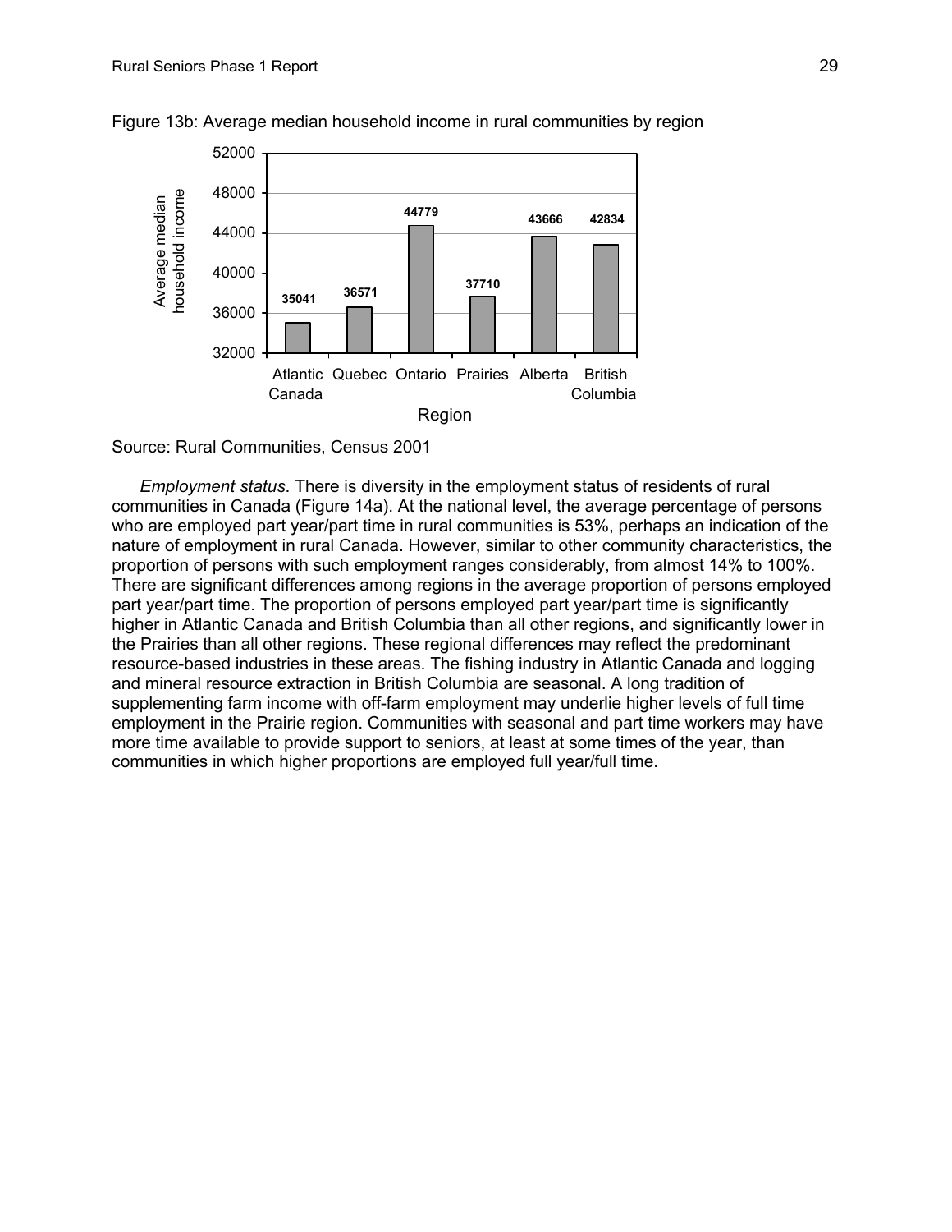Figure 13b: Average median household income in rural communities by region

| Region | Average median household income |
| --- | --- |
| Atlantic Canada | 35041 |
| Quebec | 36571 |
| Ontario | 44779 |
| Prairies | 37710 |
| Alberta | 43666 |
| British Columbia | 42834 |

Source: Rural Communities, Census 2001

*Employment status.* There is diversity in the employment status of residents of rural communities in Canada (Figure 14a). At the national level, the average percentage of persons who are employed part year/part time in rural communities is 53%, perhaps an indication of the nature of employment in rural Canada. However, similar to other community characteristics, the proportion of persons with such employment ranges considerably, from almost 14% to 100%. There are significant differences among regions in the average proportion of persons employed part year/part time. The proportion of persons employed part year/part time is significantly higher in Atlantic Canada and British Columbia than all other regions, and significantly lower in the Prairies than all other regions. These regional differences may reflect the predominant resource-based industries in these areas. The fishing industry in Atlantic Canada and logging and mineral resource extraction in British Columbia are seasonal. A long tradition of supplementing farm income with off-farm employment may underlie higher levels of full time employment in the Prairie region. Communities with seasonal and part time workers may have more time available to provide support to seniors, at least at some times of the year, than communities in which higher proportions are employed full year/full time.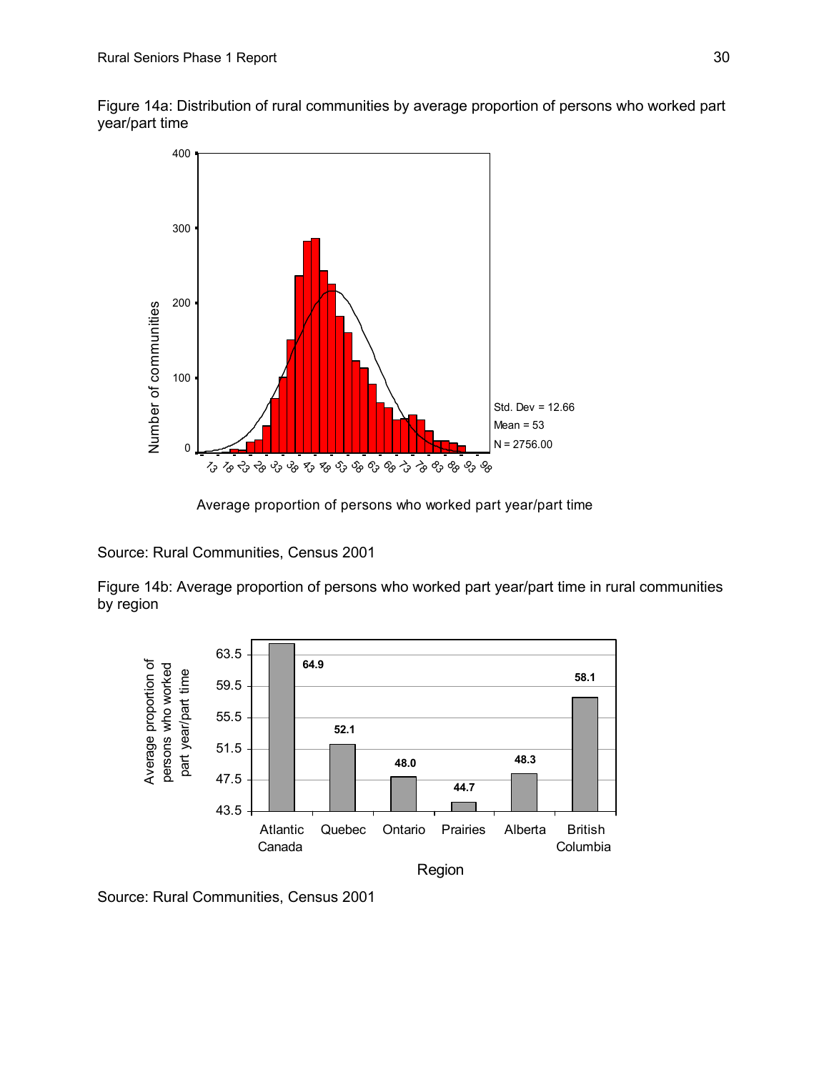Figure 14a: Distribution of rural communities by average proportion of persons who worked part year/part time

Source: Rural Communities, Census 2001

Figure 14b: Average proportion of persons who worked part year/part time in rural communities by region

Source: Rural Communities, Census 2001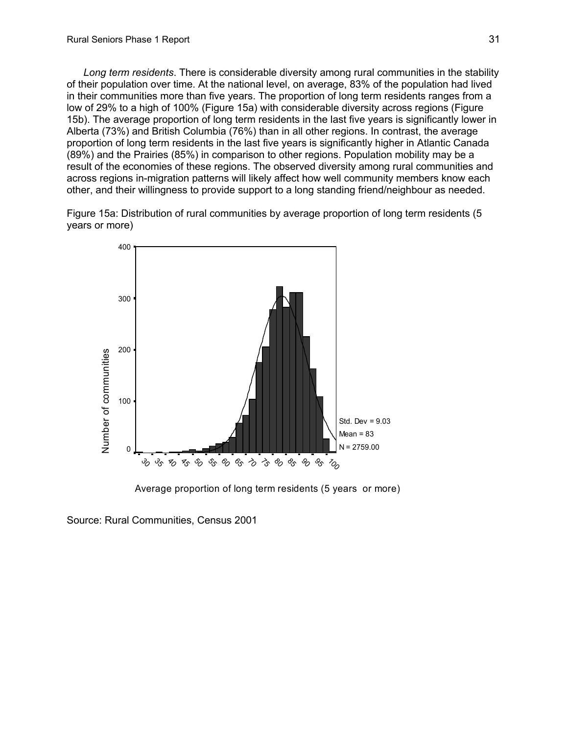*Long term residents*. There is considerable diversity among rural communities in the stability of their population over time. At the national level, on average, 83% of the population had lived in their communities more than five years. The proportion of long term residents ranges from a low of 29% to a high of 100% (Figure 15a) with considerable diversity across regions (Figure 15b). The average proportion of long term residents in the last five years is significantly lower in Alberta (73%) and British Columbia (76%) than in all other regions. In contrast, the average proportion of long term residents in the last five years is significantly higher in Atlantic Canada (89%) and the Prairies (85%) in comparison to other regions. Population mobility may be a result of the economies of these regions. The observed diversity among rural communities and across regions in-migration patterns will likely affect how well community members know each other, and their willingness to provide support to a long standing friend/neighbour as needed.

Figure 15a: Distribution of rural communities by average proportion of long term residents (5 years or more)

Std. Dev = 9.03
Mean = 83
N = 2759.00

Source: Rural Communities, Census 2001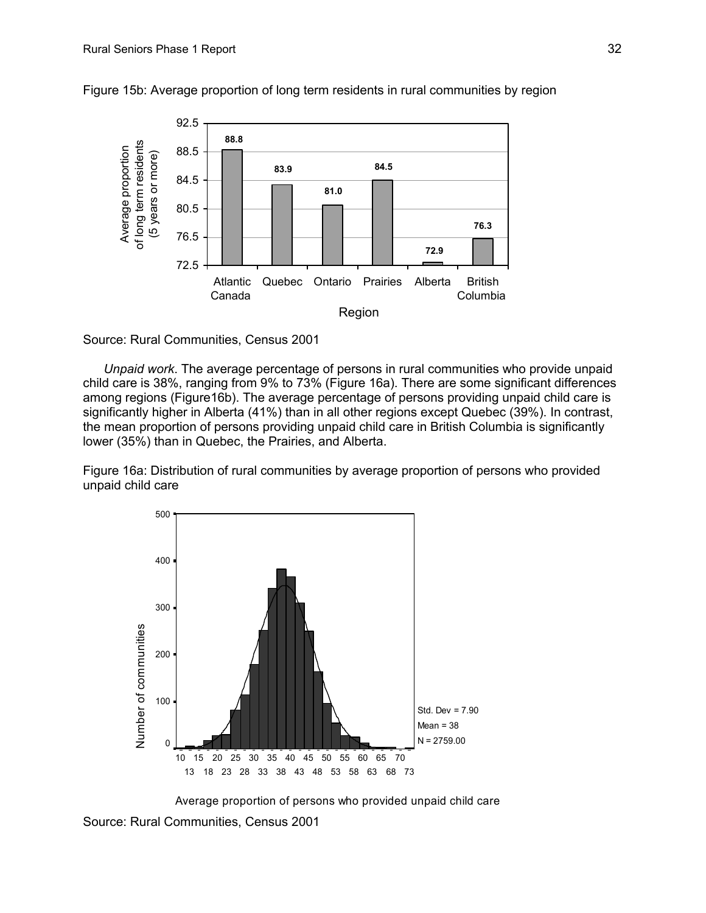Figure 15b: Average proportion of long term residents in rural communities by region

Source: Rural Communities, Census 2001

*Unpaid work*. The average percentage of persons in rural communities who provide unpaid child care is 38%, ranging from 9% to 73% (Figure 16a). There are some significant differences among regions (Figure16b). The average percentage of persons providing unpaid child care is significantly higher in Alberta (41%) than in all other regions except Quebec (39%). In contrast, the mean proportion of persons providing unpaid child care in British Columbia is significantly lower (35%) than in Quebec, the Prairies, and Alberta.

Figure 16a: Distribution of rural communities by average proportion of persons who provided unpaid child care

Source: Rural Communities, Census 2001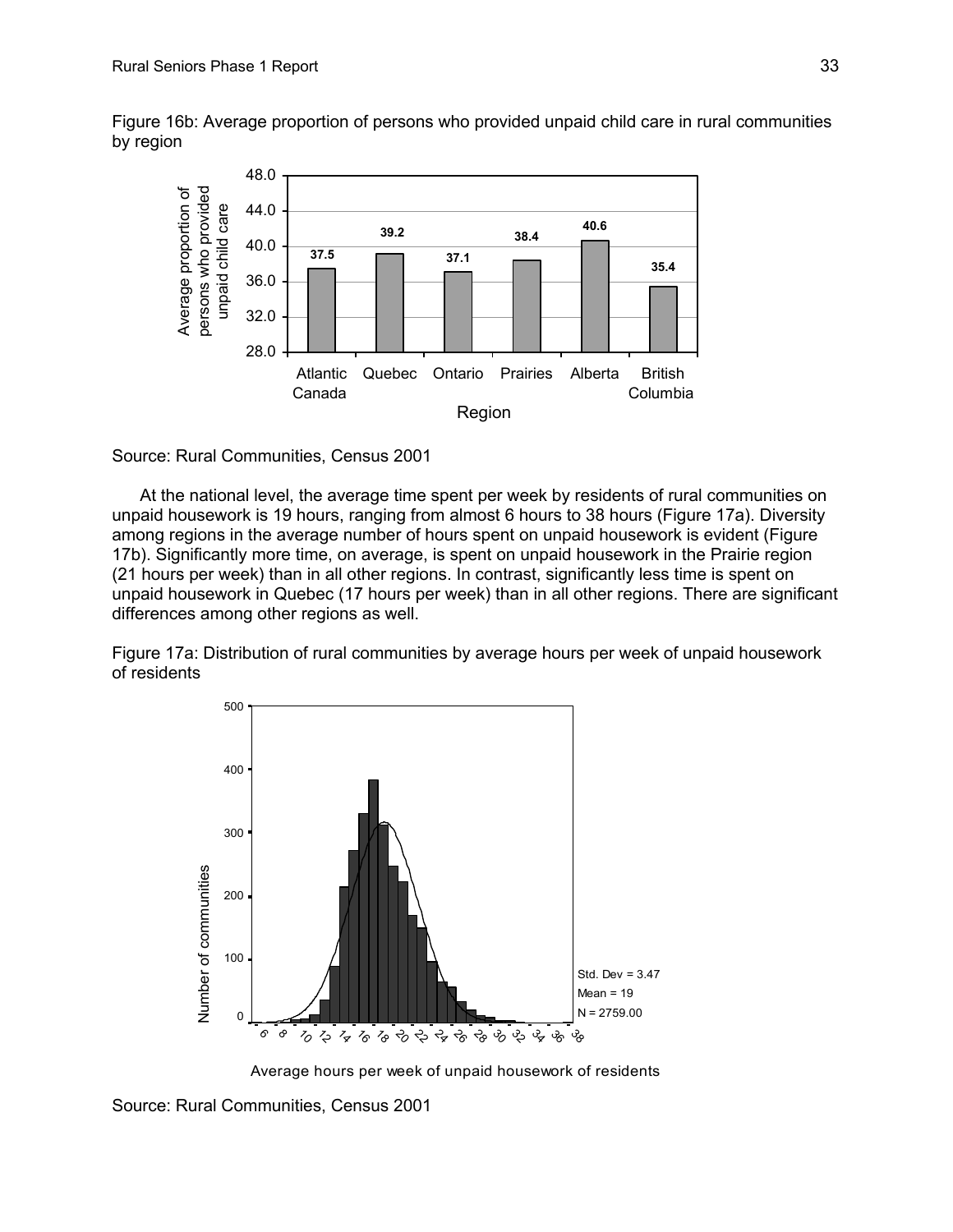Figure 16b: Average proportion of persons who provided unpaid child care in rural communities by region

Source: Rural Communities, Census 2001

At the national level, the average time spent per week by residents of rural communities on unpaid housework is 19 hours, ranging from almost 6 hours to 38 hours (Figure 17a). Diversity among regions in the average number of hours spent on unpaid housework is evident (Figure 17b). Significantly more time, on average, is spent on unpaid housework in the Prairie region (21 hours per week) than in all other regions. In contrast, significantly less time is spent on unpaid housework in Quebec (17 hours per week) than in all other regions. There are significant differences among other regions as well.

Figure 17a: Distribution of rural communities by average hours per week of unpaid housework of residents

Source: Rural Communities, Census 2001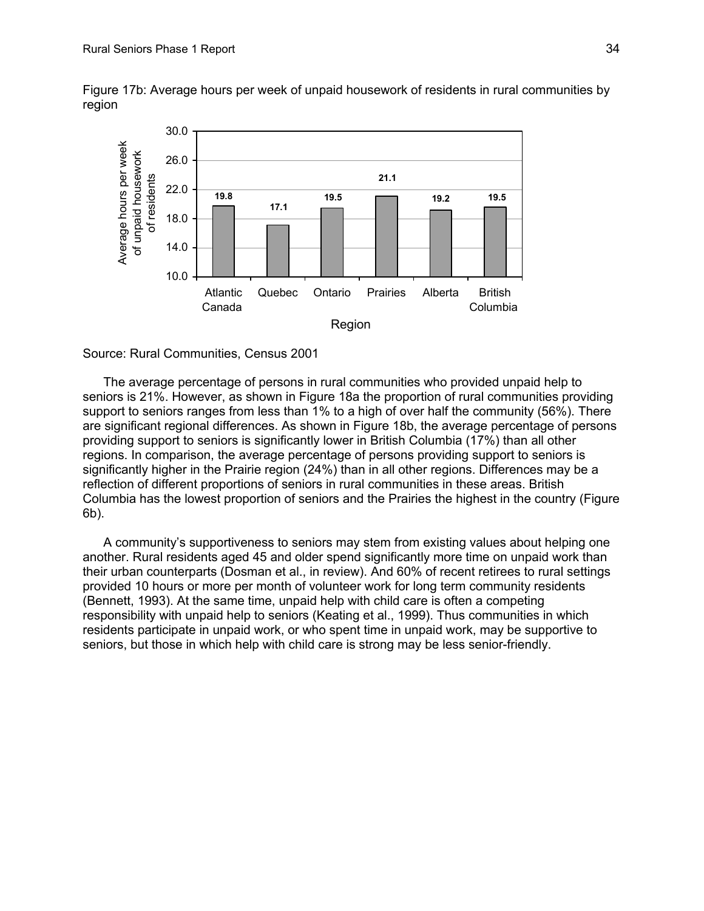Figure 17b: Average hours per week of unpaid housework of residents in rural communities by region

| Region | Average hours per week of unpaid housework of residents |
|---|---|
| Atlantic Canada | 19.8 |
| Quebec | 17.1 |
| Ontario | 19.5 |
| Prairies | 21.1 |
| Alberta | 19.2 |
| British Columbia | 19.5 |

Source: Rural Communities, Census 2001

The average percentage of persons in rural communities who provided unpaid help to seniors is 21%. However, as shown in Figure 18a the proportion of rural communities providing support to seniors ranges from less than 1% to a high of over half the community (56%). There are significant regional differences. As shown in Figure 18b, the average percentage of persons providing support to seniors is significantly lower in British Columbia (17%) than all other regions. In comparison, the average percentage of persons providing support to seniors is significantly higher in the Prairie region (24%) than in all other regions. Differences may be a reflection of different proportions of seniors in rural communities in these areas. British Columbia has the lowest proportion of seniors and the Prairies the highest in the country (Figure 6b).

A community's supportiveness to seniors may stem from existing values about helping one another. Rural residents aged 45 and older spend significantly more time on unpaid work than their urban counterparts (Dosman et al., in review). And 60% of recent retirees to rural settings provided 10 hours or more per month of volunteer work for long term community residents (Bennett, 1993). At the same time, unpaid help with child care is often a competing responsibility with unpaid help to seniors (Keating et al., 1999). Thus communities in which residents participate in unpaid work, or who spent time in unpaid work, may be supportive to seniors, but those in which help with child care is strong may be less senior-friendly.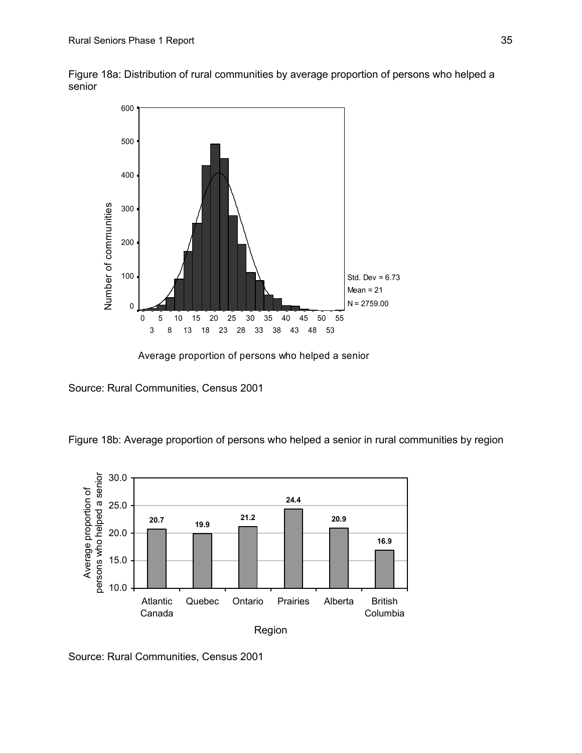Figure 18a: Distribution of rural communities by average proportion of persons who helped a senior

Source: Rural Communities, Census 2001

Figure 18b: Average proportion of persons who helped a senior in rural communities by region

| Region | Average proportion of persons who helped a senior |
|---|---|
| Atlantic Canada | 20.7 |
| Quebec | 19.9 |
| Ontario | 21.2 |
| Prairies | 24.4 |
| Alberta | 20.9 |
| British Columbia | 16.9 |

Source: Rural Communities, Census 2001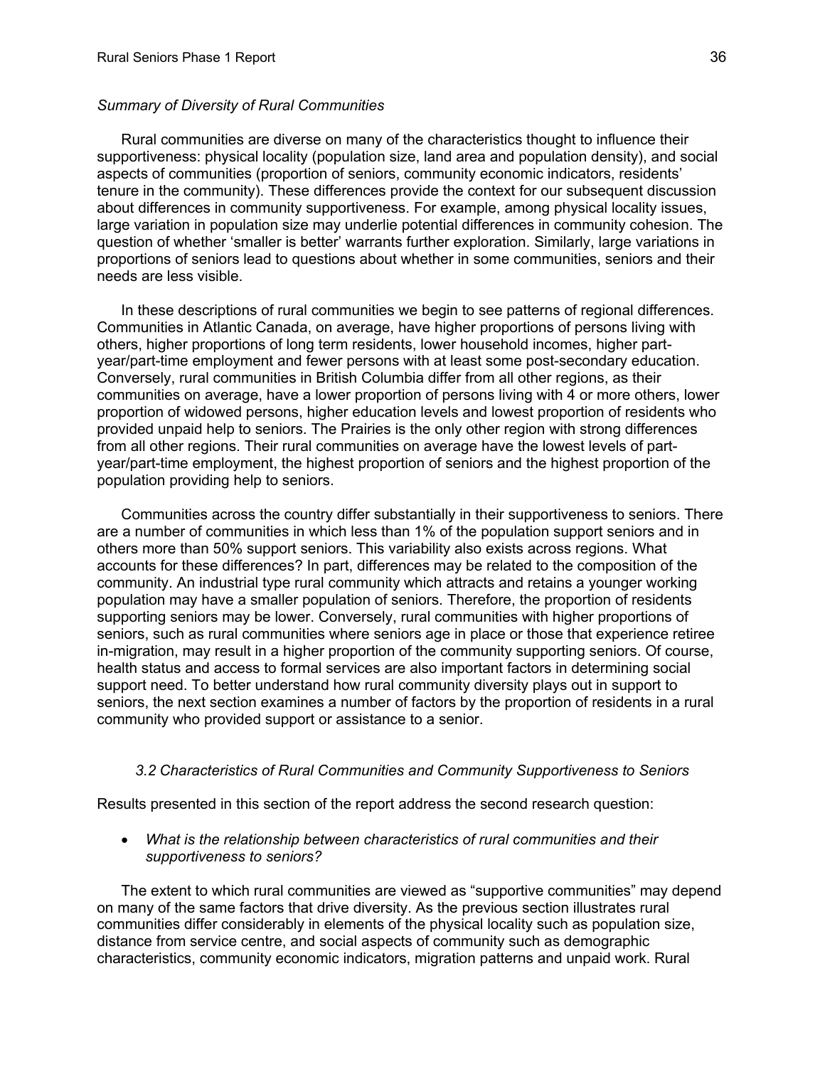*Summary of Diversity of Rural Communities*

Rural communities are diverse on many of the characteristics thought to influence their supportiveness: physical locality (population size, land area and population density), and social aspects of communities (proportion of seniors, community economic indicators, residents' tenure in the community). These differences provide the context for our subsequent discussion about differences in community supportiveness. For example, among physical locality issues, large variation in population size may underlie potential differences in community cohesion. The question of whether 'smaller is better' warrants further exploration. Similarly, large variations in proportions of seniors lead to questions about whether in some communities, seniors and their needs are less visible.

In these descriptions of rural communities we begin to see patterns of regional differences. Communities in Atlantic Canada, on average, have higher proportions of persons living with others, higher proportions of long term residents, lower household incomes, higher part-year/part-time employment and fewer persons with at least some post-secondary education. Conversely, rural communities in British Columbia differ from all other regions, as their communities on average, have a lower proportion of persons living with 4 or more others, lower proportion of widowed persons, higher education levels and lowest proportion of residents who provided unpaid help to seniors. The Prairies is the only other region with strong differences from all other regions. Their rural communities on average have the lowest levels of part-year/part-time employment, the highest proportion of seniors and the highest proportion of the population providing help to seniors.

Communities across the country differ substantially in their supportiveness to seniors. There are a number of communities in which less than 1% of the population support seniors and in others more than 50% support seniors. This variability also exists across regions. What accounts for these differences? In part, differences may be related to the composition of the community. An industrial type rural community which attracts and retains a younger working population may have a smaller population of seniors. Therefore, the proportion of residents supporting seniors may be lower. Conversely, rural communities with higher proportions of seniors, such as rural communities where seniors age in place or those that experience retiree in-migration, may result in a higher proportion of the community supporting seniors. Of course, health status and access to formal services are also important factors in determining social support need. To better understand how rural community diversity plays out in support to seniors, the next section examines a number of factors by the proportion of residents in a rural community who provided support or assistance to a senior.

### *3.2 Characteristics of Rural Communities and Community Supportiveness to Seniors*

Results presented in this section of the report address the second research question:

- *What is the relationship between characteristics of rural communities and their supportiveness to seniors?*

The extent to which rural communities are viewed as "supportive communities" may depend on many of the same factors that drive diversity. As the previous section illustrates rural communities differ considerably in elements of the physical locality such as population size, distance from service centre, and social aspects of community such as demographic characteristics, community economic indicators, migration patterns and unpaid work. Rural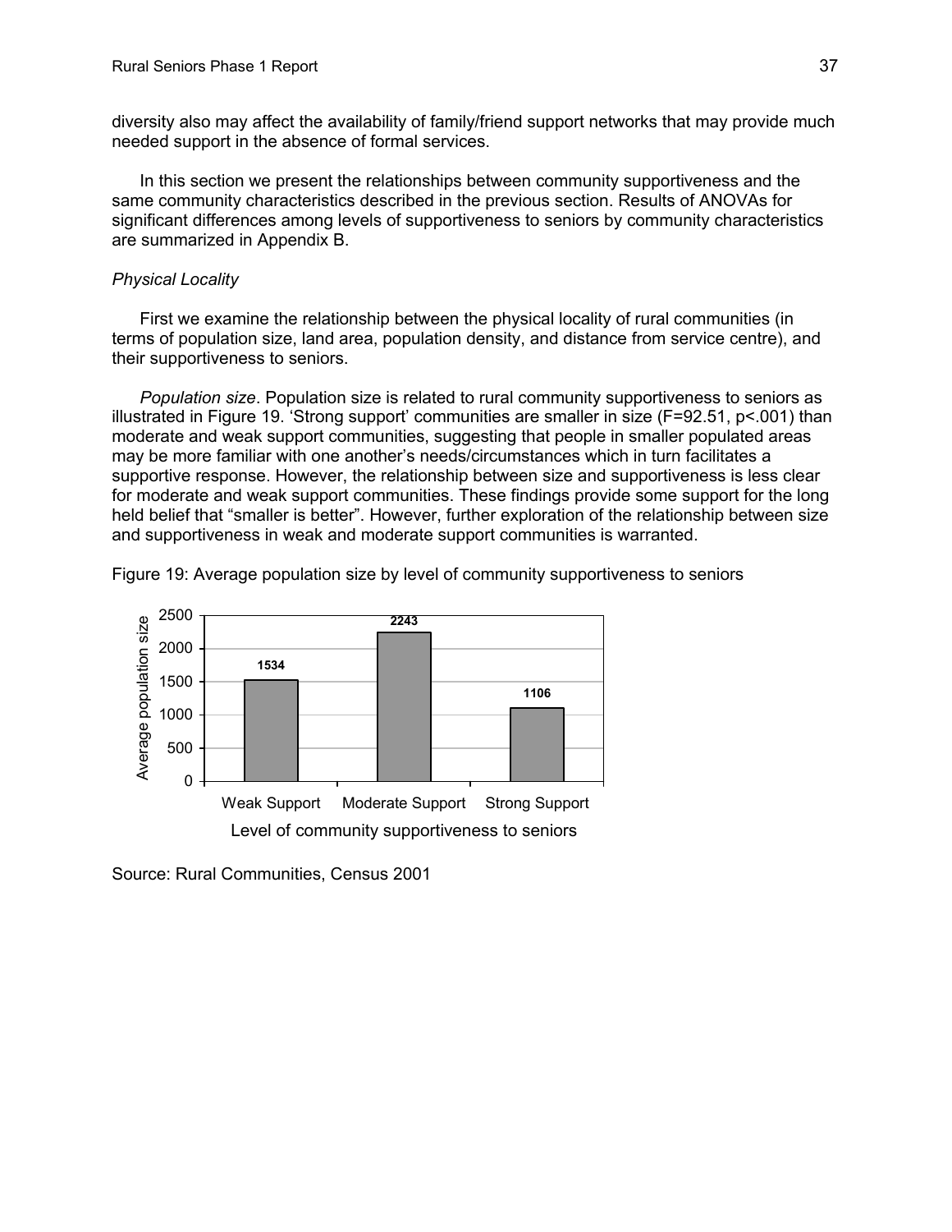diversity also may affect the availability of family/friend support networks that may provide much needed support in the absence of formal services.

In this section we present the relationships between community supportiveness and the same community characteristics described in the previous section. Results of ANOVAs for significant differences among levels of supportiveness to seniors by community characteristics are summarized in Appendix B.

*Physical Locality*

First we examine the relationship between the physical locality of rural communities (in terms of population size, land area, population density, and distance from service centre), and their supportiveness to seniors.

*Population size*. Population size is related to rural community supportiveness to seniors as illustrated in Figure 19. 'Strong support' communities are smaller in size ($F=92.51$, $p<.001$) than moderate and weak support communities, suggesting that people in smaller populated areas may be more familiar with one another's needs/circumstances which in turn facilitates a supportive response. However, the relationship between size and supportiveness is less clear for moderate and weak support communities. These findings provide some support for the long held belief that "smaller is better". However, further exploration of the relationship between size and supportiveness in weak and moderate support communities is warranted.

Figure 19: Average population size by level of community supportiveness to seniors

| Level of community supportiveness to seniors | Average population size |
|---|---|
| Weak Support | 1534 |
| Moderate Support | 2243 |
| Strong Support | 1106 |

Source: Rural Communities, Census 2001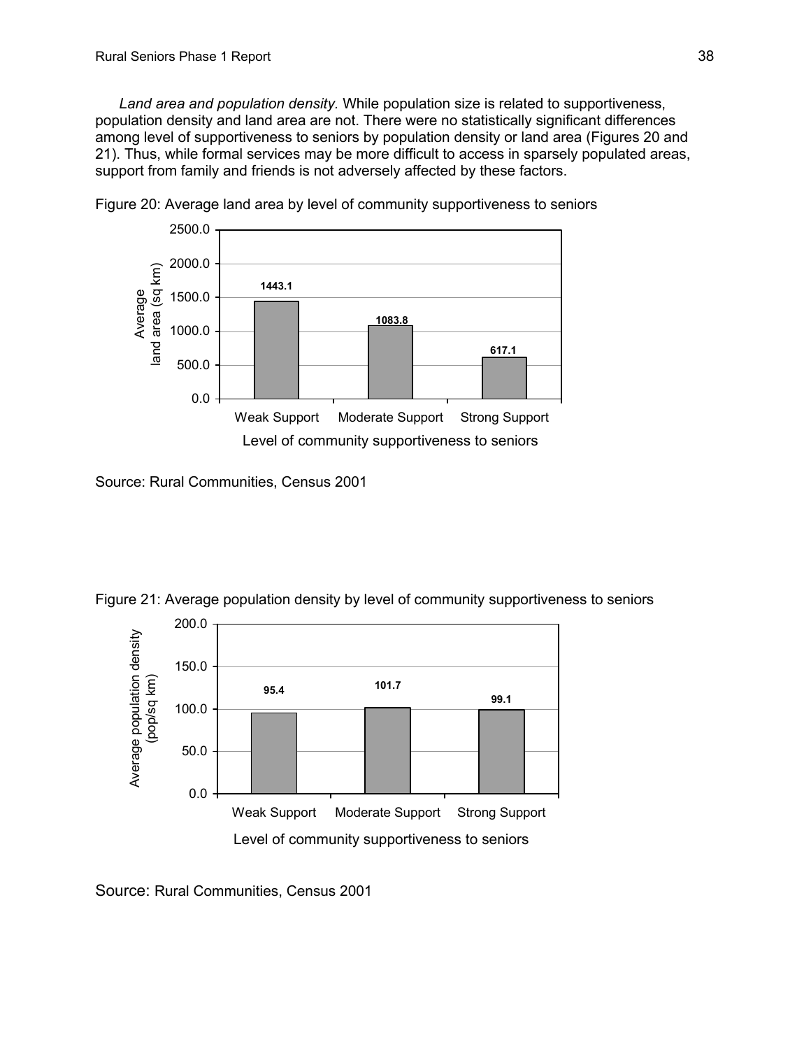*Land area and population density.* While population size is related to supportiveness, population density and land area are not. There were no statistically significant differences among level of supportiveness to seniors by population density or land area (Figures 20 and 21). Thus, while formal services may be more difficult to access in sparsely populated areas, support from family and friends is not adversely affected by these factors.

Figure 20: Average land area by level of community supportiveness to seniors

| Level of community supportiveness to seniors | Average land area (sq km) |
|---|---|
| Weak Support | 1443.1 |
| Moderate Support | 1083.8 |
| Strong Support | 617.1 |

Source: Rural Communities, Census 2001

Figure 21: Average population density by level of community supportiveness to seniors

| Level of community supportiveness to seniors | Average population density (pop/sq km) |
|---|---|
| Weak Support | 95.4 |
| Moderate Support | 101.7 |
| Strong Support | 99.1 |

Source: Rural Communities, Census 2001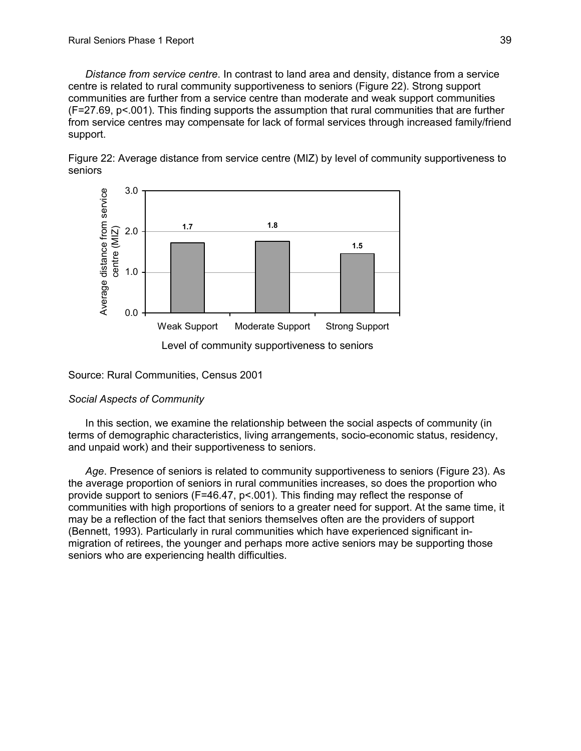*Distance from service centre*. In contrast to land area and density, distance from a service centre is related to rural community supportiveness to seniors (Figure 22). Strong support communities are further from a service centre than moderate and weak support communities ($F=27.69$, $p<.001$). This finding supports the assumption that rural communities that are further from service centres may compensate for lack of formal services through increased family/friend support.

Figure 22: Average distance from service centre (MIZ) by level of community supportiveness to seniors

| Level of community supportiveness to seniors | Average distance from service centre (MIZ) |
|---|---|
| Weak Support | 1.7 |
| Moderate Support | 1.8 |
| Strong Support | 1.5 |

Source: Rural Communities, Census 2001

*Social Aspects of Community*

In this section, we examine the relationship between the social aspects of community (in terms of demographic characteristics, living arrangements, socio-economic status, residency, and unpaid work) and their supportiveness to seniors.

*Age*. Presence of seniors is related to community supportiveness to seniors (Figure 23). As the average proportion of seniors in rural communities increases, so does the proportion who provide support to seniors ($F=46.47$, $p<.001$). This finding may reflect the response of communities with high proportions of seniors to a greater need for support. At the same time, it may be a reflection of the fact that seniors themselves often are the providers of support (Bennett, 1993). Particularly in rural communities which have experienced significant in-migration of retirees, the younger and perhaps more active seniors may be supporting those seniors who are experiencing health difficulties.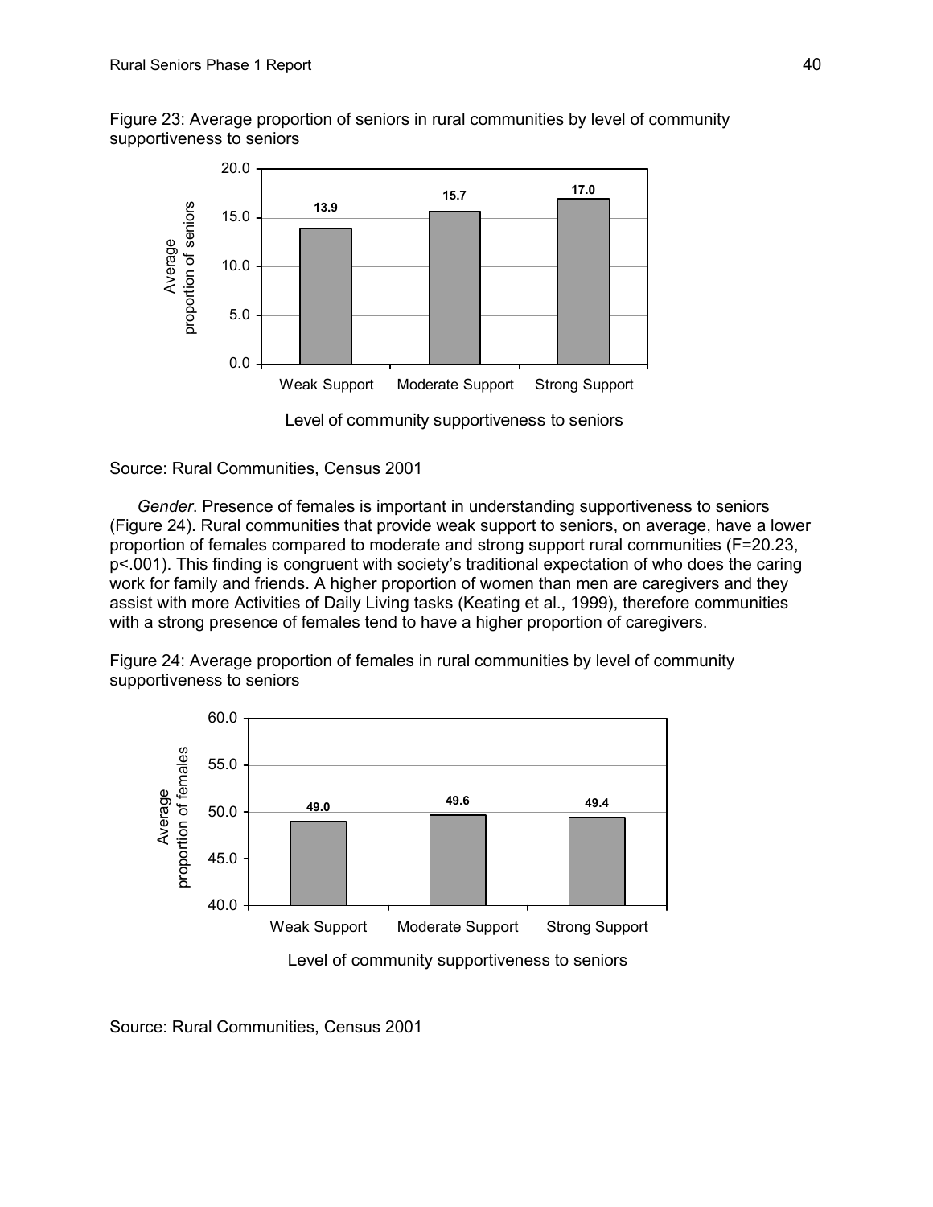Figure 23: Average proportion of seniors in rural communities by level of community supportiveness to seniors

Source: Rural Communities, Census 2001

*Gender*. Presence of females is important in understanding supportiveness to seniors (Figure 24). Rural communities that provide weak support to seniors, on average, have a lower proportion of females compared to moderate and strong support rural communities ($F=20.23$, $p<.001$). This finding is congruent with society's traditional expectation of who does the caring work for family and friends. A higher proportion of women than men are caregivers and they assist with more Activities of Daily Living tasks (Keating et al., 1999), therefore communities with a strong presence of females tend to have a higher proportion of caregivers.

Figure 24: Average proportion of females in rural communities by level of community supportiveness to seniors

Source: Rural Communities, Census 2001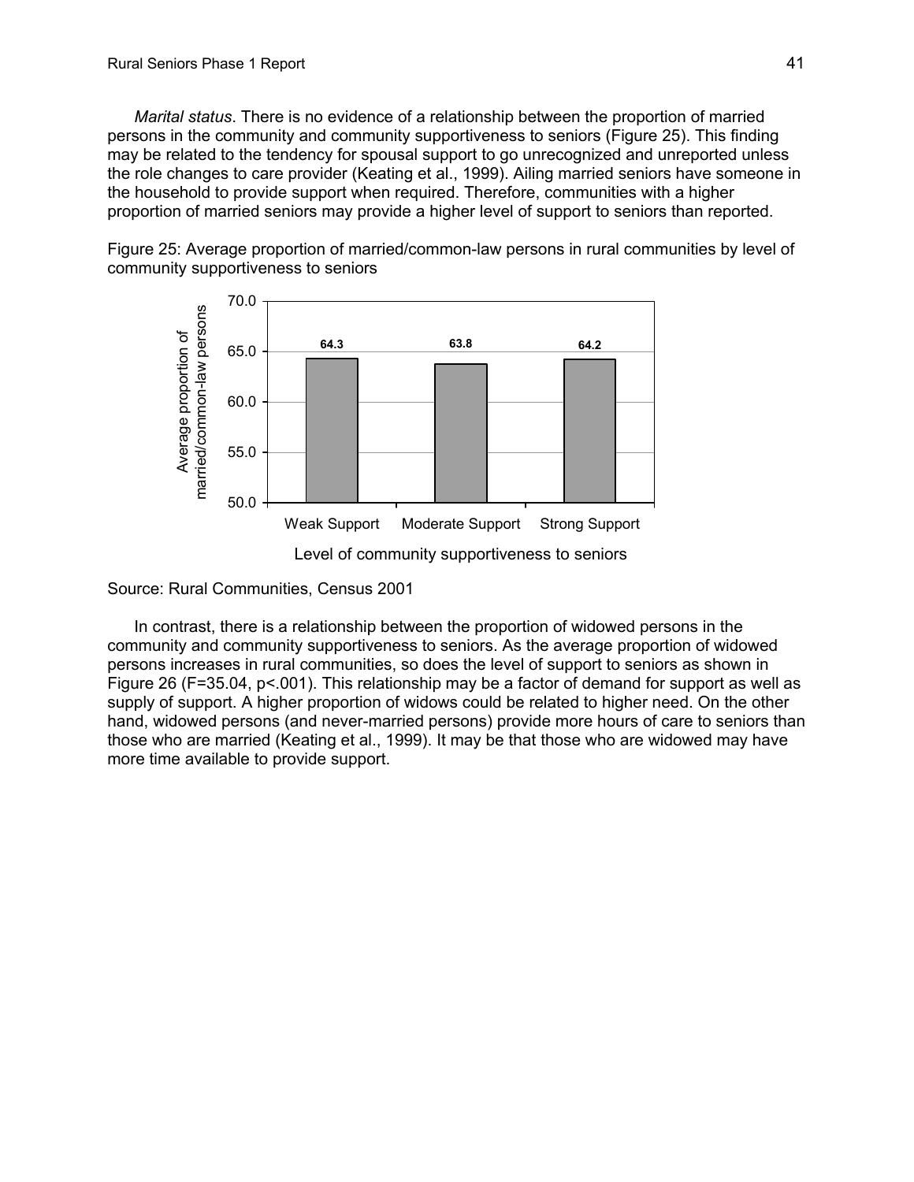*Marital status*. There is no evidence of a relationship between the proportion of married persons in the community and community supportiveness to seniors (Figure 25). This finding may be related to the tendency for spousal support to go unrecognized and unreported unless the role changes to care provider (Keating et al., 1999). Ailing married seniors have someone in the household to provide support when required. Therefore, communities with a higher proportion of married seniors may provide a higher level of support to seniors than reported.

Figure 25: Average proportion of married/common-law persons in rural communities by level of community supportiveness to seniors

| Level of community supportiveness to seniors | Average proportion of married/common-law persons |
|---|---|
| Weak Support | 64.3 |
| Moderate Support | 63.8 |
| Strong Support | 64.2 |

Source: Rural Communities, Census 2001

In contrast, there is a relationship between the proportion of widowed persons in the community and community supportiveness to seniors. As the average proportion of widowed persons increases in rural communities, so does the level of support to seniors as shown in Figure 26 ($F=35.04$, $p<.001$). This relationship may be a factor of demand for support as well as supply of support. A higher proportion of widows could be related to higher need. On the other hand, widowed persons (and never-married persons) provide more hours of care to seniors than those who are married (Keating et al., 1999). It may be that those who are widowed may have more time available to provide support.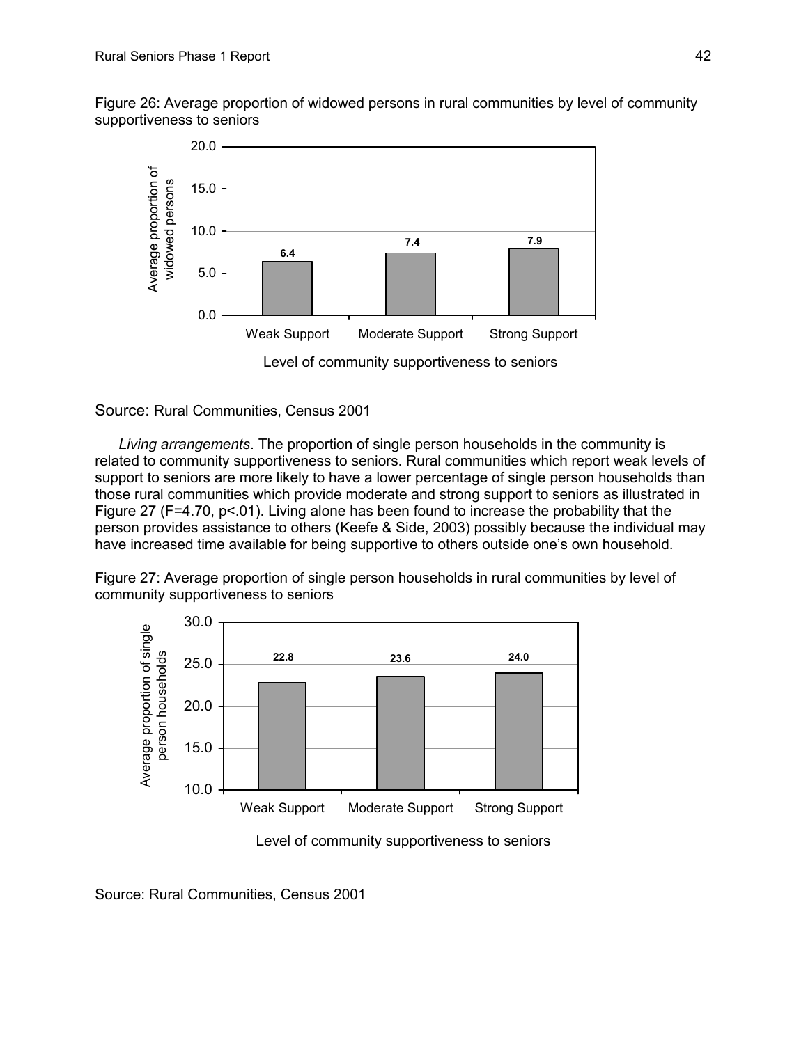Figure 26: Average proportion of widowed persons in rural communities by level of community supportiveness to seniors

| Level of community supportiveness to seniors | Average proportion of widowed persons |
|---|---|
| Weak Support | 6.4 |
| Moderate Support | 7.4 |
| Strong Support | 7.9 |

Source: Rural Communities, Census 2001

*Living arrangements*. The proportion of single person households in the community is related to community supportiveness to seniors. Rural communities which report weak levels of support to seniors are more likely to have a lower percentage of single person households than those rural communities which provide moderate and strong support to seniors as illustrated in Figure 27 ($F=4.70$, $p<.01$). Living alone has been found to increase the probability that the person provides assistance to others (Keefe & Side, 2003) possibly because the individual may have increased time available for being supportive to others outside one's own household.

Figure 27: Average proportion of single person households in rural communities by level of community supportiveness to seniors

| Level of community supportiveness to seniors | Average proportion of single person households |
|---|---|
| Weak Support | 22.8 |
| Moderate Support | 23.6 |
| Strong Support | 24.0 |

Source: Rural Communities, Census 2001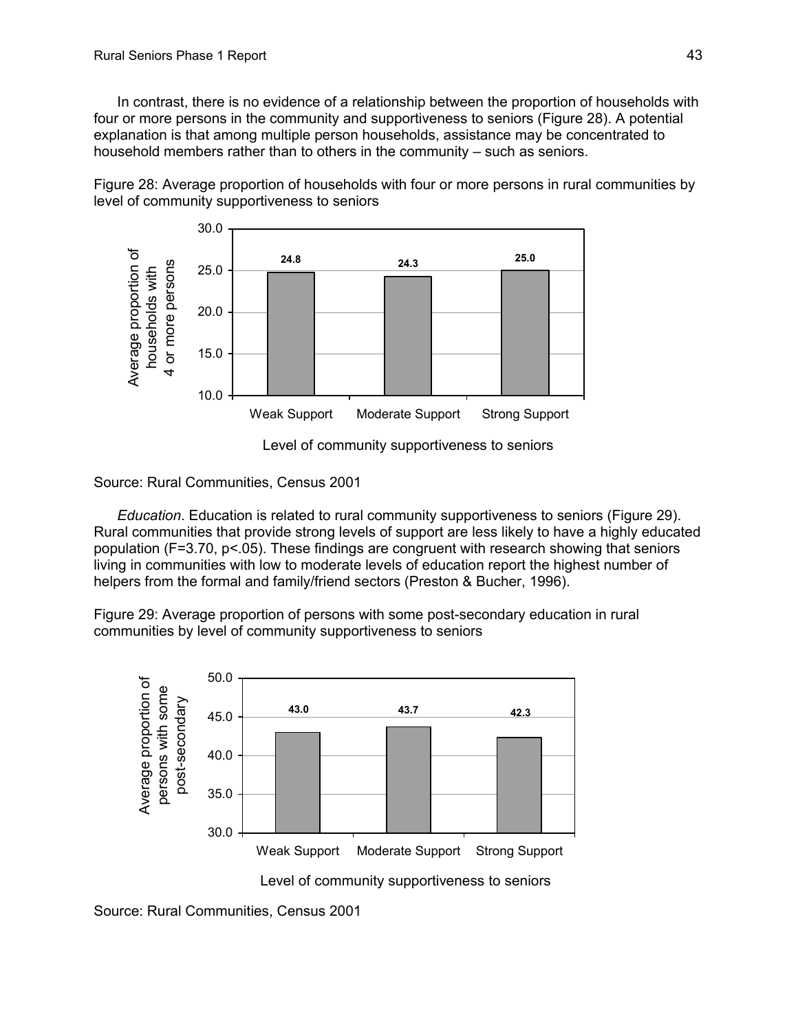In contrast, there is no evidence of a relationship between the proportion of households with four or more persons in the community and supportiveness to seniors (Figure 28). A potential explanation is that among multiple person households, assistance may be concentrated to household members rather than to others in the community – such as seniors.

Figure 28: Average proportion of households with four or more persons in rural communities by level of community supportiveness to seniors

| Level of community supportiveness to seniors | Average proportion of households with 4 or more persons |
|---|---|
| Weak Support | 24.8 |
| Moderate Support | 24.3 |
| Strong Support | 25.0 |

Source: Rural Communities, Census 2001

*Education*. Education is related to rural community supportiveness to seniors (Figure 29). Rural communities that provide strong levels of support are less likely to have a highly educated population ($F=3.70$, $p<.05$). These findings are congruent with research showing that seniors living in communities with low to moderate levels of education report the highest number of helpers from the formal and family/friend sectors (Preston & Bucher, 1996).

Figure 29: Average proportion of persons with some post-secondary education in rural communities by level of community supportiveness to seniors

| Level of community supportiveness to seniors | Average proportion of persons with some post-secondary |
|---|---|
| Weak Support | 43.0 |
| Moderate Support | 43.7 |
| Strong Support | 42.3 |

Source: Rural Communities, Census 2001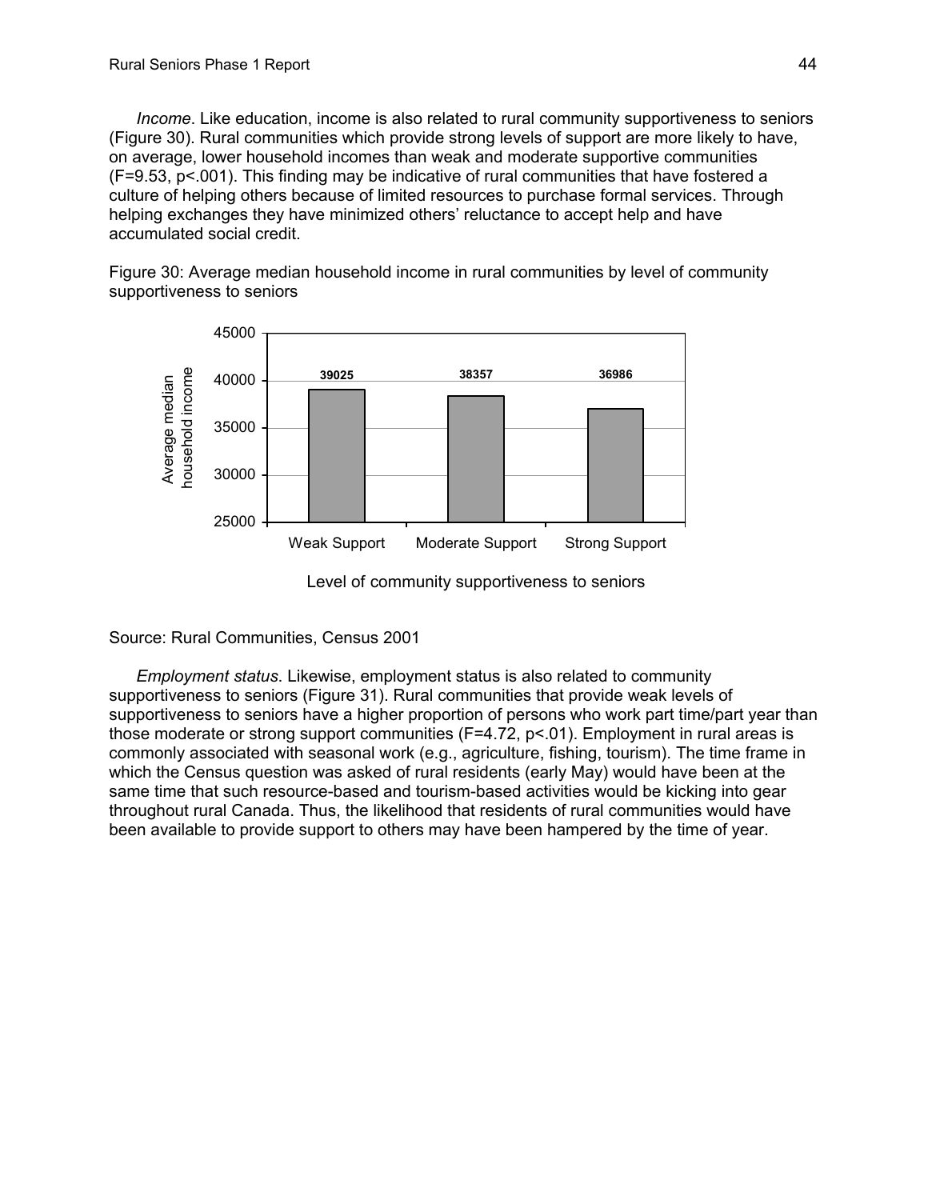*Income*. Like education, income is also related to rural community supportiveness to seniors (Figure 30). Rural communities which provide strong levels of support are more likely to have, on average, lower household incomes than weak and moderate supportive communities ($F=9.53$, $p<.001$). This finding may be indicative of rural communities that have fostered a culture of helping others because of limited resources to purchase formal services. Through helping exchanges they have minimized others' reluctance to accept help and have accumulated social credit.

Figure 30: Average median household income in rural communities by level of community supportiveness to seniors

| Level of community supportiveness to seniors | Average median household income |
|---|---|
| Weak Support | 39025 |
| Moderate Support | 38357 |
| Strong Support | 36986 |

Source: Rural Communities, Census 2001

*Employment status*. Likewise, employment status is also related to community supportiveness to seniors (Figure 31). Rural communities that provide weak levels of supportiveness to seniors have a higher proportion of persons who work part time/part year than those moderate or strong support communities ($F=4.72$, $p<.01$). Employment in rural areas is commonly associated with seasonal work (e.g., agriculture, fishing, tourism). The time frame in which the Census question was asked of rural residents (early May) would have been at the same time that such resource-based and tourism-based activities would be kicking into gear throughout rural Canada. Thus, the likelihood that residents of rural communities would have been available to provide support to others may have been hampered by the time of year.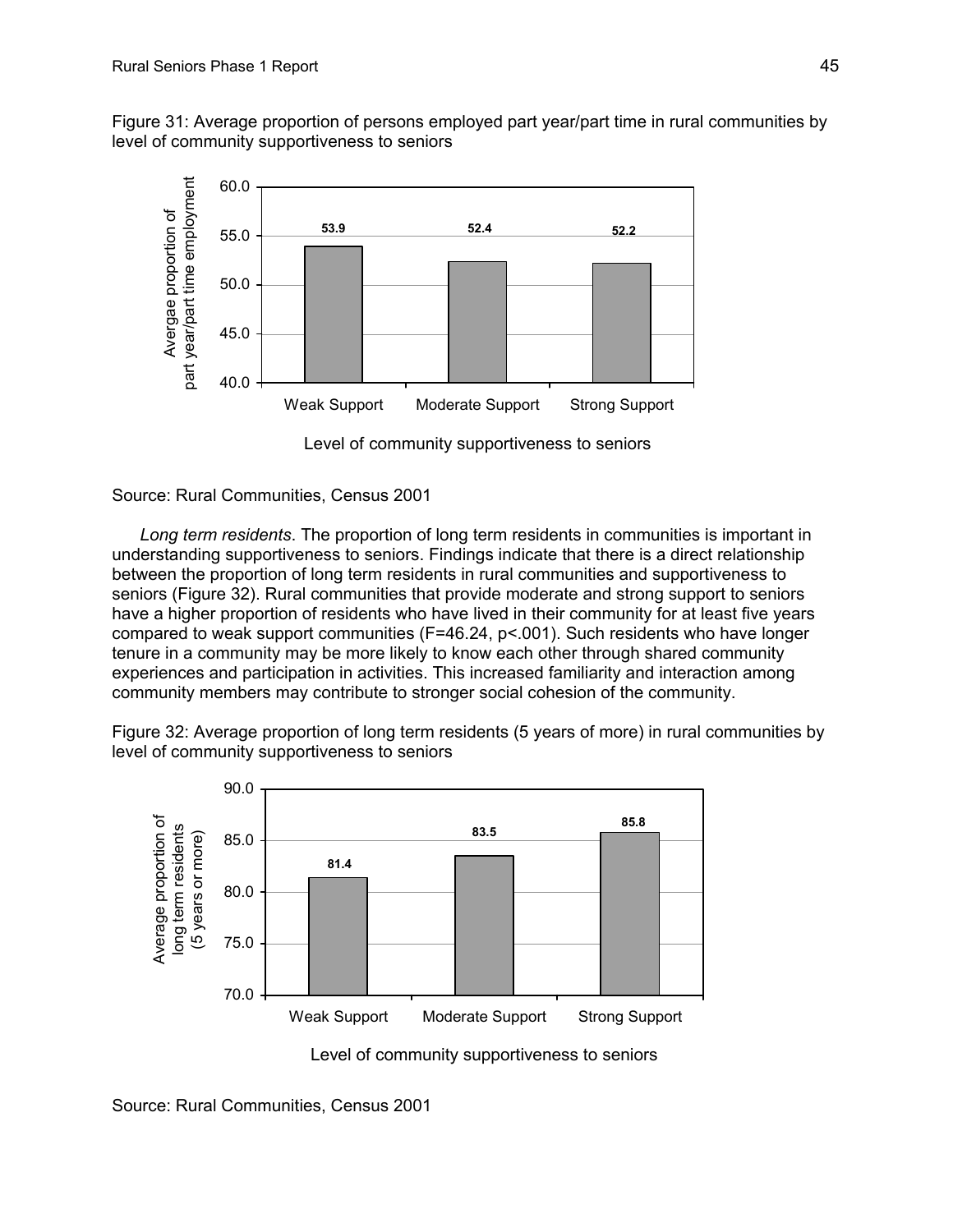Figure 31: Average proportion of persons employed part year/part time in rural communities by level of community supportiveness to seniors

| Level of community supportiveness to seniors | Avergae proportion of part year/part time employment |
|---|---|
| Weak Support | 53.9 |
| Moderate Support | 52.4 |
| Strong Support | 52.2 |

Source: Rural Communities, Census 2001

*Long term residents*. The proportion of long term residents in communities is important in understanding supportiveness to seniors. Findings indicate that there is a direct relationship between the proportion of long term residents in rural communities and supportiveness to seniors (Figure 32). Rural communities that provide moderate and strong support to seniors have a higher proportion of residents who have lived in their community for at least five years compared to weak support communities ($F=46.24$, $p<.001$). Such residents who have longer tenure in a community may be more likely to know each other through shared community experiences and participation in activities. This increased familiarity and interaction among community members may contribute to stronger social cohesion of the community.

Figure 32: Average proportion of long term residents (5 years of more) in rural communities by level of community supportiveness to seniors

| Level of community supportiveness to seniors | Average proportion of long term residents (5 years or more) |
|---|---|
| Weak Support | 81.4 |
| Moderate Support | 83.5 |
| Strong Support | 85.8 |

Source: Rural Communities, Census 2001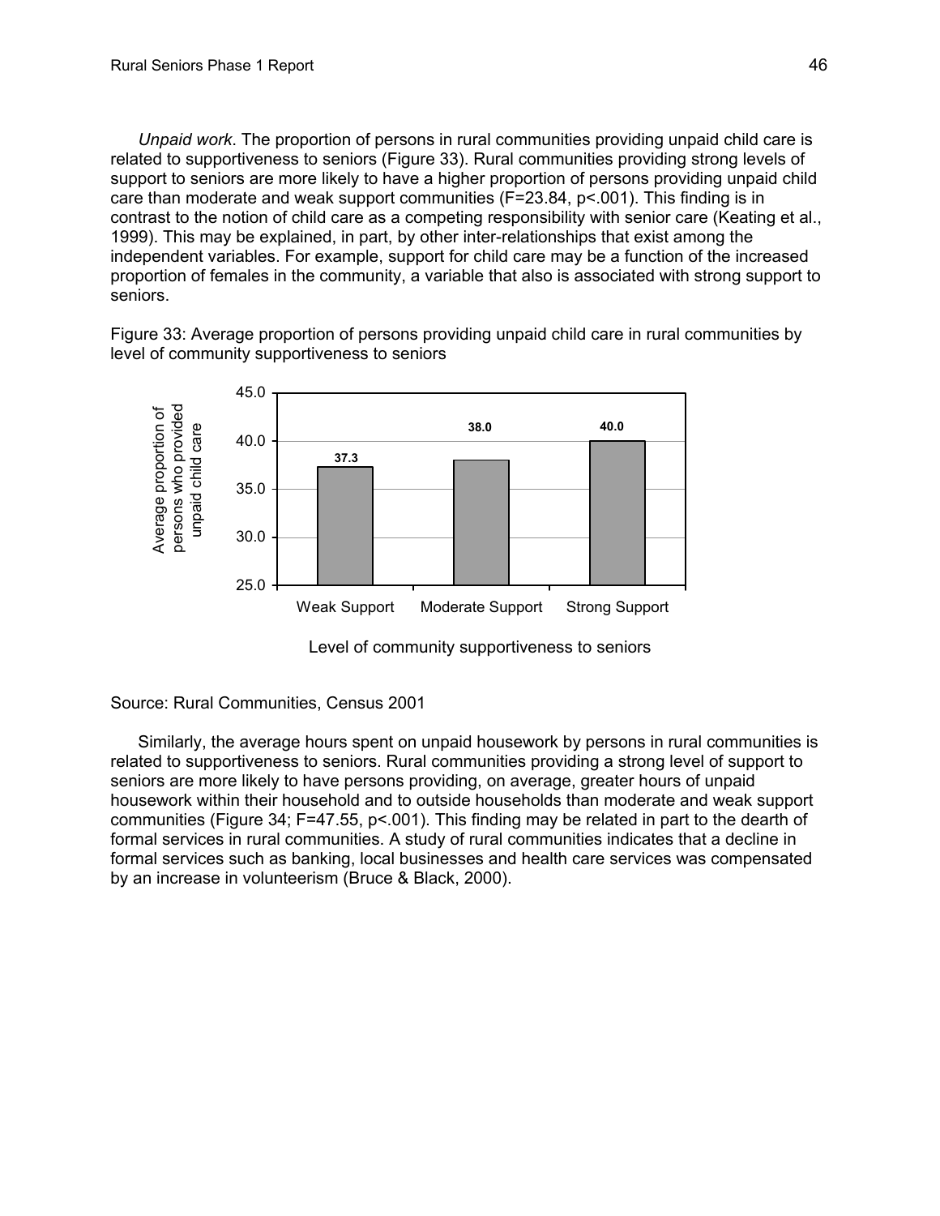*Unpaid work*. The proportion of persons in rural communities providing unpaid child care is related to supportiveness to seniors (Figure 33). Rural communities providing strong levels of support to seniors are more likely to have a higher proportion of persons providing unpaid child care than moderate and weak support communities ($F=23.84$, $p<.001$). This finding is in contrast to the notion of child care as a competing responsibility with senior care (Keating et al., 1999). This may be explained, in part, by other inter-relationships that exist among the independent variables. For example, support for child care may be a function of the increased proportion of females in the community, a variable that also is associated with strong support to seniors.

Figure 33: Average proportion of persons providing unpaid child care in rural communities by level of community supportiveness to seniors

| Level of community supportiveness to seniors | Average proportion of persons who provided unpaid child care |
|---|---|
| Weak Support | 37.3 |
| Moderate Support | 38.0 |
| Strong Support | 40.0 |

Source: Rural Communities, Census 2001

Similarly, the average hours spent on unpaid housework by persons in rural communities is related to supportiveness to seniors. Rural communities providing a strong level of support to seniors are more likely to have persons providing, on average, greater hours of unpaid housework within their household and to outside households than moderate and weak support communities (Figure 34; $F=47.55$, $p<.001$). This finding may be related in part to the dearth of formal services in rural communities. A study of rural communities indicates that a decline in formal services such as banking, local businesses and health care services was compensated by an increase in volunteerism (Bruce & Black, 2000).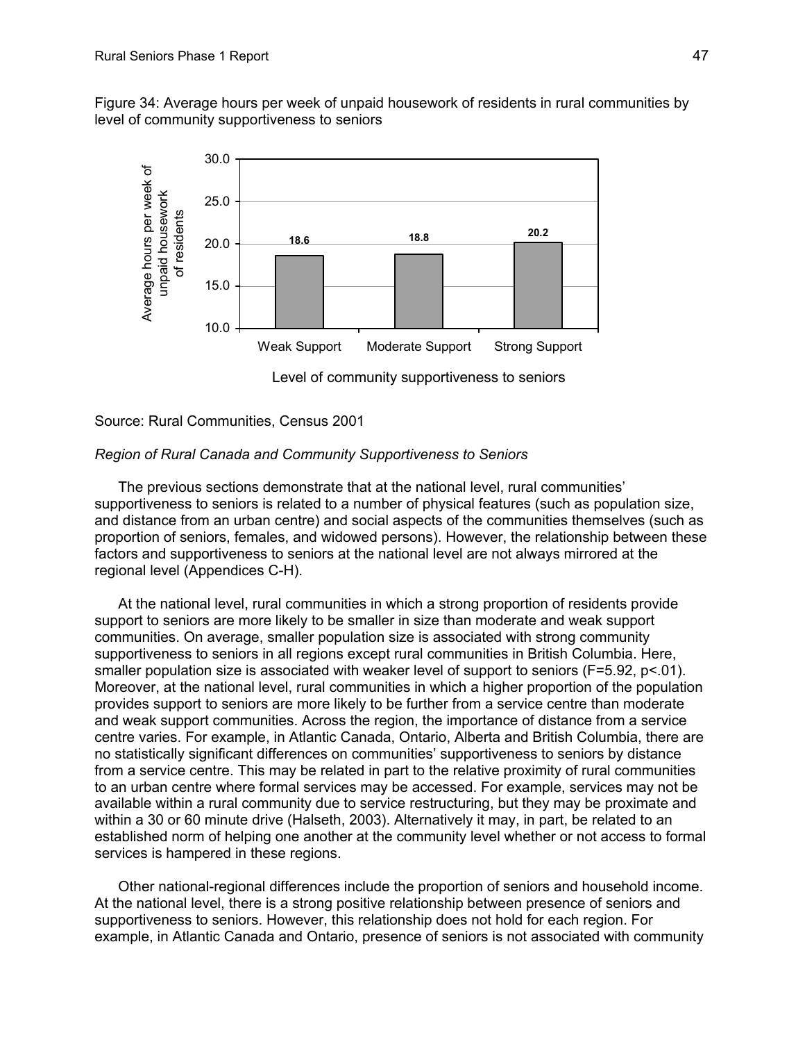Figure 34: Average hours per week of unpaid housework of residents in rural communities by level of community supportiveness to seniors

Source: Rural Communities, Census 2001

*Region of Rural Canada and Community Supportiveness to Seniors*

The previous sections demonstrate that at the national level, rural communities' supportiveness to seniors is related to a number of physical features (such as population size, and distance from an urban centre) and social aspects of the communities themselves (such as proportion of seniors, females, and widowed persons). However, the relationship between these factors and supportiveness to seniors at the national level are not always mirrored at the regional level (Appendices C-H).

At the national level, rural communities in which a strong proportion of residents provide support to seniors are more likely to be smaller in size than moderate and weak support communities. On average, smaller population size is associated with strong community supportiveness to seniors in all regions except rural communities in British Columbia. Here, smaller population size is associated with weaker level of support to seniors ($F=5.92$, $p<.01$). Moreover, at the national level, rural communities in which a higher proportion of the population provides support to seniors are more likely to be further from a service centre than moderate and weak support communities. Across the region, the importance of distance from a service centre varies. For example, in Atlantic Canada, Ontario, Alberta and British Columbia, there are no statistically significant differences on communities' supportiveness to seniors by distance from a service centre. This may be related in part to the relative proximity of rural communities to an urban centre where formal services may be accessed. For example, services may not be available within a rural community due to service restructuring, but they may be proximate and within a 30 or 60 minute drive (Halseth, 2003). Alternatively it may, in part, be related to an established norm of helping one another at the community level whether or not access to formal services is hampered in these regions.

Other national-regional differences include the proportion of seniors and household income. At the national level, there is a strong positive relationship between presence of seniors and supportiveness to seniors. However, this relationship does not hold for each region. For example, in Atlantic Canada and Ontario, presence of seniors is not associated with community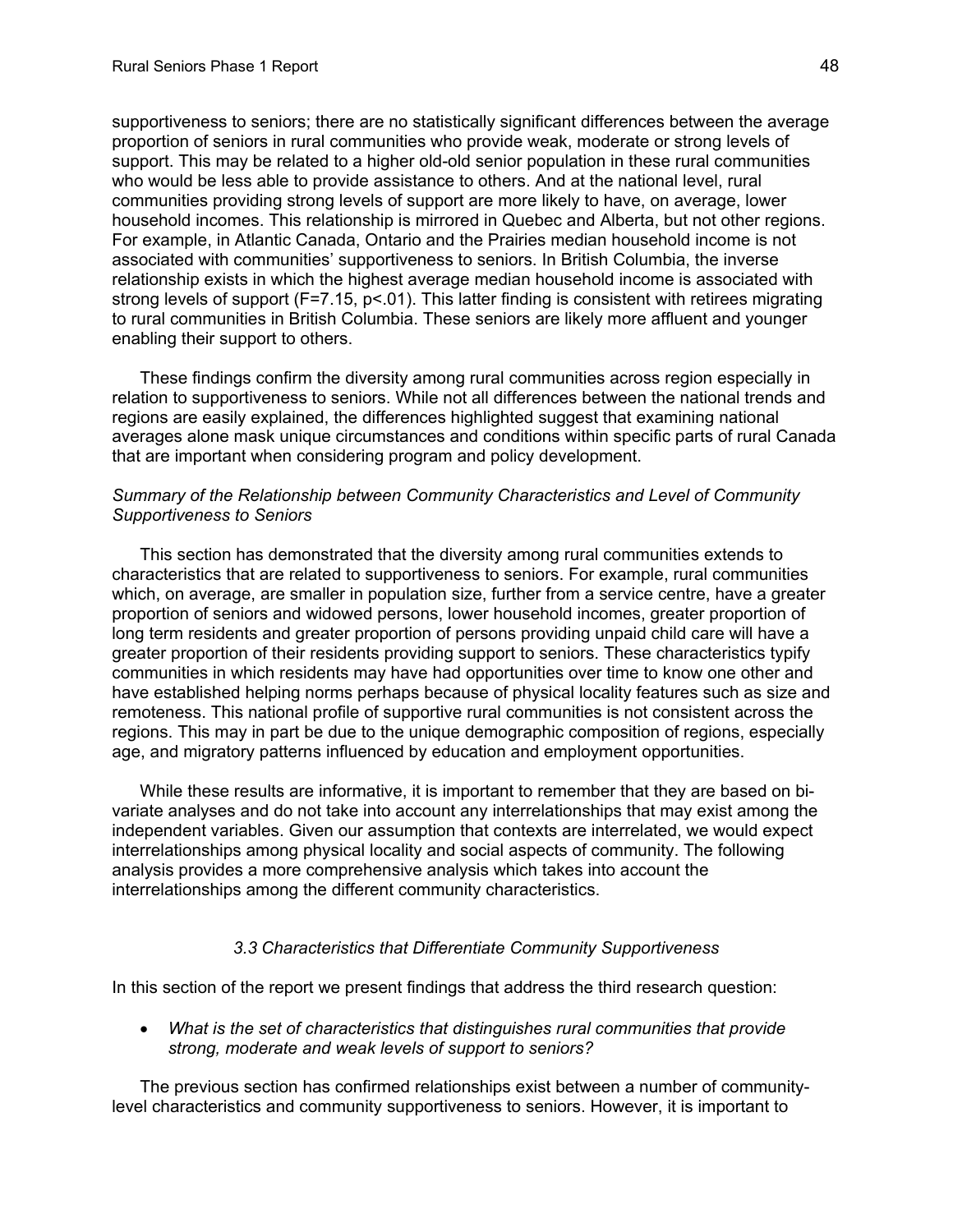supportiveness to seniors; there are no statistically significant differences between the average proportion of seniors in rural communities who provide weak, moderate or strong levels of support. This may be related to a higher old-old senior population in these rural communities who would be less able to provide assistance to others. And at the national level, rural communities providing strong levels of support are more likely to have, on average, lower household incomes. This relationship is mirrored in Quebec and Alberta, but not other regions. For example, in Atlantic Canada, Ontario and the Prairies median household income is not associated with communities' supportiveness to seniors. In British Columbia, the inverse relationship exists in which the highest average median household income is associated with strong levels of support ($F=7.15$, $p<.01$). This latter finding is consistent with retirees migrating to rural communities in British Columbia. These seniors are likely more affluent and younger enabling their support to others.

These findings confirm the diversity among rural communities across region especially in relation to supportiveness to seniors. While not all differences between the national trends and regions are easily explained, the differences highlighted suggest that examining national averages alone mask unique circumstances and conditions within specific parts of rural Canada that are important when considering program and policy development.

*Summary of the Relationship between Community Characteristics and Level of Community Supportiveness to Seniors*

This section has demonstrated that the diversity among rural communities extends to characteristics that are related to supportiveness to seniors. For example, rural communities which, on average, are smaller in population size, further from a service centre, have a greater proportion of seniors and widowed persons, lower household incomes, greater proportion of long term residents and greater proportion of persons providing unpaid child care will have a greater proportion of their residents providing support to seniors. These characteristics typify communities in which residents may have had opportunities over time to know one other and have established helping norms perhaps because of physical locality features such as size and remoteness. This national profile of supportive rural communities is not consistent across the regions. This may in part be due to the unique demographic composition of regions, especially age, and migratory patterns influenced by education and employment opportunities.

While these results are informative, it is important to remember that they are based on bi-variate analyses and do not take into account any interrelationships that may exist among the independent variables. Given our assumption that contexts are interrelated, we would expect interrelationships among physical locality and social aspects of community. The following analysis provides a more comprehensive analysis which takes into account the interrelationships among the different community characteristics.

### *3.3 Characteristics that Differentiate Community Supportiveness*

In this section of the report we present findings that address the third research question:

- *What is the set of characteristics that distinguishes rural communities that provide strong, moderate and weak levels of support to seniors?*

The previous section has confirmed relationships exist between a number of community-level characteristics and community supportiveness to seniors. However, it is important to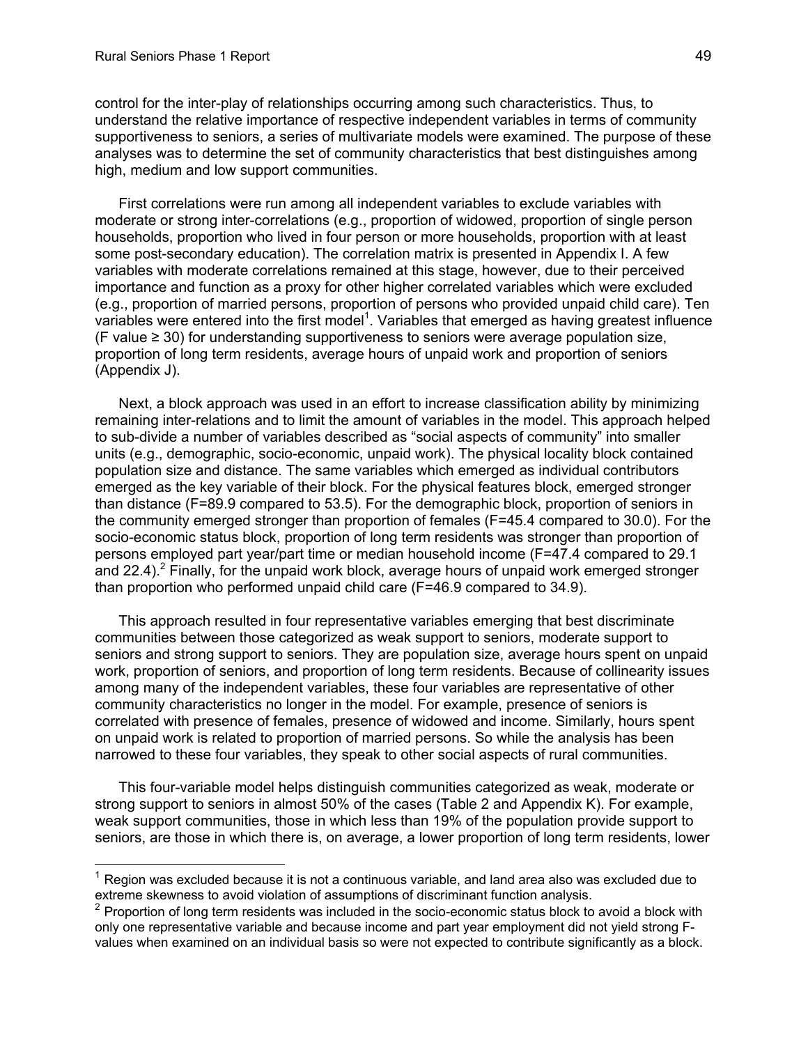control for the inter-play of relationships occurring among such characteristics. Thus, to understand the relative importance of respective independent variables in terms of community supportiveness to seniors, a series of multivariate models were examined. The purpose of these analyses was to determine the set of community characteristics that best distinguishes among high, medium and low support communities.

First correlations were run among all independent variables to exclude variables with moderate or strong inter-correlations (e.g., proportion of widowed, proportion of single person households, proportion who lived in four person or more households, proportion with at least some post-secondary education). The correlation matrix is presented in Appendix I. A few variables with moderate correlations remained at this stage, however, due to their perceived importance and function as a proxy for other higher correlated variables which were excluded (e.g., proportion of married persons, proportion of persons who provided unpaid child care). Ten variables were entered into the first model[1]. Variables that emerged as having greatest influence (F value ≥ 30) for understanding supportiveness to seniors were average population size, proportion of long term residents, average hours of unpaid work and proportion of seniors (Appendix J).

Next, a block approach was used in an effort to increase classification ability by minimizing remaining inter-relations and to limit the amount of variables in the model. This approach helped to sub-divide a number of variables described as "social aspects of community" into smaller units (e.g., demographic, socio-economic, unpaid work). The physical locality block contained population size and distance. The same variables which emerged as individual contributors emerged as the key variable of their block. For the physical features block, emerged stronger than distance (F=89.9 compared to 53.5). For the demographic block, proportion of seniors in the community emerged stronger than proportion of females (F=45.4 compared to 30.0). For the socio-economic status block, proportion of long term residents was stronger than proportion of persons employed part year/part time or median household income (F=47.4 compared to 29.1 and 22.4).[2] Finally, for the unpaid work block, average hours of unpaid work emerged stronger than proportion who performed unpaid child care (F=46.9 compared to 34.9).

This approach resulted in four representative variables emerging that best discriminate communities between those categorized as weak support to seniors, moderate support to seniors and strong support to seniors. They are population size, average hours spent on unpaid work, proportion of seniors, and proportion of long term residents. Because of collinearity issues among many of the independent variables, these four variables are representative of other community characteristics no longer in the model. For example, presence of seniors is correlated with presence of females, presence of widowed and income. Similarly, hours spent on unpaid work is related to proportion of married persons. So while the analysis has been narrowed to these four variables, they speak to other social aspects of rural communities.

This four-variable model helps distinguish communities categorized as weak, moderate or strong support to seniors in almost 50% of the cases (Table 2 and Appendix K). For example, weak support communities, those in which less than 19% of the population provide support to seniors, are those in which there is, on average, a lower proportion of long term residents, lower

---

[1] Region was excluded because it is not a continuous variable, and land area also was excluded due to extreme skewness to avoid violation of assumptions of discriminant function analysis.

[2] Proportion of long term residents was included in the socio-economic status block to avoid a block with only one representative variable and because income and part year employment did not yield strong F-values when examined on an individual basis so were not expected to contribute significantly as a block.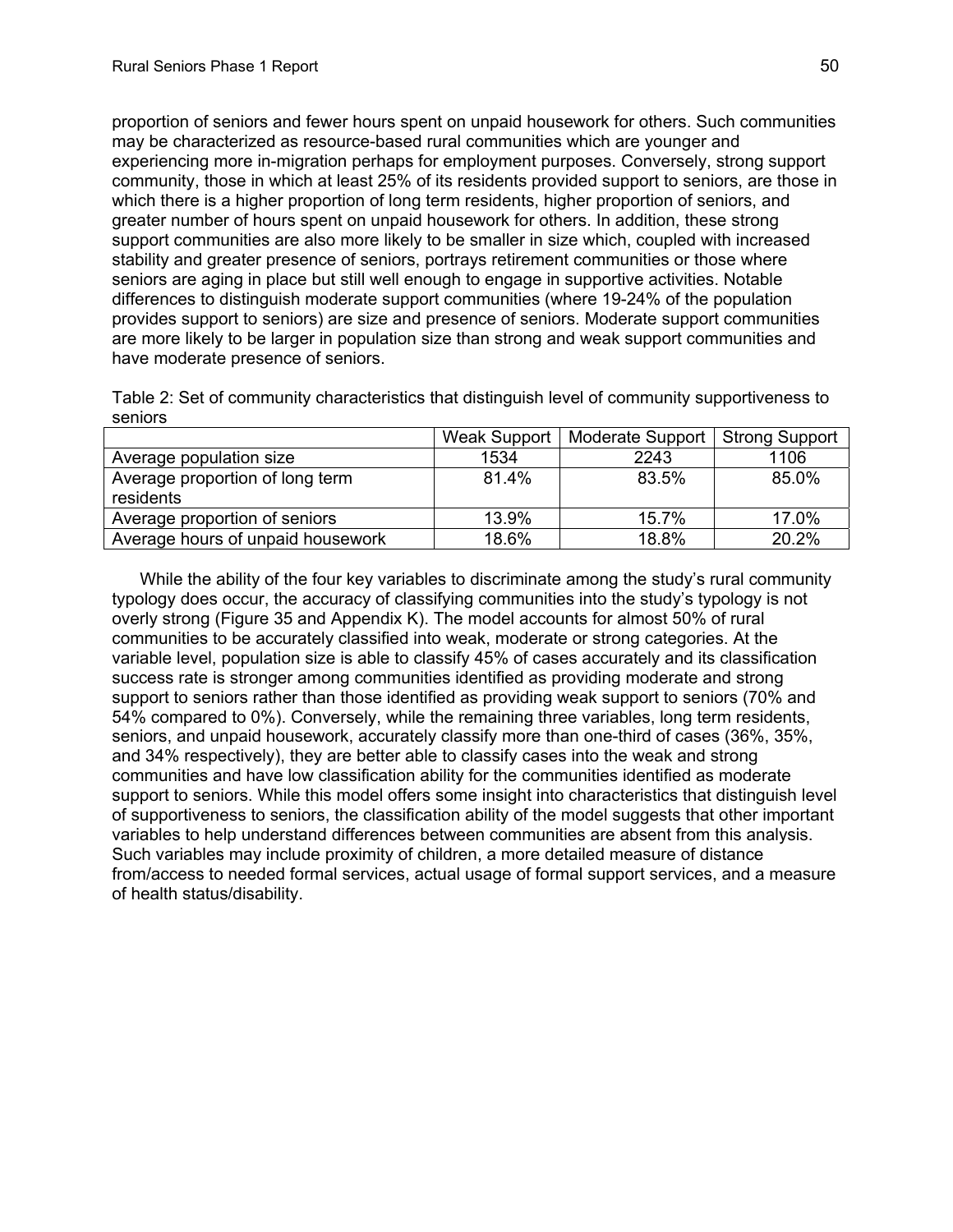proportion of seniors and fewer hours spent on unpaid housework for others. Such communities may be characterized as resource-based rural communities which are younger and experiencing more in-migration perhaps for employment purposes. Conversely, strong support community, those in which at least 25% of its residents provided support to seniors, are those in which there is a higher proportion of long term residents, higher proportion of seniors, and greater number of hours spent on unpaid housework for others. In addition, these strong support communities are also more likely to be smaller in size which, coupled with increased stability and greater presence of seniors, portrays retirement communities or those where seniors are aging in place but still well enough to engage in supportive activities. Notable differences to distinguish moderate support communities (where 19-24% of the population provides support to seniors) are size and presence of seniors. Moderate support communities are more likely to be larger in population size than strong and weak support communities and have moderate presence of seniors.

Table 2: Set of community characteristics that distinguish level of community supportiveness to seniors

| | Weak Support | Moderate Support | Strong Support |
|---|---|---|---|
| Average population size | 1534 | 2243 | 1106 |
| Average proportion of long term residents | 81.4% | 83.5% | 85.0% |
| Average proportion of seniors | 13.9% | 15.7% | 17.0% |
| Average hours of unpaid housework | 18.6% | 18.8% | 20.2% |

While the ability of the four key variables to discriminate among the study's rural community typology does occur, the accuracy of classifying communities into the study's typology is not overly strong (Figure 35 and Appendix K). The model accounts for almost 50% of rural communities to be accurately classified into weak, moderate or strong categories. At the variable level, population size is able to classify 45% of cases accurately and its classification success rate is stronger among communities identified as providing moderate and strong support to seniors rather than those identified as providing weak support to seniors (70% and 54% compared to 0%). Conversely, while the remaining three variables, long term residents, seniors, and unpaid housework, accurately classify more than one-third of cases (36%, 35%, and 34% respectively), they are better able to classify cases into the weak and strong communities and have low classification ability for the communities identified as moderate support to seniors. While this model offers some insight into characteristics that distinguish level of supportiveness to seniors, the classification ability of the model suggests that other important variables to help understand differences between communities are absent from this analysis. Such variables may include proximity of children, a more detailed measure of distance from/access to needed formal services, actual usage of formal support services, and a measure of health status/disability.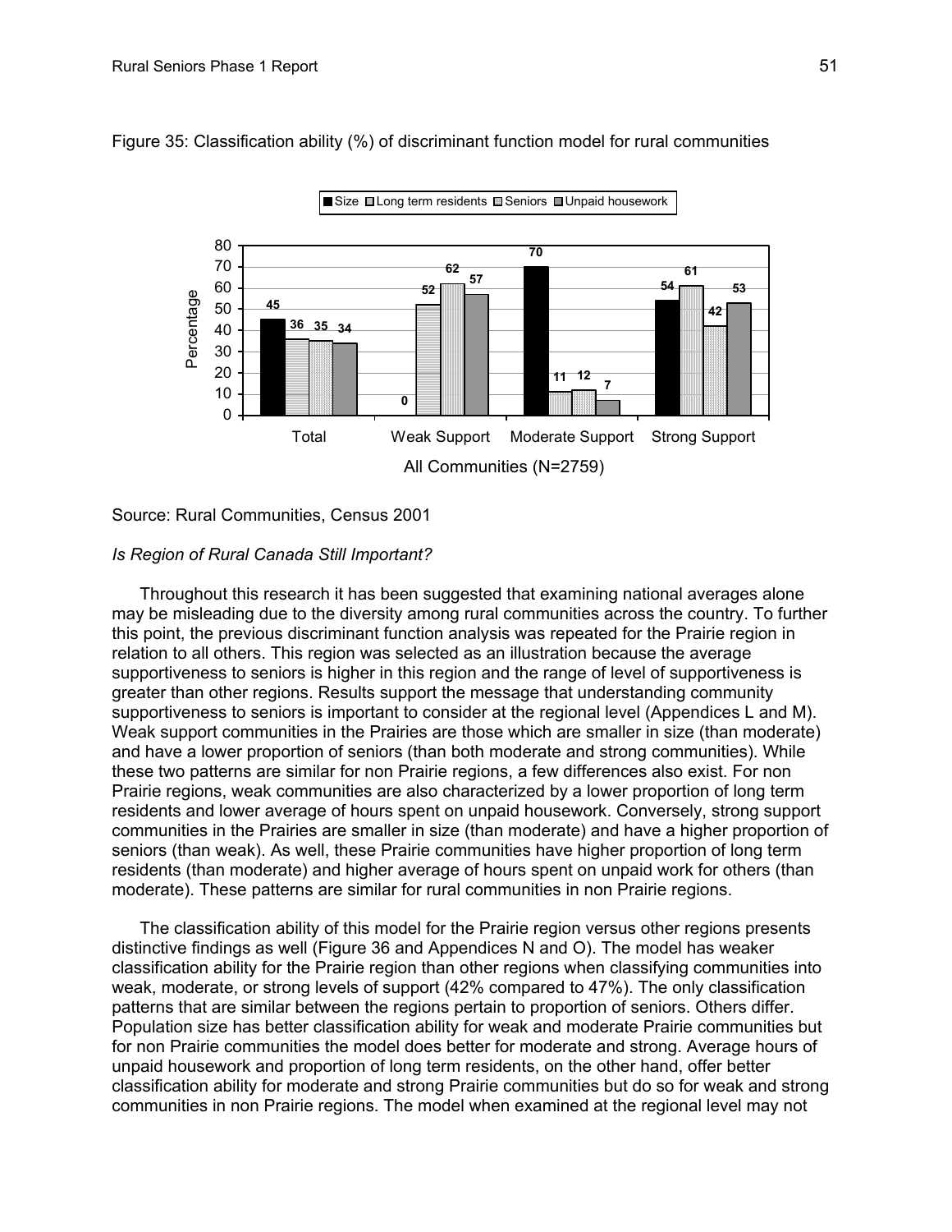Figure 35: Classification ability (%) of discriminant function model for rural communities

| All Communities (N=2759) | Size | Long term residents | Seniors | Unpaid housework |
|---|---|---|---|---|
| Total | 45 | 36 | 35 | 34 |
| Weak Support | 0 | 52 | 62 | 57 |
| Moderate Support | 70 | 11 | 12 | 7 |
| Strong Support | 54 | 61 | 42 | 53 |

Source: Rural Communities, Census 2001

*Is Region of Rural Canada Still Important?*

Throughout this research it has been suggested that examining national averages alone may be misleading due to the diversity among rural communities across the country. To further this point, the previous discriminant function analysis was repeated for the Prairie region in relation to all others. This region was selected as an illustration because the average supportiveness to seniors is higher in this region and the range of level of supportiveness is greater than other regions. Results support the message that understanding community supportiveness to seniors is important to consider at the regional level (Appendices L and M). Weak support communities in the Prairies are those which are smaller in size (than moderate) and have a lower proportion of seniors (than both moderate and strong communities). While these two patterns are similar for non Prairie regions, a few differences also exist. For non Prairie regions, weak communities are also characterized by a lower proportion of long term residents and lower average of hours spent on unpaid housework. Conversely, strong support communities in the Prairies are smaller in size (than moderate) and have a higher proportion of seniors (than weak). As well, these Prairie communities have higher proportion of long term residents (than moderate) and higher average of hours spent on unpaid work for others (than moderate). These patterns are similar for rural communities in non Prairie regions.

The classification ability of this model for the Prairie region versus other regions presents distinctive findings as well (Figure 36 and Appendices N and O). The model has weaker classification ability for the Prairie region than other regions when classifying communities into weak, moderate, or strong levels of support (42% compared to 47%). The only classification patterns that are similar between the regions pertain to proportion of seniors. Others differ. Population size has better classification ability for weak and moderate Prairie communities but for non Prairie communities the model does better for moderate and strong. Average hours of unpaid housework and proportion of long term residents, on the other hand, offer better classification ability for moderate and strong Prairie communities but do so for weak and strong communities in non Prairie regions. The model when examined at the regional level may not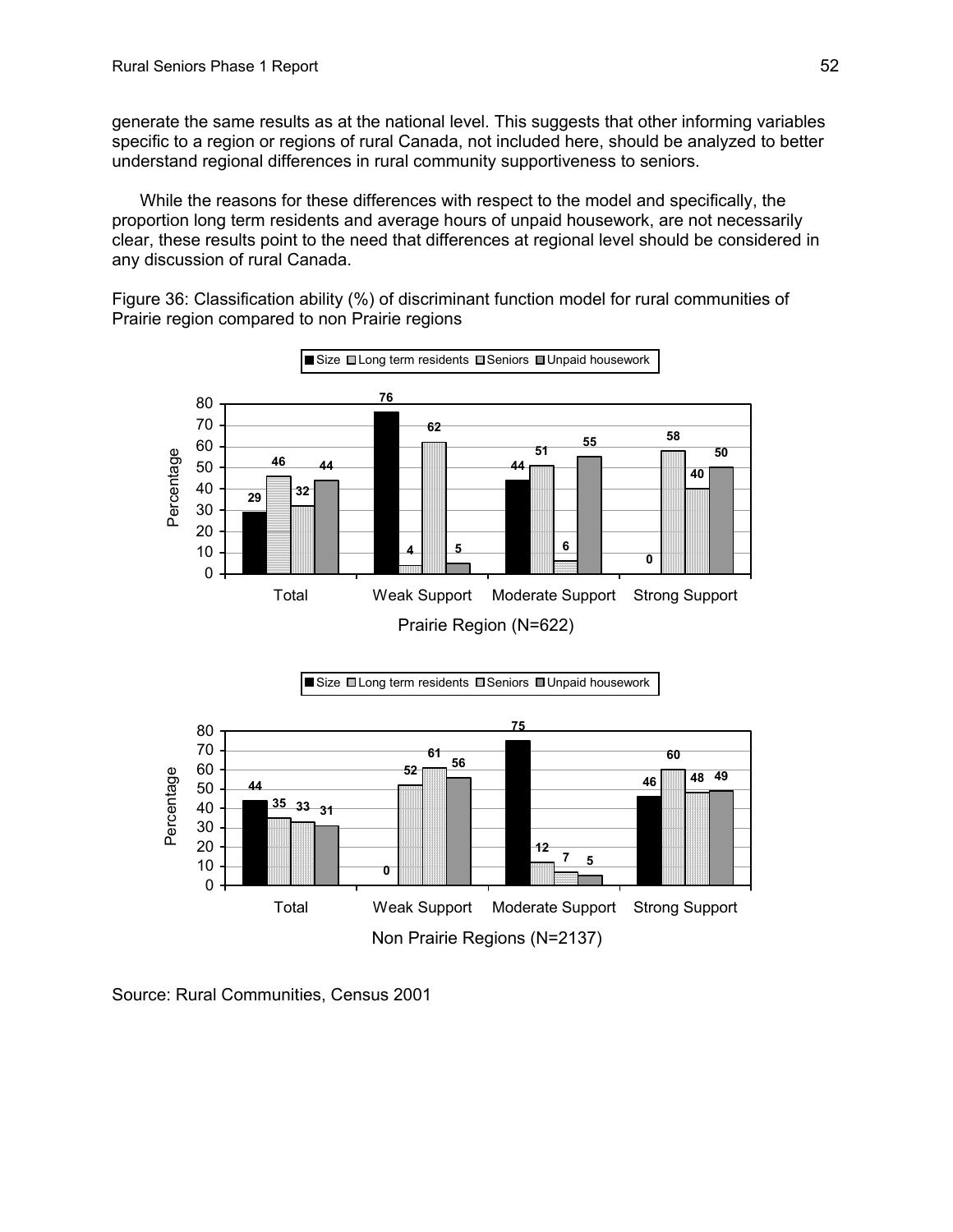generate the same results as at the national level. This suggests that other informing variables specific to a region or regions of rural Canada, not included here, should be analyzed to better understand regional differences in rural community supportiveness to seniors.

While the reasons for these differences with respect to the model and specifically, the proportion long term residents and average hours of unpaid housework, are not necessarily clear, these results point to the need that differences at regional level should be considered in any discussion of rural Canada.

Figure 36: Classification ability (%) of discriminant function model for rural communities of Prairie region compared to non Prairie regions

**Prairie Region (N=622)**

| | Size | Long term residents | Seniors | Unpaid housework |
|---|---|---|---|---|
| Total | 29 | 46 | 32 | 44 |
| Weak Support | 76 | 4 | 62 | 5 |
| Moderate Support | 44 | 51 | 6 | 55 |
| Strong Support | 0 | 58 | 40 | 50 |

**Non Prairie Regions (N=2137)**

| | Size | Long term residents | Seniors | Unpaid housework |
|---|---|---|---|---|
| Total | 44 | 35 | 33 | 31 |
| Weak Support | 0 | 52 | 61 | 56 |
| Moderate Support | 75 | 12 | 7 | 5 |
| Strong Support | 46 | 60 | 48 | 49 |

Source: Rural Communities, Census 2001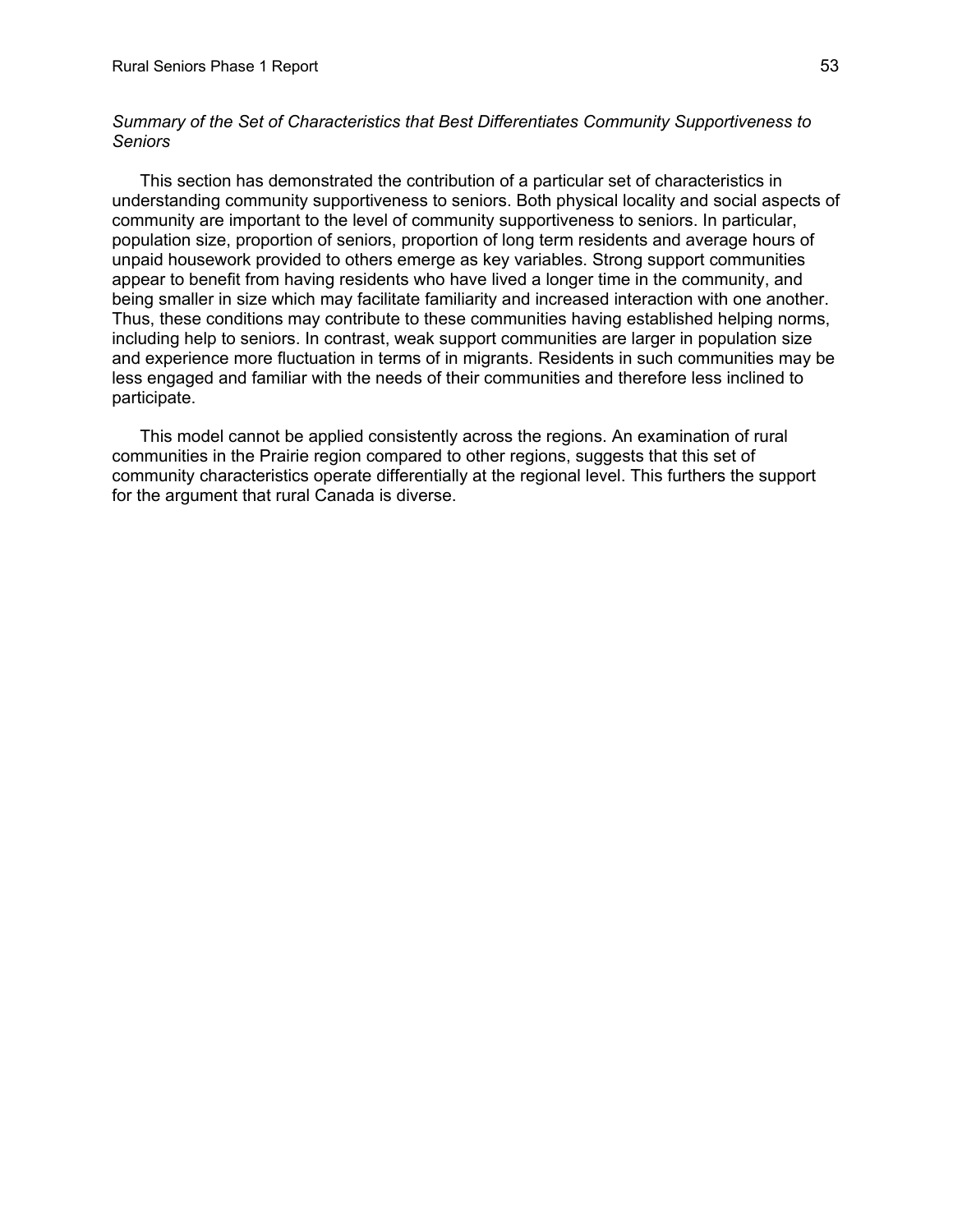*Summary of the Set of Characteristics that Best Differentiates Community Supportiveness to Seniors*

This section has demonstrated the contribution of a particular set of characteristics in understanding community supportiveness to seniors. Both physical locality and social aspects of community are important to the level of community supportiveness to seniors. In particular, population size, proportion of seniors, proportion of long term residents and average hours of unpaid housework provided to others emerge as key variables. Strong support communities appear to benefit from having residents who have lived a longer time in the community, and being smaller in size which may facilitate familiarity and increased interaction with one another. Thus, these conditions may contribute to these communities having established helping norms, including help to seniors. In contrast, weak support communities are larger in population size and experience more fluctuation in terms of in migrants. Residents in such communities may be less engaged and familiar with the needs of their communities and therefore less inclined to participate.

This model cannot be applied consistently across the regions. An examination of rural communities in the Prairie region compared to other regions, suggests that this set of community characteristics operate differentially at the regional level. This furthers the support for the argument that rural Canada is diverse.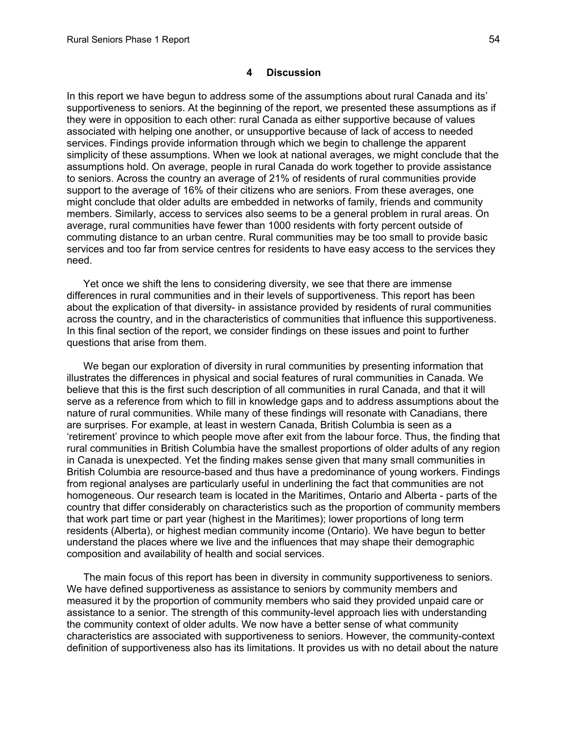## 4 Discussion

In this report we have begun to address some of the assumptions about rural Canada and its' supportiveness to seniors. At the beginning of the report, we presented these assumptions as if they were in opposition to each other: rural Canada as either supportive because of values associated with helping one another, or unsupportive because of lack of access to needed services. Findings provide information through which we begin to challenge the apparent simplicity of these assumptions. When we look at national averages, we might conclude that the assumptions hold. On average, people in rural Canada do work together to provide assistance to seniors. Across the country an average of 21% of residents of rural communities provide support to the average of 16% of their citizens who are seniors. From these averages, one might conclude that older adults are embedded in networks of family, friends and community members. Similarly, access to services also seems to be a general problem in rural areas. On average, rural communities have fewer than 1000 residents with forty percent outside of commuting distance to an urban centre. Rural communities may be too small to provide basic services and too far from service centres for residents to have easy access to the services they need.

Yet once we shift the lens to considering diversity, we see that there are immense differences in rural communities and in their levels of supportiveness. This report has been about the explication of that diversity- in assistance provided by residents of rural communities across the country, and in the characteristics of communities that influence this supportiveness. In this final section of the report, we consider findings on these issues and point to further questions that arise from them.

We began our exploration of diversity in rural communities by presenting information that illustrates the differences in physical and social features of rural communities in Canada. We believe that this is the first such description of all communities in rural Canada, and that it will serve as a reference from which to fill in knowledge gaps and to address assumptions about the nature of rural communities. While many of these findings will resonate with Canadians, there are surprises. For example, at least in western Canada, British Columbia is seen as a 'retirement' province to which people move after exit from the labour force. Thus, the finding that rural communities in British Columbia have the smallest proportions of older adults of any region in Canada is unexpected. Yet the finding makes sense given that many small communities in British Columbia are resource-based and thus have a predominance of young workers. Findings from regional analyses are particularly useful in underlining the fact that communities are not homogeneous. Our research team is located in the Maritimes, Ontario and Alberta - parts of the country that differ considerably on characteristics such as the proportion of community members that work part time or part year (highest in the Maritimes); lower proportions of long term residents (Alberta), or highest median community income (Ontario). We have begun to better understand the places where we live and the influences that may shape their demographic composition and availability of health and social services.

The main focus of this report has been in diversity in community supportiveness to seniors. We have defined supportiveness as assistance to seniors by community members and measured it by the proportion of community members who said they provided unpaid care or assistance to a senior. The strength of this community-level approach lies with understanding the community context of older adults. We now have a better sense of what community characteristics are associated with supportiveness to seniors. However, the community-context definition of supportiveness also has its limitations. It provides us with no detail about the nature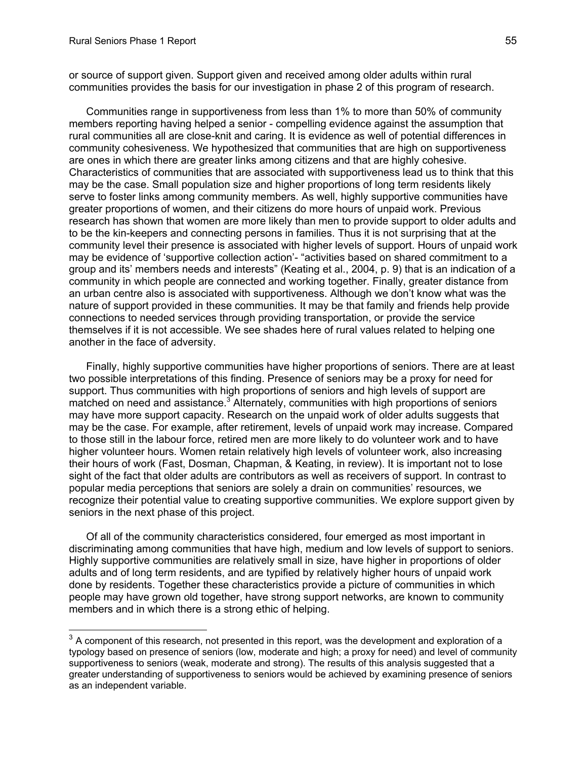or source of support given. Support given and received among older adults within rural communities provides the basis for our investigation in phase 2 of this program of research.

Communities range in supportiveness from less than 1% to more than 50% of community members reporting having helped a senior - compelling evidence against the assumption that rural communities all are close-knit and caring. It is evidence as well of potential differences in community cohesiveness. We hypothesized that communities that are high on supportiveness are ones in which there are greater links among citizens and that are highly cohesive. Characteristics of communities that are associated with supportiveness lead us to think that this may be the case. Small population size and higher proportions of long term residents likely serve to foster links among community members. As well, highly supportive communities have greater proportions of women, and their citizens do more hours of unpaid work. Previous research has shown that women are more likely than men to provide support to older adults and to be the kin-keepers and connecting persons in families. Thus it is not surprising that at the community level their presence is associated with higher levels of support. Hours of unpaid work may be evidence of 'supportive collection action'- "activities based on shared commitment to a group and its' members needs and interests" (Keating et al., 2004, p. 9) that is an indication of a community in which people are connected and working together. Finally, greater distance from an urban centre also is associated with supportiveness. Although we don't know what was the nature of support provided in these communities. It may be that family and friends help provide connections to needed services through providing transportation, or provide the service themselves if it is not accessible. We see shades here of rural values related to helping one another in the face of adversity.

Finally, highly supportive communities have higher proportions of seniors. There are at least two possible interpretations of this finding. Presence of seniors may be a proxy for need for support. Thus communities with high proportions of seniors and high levels of support are matched on need and assistance.[3] Alternately, communities with high proportions of seniors may have more support capacity. Research on the unpaid work of older adults suggests that may be the case. For example, after retirement, levels of unpaid work may increase. Compared to those still in the labour force, retired men are more likely to do volunteer work and to have higher volunteer hours. Women retain relatively high levels of volunteer work, also increasing their hours of work (Fast, Dosman, Chapman, & Keating, in review). It is important not to lose sight of the fact that older adults are contributors as well as receivers of support. In contrast to popular media perceptions that seniors are solely a drain on communities' resources, we recognize their potential value to creating supportive communities. We explore support given by seniors in the next phase of this project.

Of all of the community characteristics considered, four emerged as most important in discriminating among communities that have high, medium and low levels of support to seniors. Highly supportive communities are relatively small in size, have higher in proportions of older adults and of long term residents, and are typified by relatively higher hours of unpaid work done by residents. Together these characteristics provide a picture of communities in which people may have grown old together, have strong support networks, are known to community members and in which there is a strong ethic of helping.

---

[3] A component of this research, not presented in this report, was the development and exploration of a typology based on presence of seniors (low, moderate and high; a proxy for need) and level of community supportiveness to seniors (weak, moderate and strong). The results of this analysis suggested that a greater understanding of supportiveness to seniors would be achieved by examining presence of seniors as an independent variable.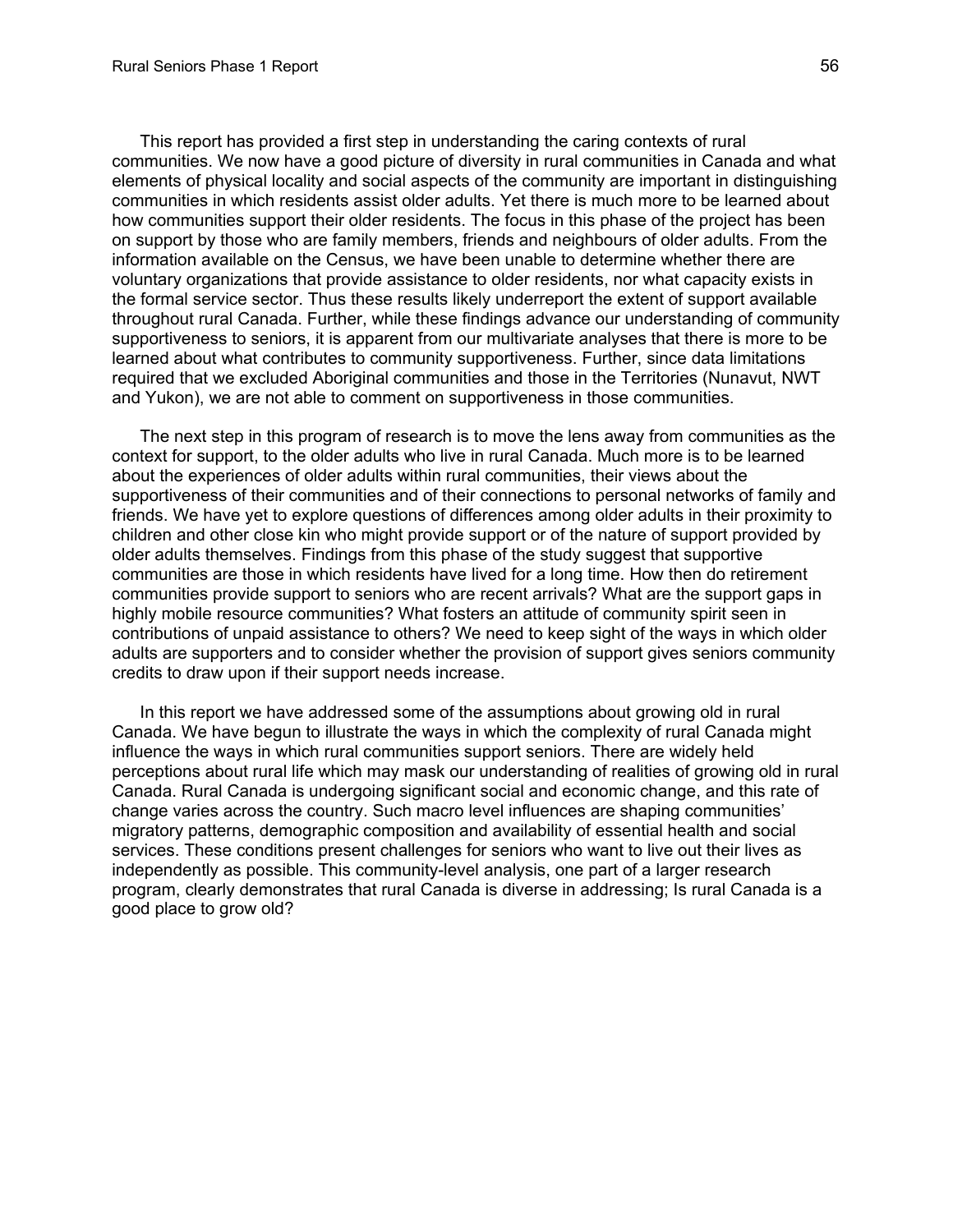This report has provided a first step in understanding the caring contexts of rural communities. We now have a good picture of diversity in rural communities in Canada and what elements of physical locality and social aspects of the community are important in distinguishing communities in which residents assist older adults. Yet there is much more to be learned about how communities support their older residents. The focus in this phase of the project has been on support by those who are family members, friends and neighbours of older adults. From the information available on the Census, we have been unable to determine whether there are voluntary organizations that provide assistance to older residents, nor what capacity exists in the formal service sector. Thus these results likely underreport the extent of support available throughout rural Canada. Further, while these findings advance our understanding of community supportiveness to seniors, it is apparent from our multivariate analyses that there is more to be learned about what contributes to community supportiveness. Further, since data limitations required that we excluded Aboriginal communities and those in the Territories (Nunavut, NWT and Yukon), we are not able to comment on supportiveness in those communities.

The next step in this program of research is to move the lens away from communities as the context for support, to the older adults who live in rural Canada. Much more is to be learned about the experiences of older adults within rural communities, their views about the supportiveness of their communities and of their connections to personal networks of family and friends. We have yet to explore questions of differences among older adults in their proximity to children and other close kin who might provide support or of the nature of support provided by older adults themselves. Findings from this phase of the study suggest that supportive communities are those in which residents have lived for a long time. How then do retirement communities provide support to seniors who are recent arrivals? What are the support gaps in highly mobile resource communities? What fosters an attitude of community spirit seen in contributions of unpaid assistance to others? We need to keep sight of the ways in which older adults are supporters and to consider whether the provision of support gives seniors community credits to draw upon if their support needs increase.

In this report we have addressed some of the assumptions about growing old in rural Canada. We have begun to illustrate the ways in which the complexity of rural Canada might influence the ways in which rural communities support seniors. There are widely held perceptions about rural life which may mask our understanding of realities of growing old in rural Canada. Rural Canada is undergoing significant social and economic change, and this rate of change varies across the country. Such macro level influences are shaping communities' migratory patterns, demographic composition and availability of essential health and social services. These conditions present challenges for seniors who want to live out their lives as independently as possible. This community-level analysis, one part of a larger research program, clearly demonstrates that rural Canada is diverse in addressing; Is rural Canada is a good place to grow old?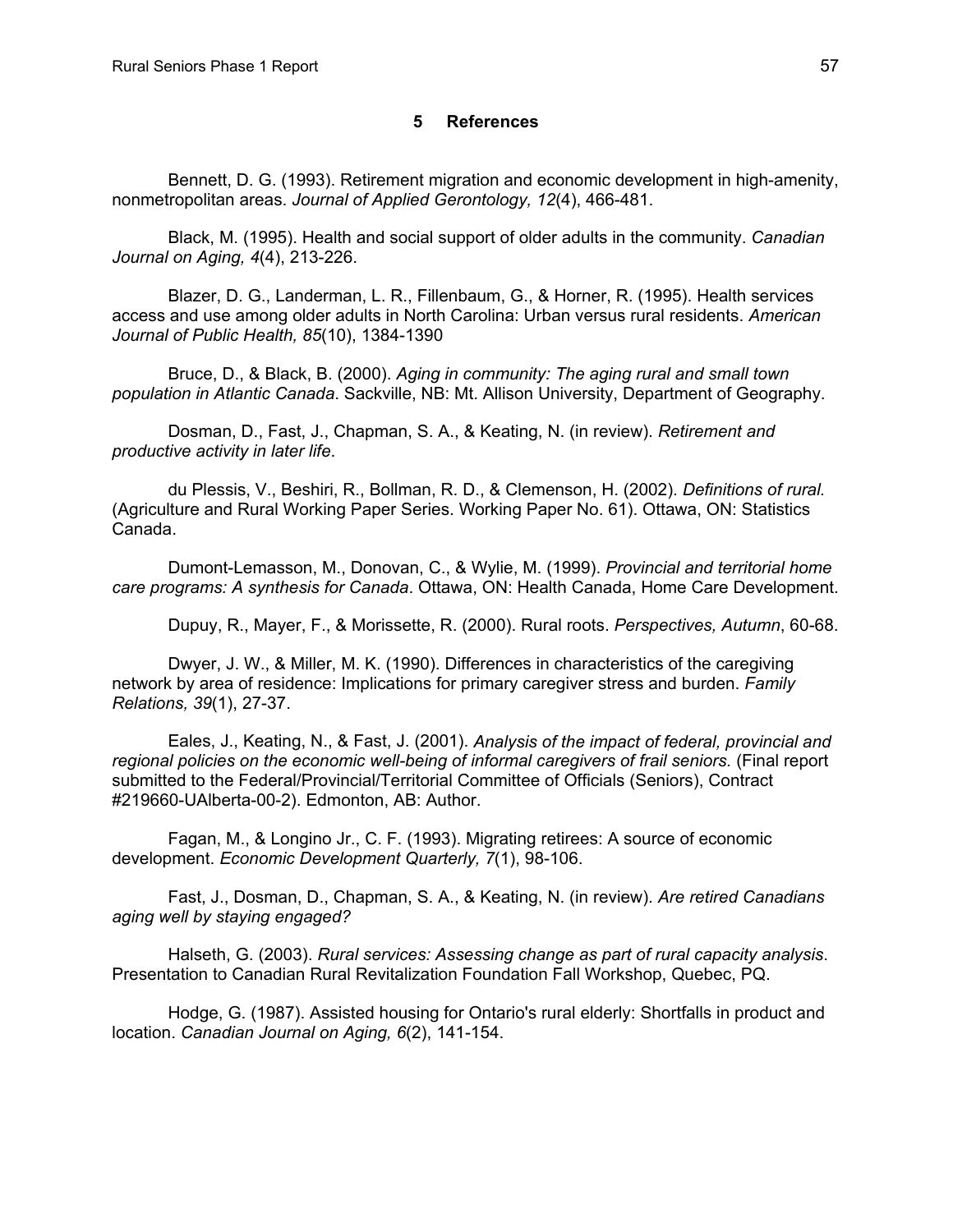# 5 References

Bennett, D. G. (1993). Retirement migration and economic development in high-amenity, nonmetropolitan areas. *Journal of Applied Gerontology, 12*(4), 466-481.

Black, M. (1995). Health and social support of older adults in the community. *Canadian Journal on Aging, 4*(4), 213-226.

Blazer, D. G., Landerman, L. R., Fillenbaum, G., & Horner, R. (1995). Health services access and use among older adults in North Carolina: Urban versus rural residents. *American Journal of Public Health, 85*(10), 1384-1390

Bruce, D., & Black, B. (2000). *Aging in community: The aging rural and small town population in Atlantic Canada*. Sackville, NB: Mt. Allison University, Department of Geography.

Dosman, D., Fast, J., Chapman, S. A., & Keating, N. (in review). *Retirement and productive activity in later life*.

du Plessis, V., Beshiri, R., Bollman, R. D., & Clemenson, H. (2002). *Definitions of rural.* (Agriculture and Rural Working Paper Series. Working Paper No. 61). Ottawa, ON: Statistics Canada.

Dumont-Lemasson, M., Donovan, C., & Wylie, M. (1999). *Provincial and territorial home care programs: A synthesis for Canada*. Ottawa, ON: Health Canada, Home Care Development.

Dupuy, R., Mayer, F., & Morissette, R. (2000). Rural roots. *Perspectives, Autumn*, 60-68.

Dwyer, J. W., & Miller, M. K. (1990). Differences in characteristics of the caregiving network by area of residence: Implications for primary caregiver stress and burden. *Family Relations, 39*(1), 27-37.

Eales, J., Keating, N., & Fast, J. (2001). *Analysis of the impact of federal, provincial and regional policies on the economic well-being of informal caregivers of frail seniors.* (Final report submitted to the Federal/Provincial/Territorial Committee of Officials (Seniors), Contract #219660-UAlberta-00-2). Edmonton, AB: Author.

Fagan, M., & Longino Jr., C. F. (1993). Migrating retirees: A source of economic development. *Economic Development Quarterly, 7*(1), 98-106.

Fast, J., Dosman, D., Chapman, S. A., & Keating, N. (in review). *Are retired Canadians aging well by staying engaged?*

Halseth, G. (2003). *Rural services: Assessing change as part of rural capacity analysis*. Presentation to Canadian Rural Revitalization Foundation Fall Workshop, Quebec, PQ.

Hodge, G. (1987). Assisted housing for Ontario's rural elderly: Shortfalls in product and location. *Canadian Journal on Aging, 6*(2), 141-154.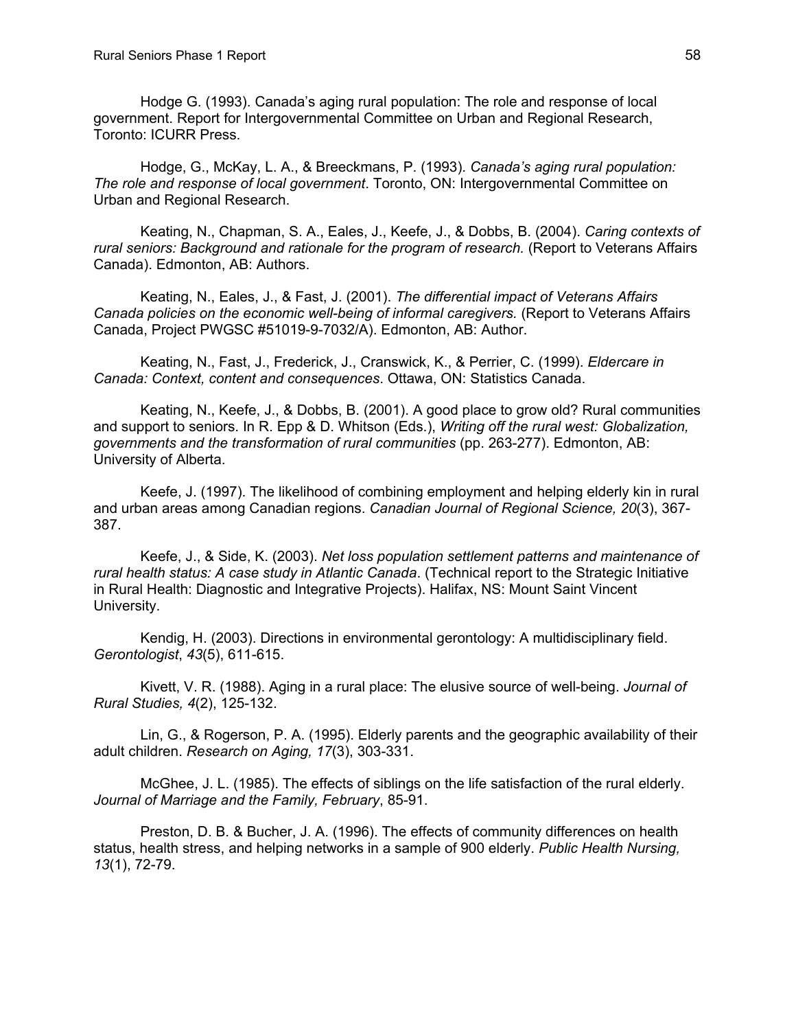Hodge G. (1993). Canada's aging rural population: The role and response of local government. Report for Intergovernmental Committee on Urban and Regional Research, Toronto: ICURR Press.

Hodge, G., McKay, L. A., & Breeckmans, P. (1993). *Canada's aging rural population: The role and response of local government*. Toronto, ON: Intergovernmental Committee on Urban and Regional Research.

Keating, N., Chapman, S. A., Eales, J., Keefe, J., & Dobbs, B. (2004). *Caring contexts of rural seniors: Background and rationale for the program of research.* (Report to Veterans Affairs Canada). Edmonton, AB: Authors.

Keating, N., Eales, J., & Fast, J. (2001). *The differential impact of Veterans Affairs Canada policies on the economic well-being of informal caregivers.* (Report to Veterans Affairs Canada, Project PWGSC #51019-9-7032/A). Edmonton, AB: Author.

Keating, N., Fast, J., Frederick, J., Cranswick, K., & Perrier, C. (1999). *Eldercare in Canada: Context, content and consequences*. Ottawa, ON: Statistics Canada.

Keating, N., Keefe, J., & Dobbs, B. (2001). A good place to grow old? Rural communities and support to seniors. In R. Epp & D. Whitson (Eds.), *Writing off the rural west: Globalization, governments and the transformation of rural communities* (pp. 263-277). Edmonton, AB: University of Alberta.

Keefe, J. (1997). The likelihood of combining employment and helping elderly kin in rural and urban areas among Canadian regions. *Canadian Journal of Regional Science, 20*(3), 367-387.

Keefe, J., & Side, K. (2003). *Net loss population settlement patterns and maintenance of rural health status: A case study in Atlantic Canada*. (Technical report to the Strategic Initiative in Rural Health: Diagnostic and Integrative Projects). Halifax, NS: Mount Saint Vincent University.

Kendig, H. (2003). Directions in environmental gerontology: A multidisciplinary field. *Gerontologist*, *43*(5), 611-615.

Kivett, V. R. (1988). Aging in a rural place: The elusive source of well-being. *Journal of Rural Studies, 4*(2), 125-132.

Lin, G., & Rogerson, P. A. (1995). Elderly parents and the geographic availability of their adult children. *Research on Aging, 17*(3), 303-331.

McGhee, J. L. (1985). The effects of siblings on the life satisfaction of the rural elderly. *Journal of Marriage and the Family, February*, 85-91.

Preston, D. B. & Bucher, J. A. (1996). The effects of community differences on health status, health stress, and helping networks in a sample of 900 elderly. *Public Health Nursing, 13*(1), 72-79.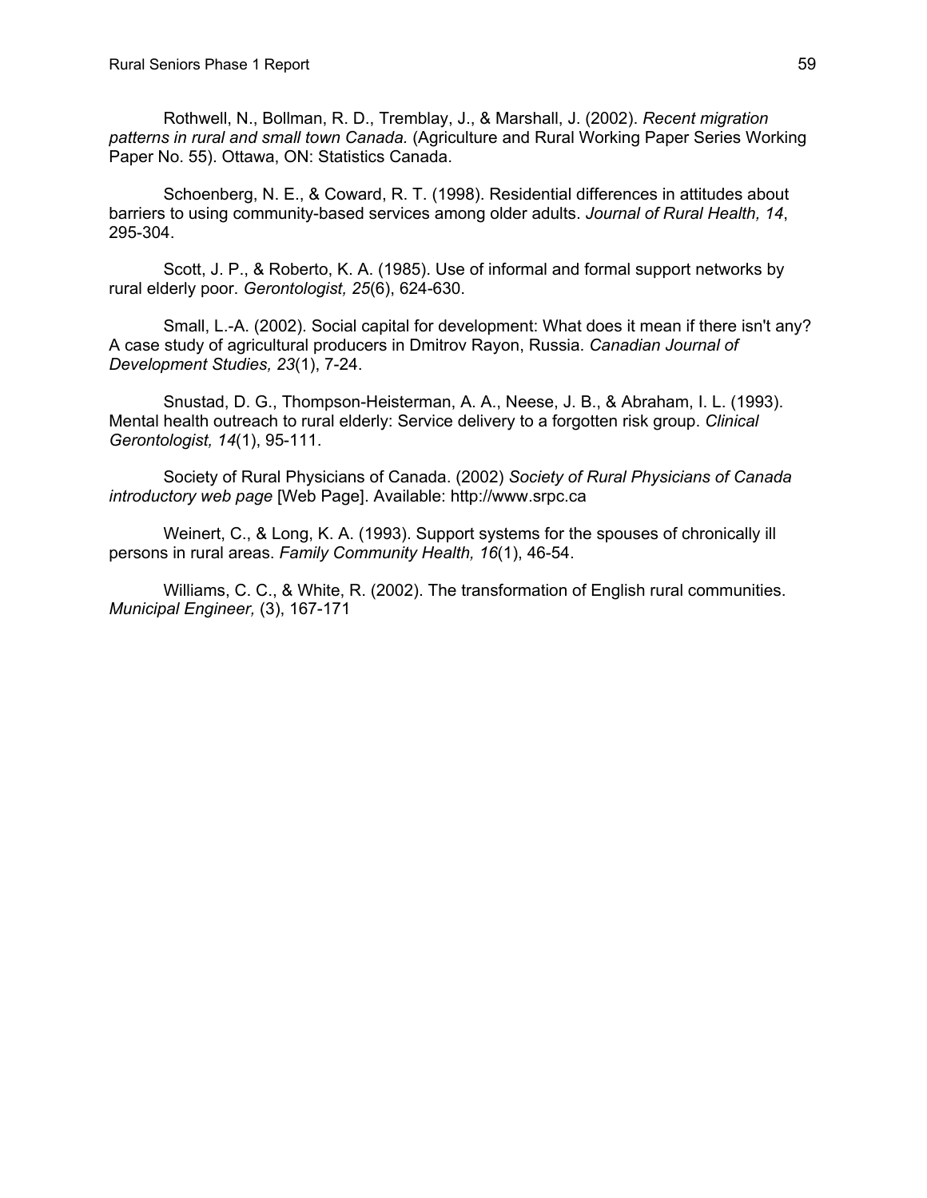Rothwell, N., Bollman, R. D., Tremblay, J., & Marshall, J. (2002). *Recent migration patterns in rural and small town Canada.* (Agriculture and Rural Working Paper Series Working Paper No. 55). Ottawa, ON: Statistics Canada.

Schoenberg, N. E., & Coward, R. T. (1998). Residential differences in attitudes about barriers to using community-based services among older adults. *Journal of Rural Health, 14*, 295-304.

Scott, J. P., & Roberto, K. A. (1985). Use of informal and formal support networks by rural elderly poor. *Gerontologist, 25*(6), 624-630.

Small, L.-A. (2002). Social capital for development: What does it mean if there isn't any? A case study of agricultural producers in Dmitrov Rayon, Russia. *Canadian Journal of Development Studies, 23*(1), 7-24.

Snustad, D. G., Thompson-Heisterman, A. A., Neese, J. B., & Abraham, I. L. (1993). Mental health outreach to rural elderly: Service delivery to a forgotten risk group. *Clinical Gerontologist, 14*(1), 95-111.

Society of Rural Physicians of Canada. (2002) *Society of Rural Physicians of Canada introductory web page* [Web Page]. Available: http://www.srpc.ca

Weinert, C., & Long, K. A. (1993). Support systems for the spouses of chronically ill persons in rural areas. *Family Community Health, 16*(1), 46-54.

Williams, C. C., & White, R. (2002). The transformation of English rural communities. *Municipal Engineer,* (3), 167-171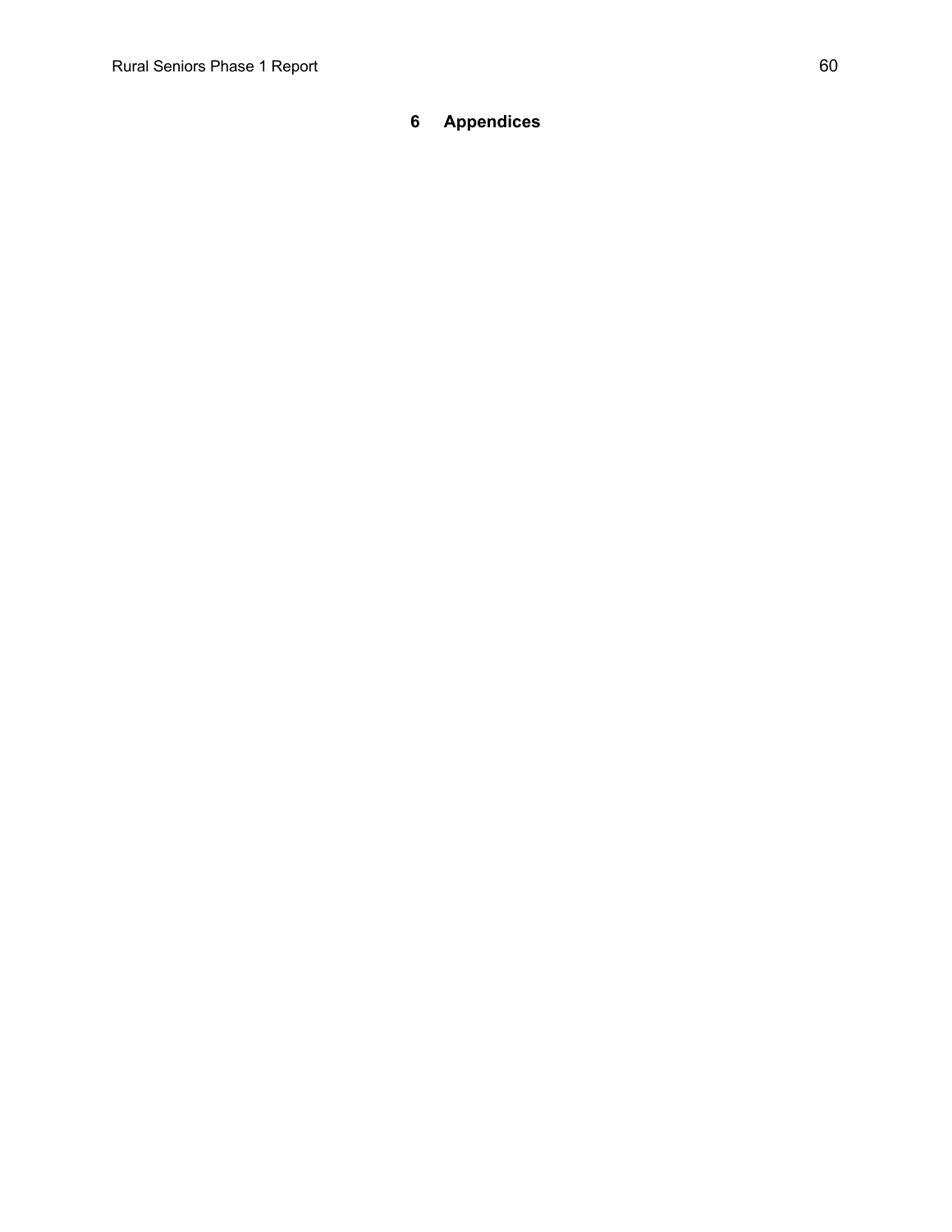# 6 Appendices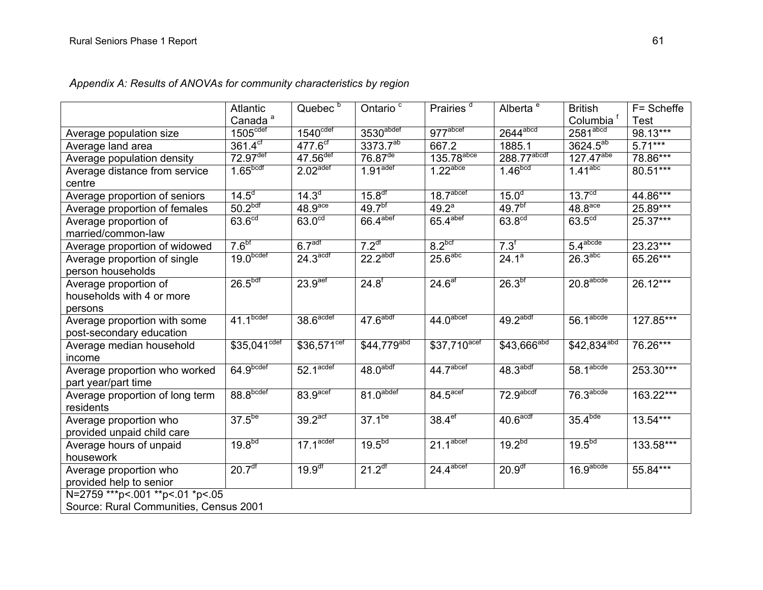*Appendix A: Results of ANOVAs for community characteristics by region*

| | Atlantic Canada [a] | Quebec [b] | Ontario [c] | Prairies [d] | Alberta [e] | British Columbia [f] | F= Scheffe Test |
|---|---|---|---|---|---|---|---|
| Average population size | 1505[cdef] | 1540[cdef] | 3530[abdef] | 977[abcef] | 2644[abcd] | 2581[abcd] | 98.13*** |
| Average land area | 361.4[cf] | 477.6[cf] | 3373.7[ab] | 667.2 | 1885.1 | 3624.5[ab] | 5.71*** |
| Average population density | 72.97[def] | 47.56[def] | 76.87[de] | 135.78[abce] | 288.77[abcdf] | 127.47[abe] | 78.86*** |
| Average distance from service centre | 1.65[bcdf] | 2.02[adef] | 1.91[adef] | 1.22[abce] | 1.46[bcd] | 1.41[abc] | 80.51*** |
| Average proportion of seniors | 14.5[d] | 14.3[d] | 15.8[df] | 18.7[abcef] | 15.0[d] | 13.7[cd] | 44.86*** |
| Average proportion of females | 50.2[bdf] | 48.9[ace] | 49.7[bf] | 49.2[a] | 49.7[bf] | 48.8[ace] | 25.89*** |
| Average proportion of married/common-law | 63.6[cd] | 63.0[cd] | 66.4[abef] | 65.4[abef] | 63.8[cd] | 63.5[cd] | 25.37*** |
| Average proportion of widowed | 7.6[bf] | 6.7[adf] | 7.2[df] | 8.2[bcf] | 7.3[f] | 5.4[abcde] | 23.23*** |
| Average proportion of single person households | 19.0[bcdef] | 24.3[acdf] | 22.2[abdf] | 25.6[abc] | 24.1[a] | 26.3[abc] | 65.26*** |
| Average proportion of households with 4 or more persons | 26.5[bdf] | 23.9[aef] | 24.8[f] | 24.6[af] | 26.3[bf] | 20.8[abcde] | 26.12*** |
| Average proportion with some post-secondary education | 41.1[bcdef] | 38.6[acdef] | 47.6[abdf] | 44.0[abcef] | 49.2[abdf] | 56.1[abcde] | 127.85*** |
| Average median household income | $35,041[cdef] | $36,571[cef] | $44,779[abd] | $37,710[acef] | $43,666[abd] | $42,834[abd] | 76.26*** |
| Average proportion who worked part year/part time | 64.9[bcdef] | 52.1[acdef] | 48.0[abdf] | 44.7[abcef] | 48.3[abdf] | 58.1[abcde] | 253.30*** |
| Average proportion of long term residents | 88.8[bcdef] | 83.9[acef] | 81.0[abdef] | 84.5[acef] | 72.9[abcdf] | 76.3[abcde] | 163.22*** |
| Average proportion who provided unpaid child care | 37.5[be] | 39.2[acf] | 37.1[be] | 38.4[ef] | 40.6[acdf] | 35.4[bde] | 13.54*** |
| Average hours of unpaid housework | 19.8[bd] | 17.1[acdef] | 19.5[bd] | 21.1[abcef] | 19.2[bd] | 19.5[bd] | 133.58*** |
| Average proportion who provided help to senior | 20.7[df] | 19.9[df] | 21.2[df] | 24.4[abcef] | 20.9[df] | 16.9[abcde] | 55.84*** |

N=2759 ***p<.001 **p<.01 *p<.05

Source: Rural Communities, Census 2001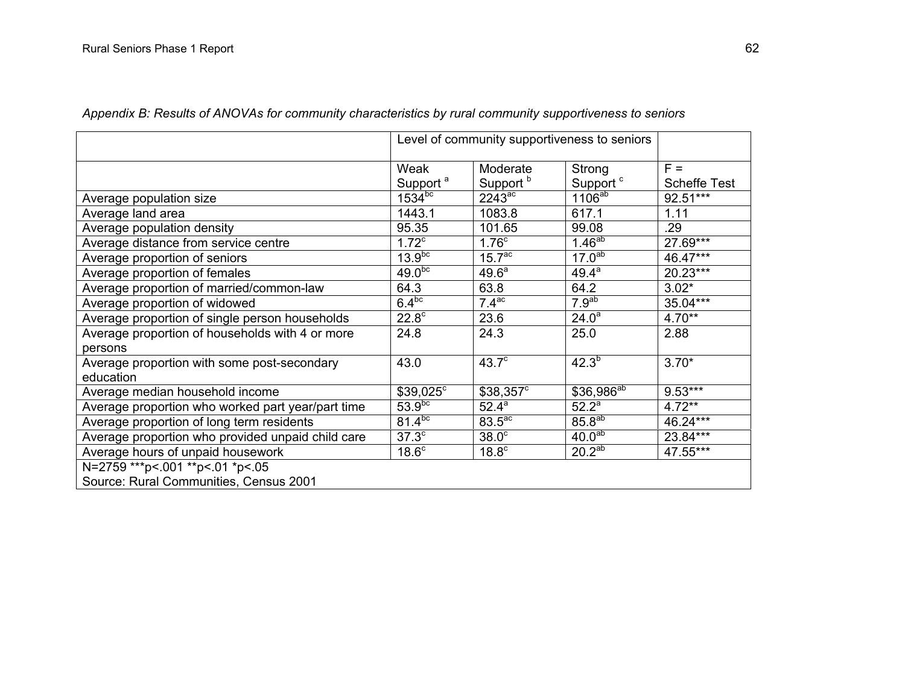*Appendix B: Results of ANOVAs for community characteristics by rural community supportiveness to seniors*

| | Level of community supportiveness to seniors | | | |
|---|---|---|---|---|
| | Weak Support [a] | Moderate Support [b] | Strong Support [c] | F = Scheffe Test |
| Average population size | 1534[bc] | 2243[ac] | 1106[ab] | 92.51*** |
| Average land area | 1443.1 | 1083.8 | 617.1 | 1.11 |
| Average population density | 95.35 | 101.65 | 99.08 | .29 |
| Average distance from service centre | 1.72[c] | 1.76[c] | 1.46[ab] | 27.69*** |
| Average proportion of seniors | 13.9[bc] | 15.7[ac] | 17.0[ab] | 46.47*** |
| Average proportion of females | 49.0[bc] | 49.6[a] | 49.4[a] | 20.23*** |
| Average proportion of married/common-law | 64.3 | 63.8 | 64.2 | 3.02* |
| Average proportion of widowed | 6.4[bc] | 7.4[ac] | 7.9[ab] | 35.04*** |
| Average proportion of single person households | 22.8[c] | 23.6 | 24.0[a] | 4.70** |
| Average proportion of households with 4 or more persons | 24.8 | 24.3 | 25.0 | 2.88 |
| Average proportion with some post-secondary education | 43.0 | 43.7[c] | 42.3[b] | 3.70* |
| Average median household income | $39,025[c] | $38,357[c] | $36,986[ab] | 9.53*** |
| Average proportion who worked part year/part time | 53.9[bc] | 52.4[a] | 52.2[a] | 4.72** |
| Average proportion of long term residents | 81.4[bc] | 83.5[ac] | 85.8[ab] | 46.24*** |
| Average proportion who provided unpaid child care | 37.3[c] | 38.0[c] | 40.0[ab] | 23.84*** |
| Average hours of unpaid housework | 18.6[c] | 18.8[c] | 20.2[ab] | 47.55*** |

N=2759 ***p<.001 **p<.01 *p<.05
Source: Rural Communities, Census 2001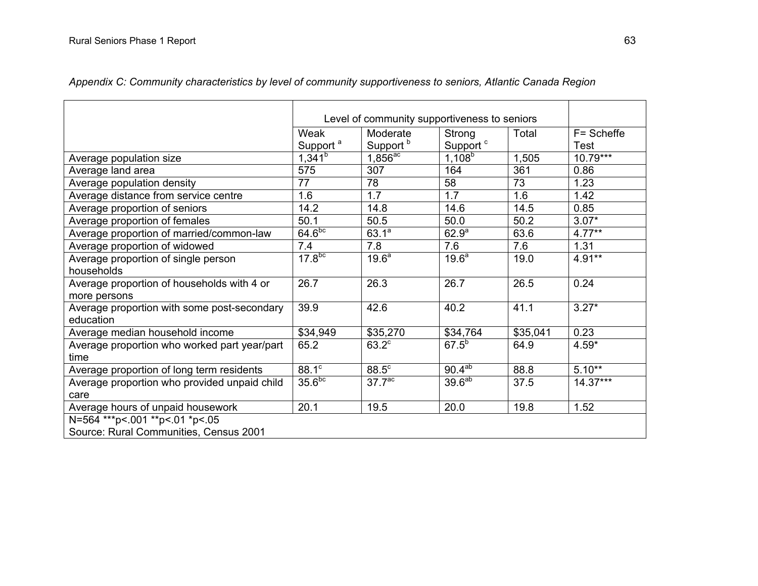*Appendix C: Community characteristics by level of community supportiveness to seniors, Atlantic Canada Region*

| | Level of community supportiveness to seniors | | | | |
|---|---|---|---|---|---|
| | Weak Support [a] | Moderate Support [b] | Strong Support [c] | Total | F= Scheffe Test |
| Average population size | 1,341[b] | 1,856[ac] | 1,108[b] | 1,505 | 10.79*** |
| Average land area | 575 | 307 | 164 | 361 | 0.86 |
| Average population density | 77 | 78 | 58 | 73 | 1.23 |
| Average distance from service centre | 1.6 | 1.7 | 1.7 | 1.6 | 1.42 |
| Average proportion of seniors | 14.2 | 14.8 | 14.6 | 14.5 | 0.85 |
| Average proportion of females | 50.1 | 50.5 | 50.0 | 50.2 | 3.07* |
| Average proportion of married/common-law | 64.6[bc] | 63.1[a] | 62.9[a] | 63.6 | 4.77** |
| Average proportion of widowed | 7.4 | 7.8 | 7.6 | 7.6 | 1.31 |
| Average proportion of single person households | 17.8[bc] | 19.6[a] | 19.6[a] | 19.0 | 4.91** |
| Average proportion of households with 4 or more persons | 26.7 | 26.3 | 26.7 | 26.5 | 0.24 |
| Average proportion with some post-secondary education | 39.9 | 42.6 | 40.2 | 41.1 | 3.27* |
| Average median household income | $34,949 | $35,270 | $34,764 | $35,041 | 0.23 |
| Average proportion who worked part year/part time | 65.2 | 63.2[c] | 67.5[b] | 64.9 | 4.59* |
| Average proportion of long term residents | 88.1[c] | 88.5[c] | 90.4[ab] | 88.8 | 5.10** |
| Average proportion who provided unpaid child care | 35.6[bc] | 37.7[ac] | 39.6[ab] | 37.5 | 14.37*** |
| Average hours of unpaid housework | 20.1 | 19.5 | 20.0 | 19.8 | 1.52 |

N=564 ***p<.001 **p<.01 *p<.05
Source: Rural Communities, Census 2001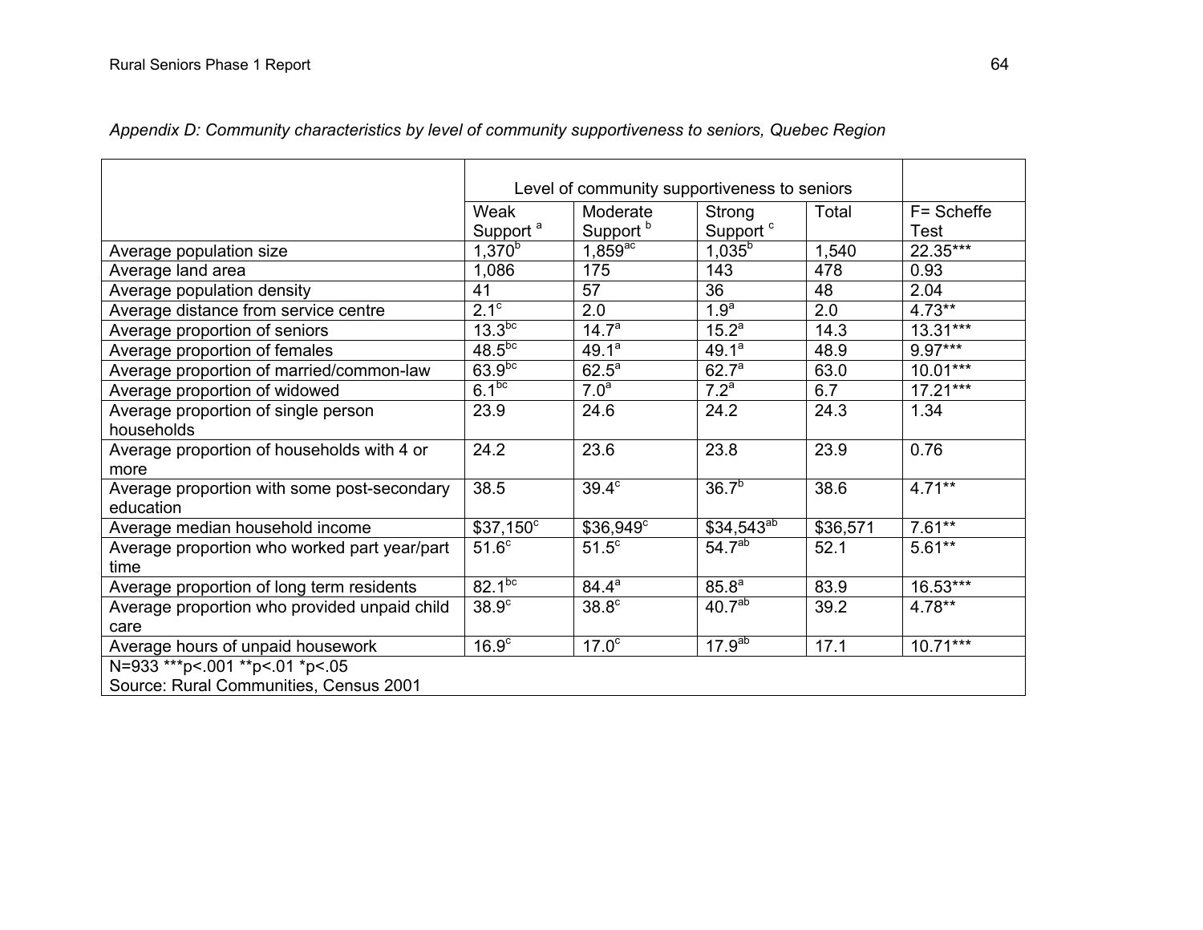*Appendix D: Community characteristics by level of community supportiveness to seniors, Quebec Region*

| | Level of community supportiveness to seniors | | | | |
|---|---|---|---|---|---|
| | Weak Support [a] | Moderate Support [b] | Strong Support [c] | Total | F= Scheffe Test |
| Average population size | 1,370[b] | 1,859[ac] | 1,035[b] | 1,540 | 22.35*** |
| Average land area | 1,086 | 175 | 143 | 478 | 0.93 |
| Average population density | 41 | 57 | 36 | 48 | 2.04 |
| Average distance from service centre | 2.1[c] | 2.0 | 1.9[a] | 2.0 | 4.73** |
| Average proportion of seniors | 13.3[bc] | 14.7[a] | 15.2[a] | 14.3 | 13.31*** |
| Average proportion of females | 48.5[bc] | 49.1[a] | 49.1[a] | 48.9 | 9.97*** |
| Average proportion of married/common-law | 63.9[bc] | 62.5[a] | 62.7[a] | 63.0 | 10.01*** |
| Average proportion of widowed | 6.1[bc] | 7.0[a] | 7.2[a] | 6.7 | 17.21*** |
| Average proportion of single person households | 23.9 | 24.6 | 24.2 | 24.3 | 1.34 |
| Average proportion of households with 4 or more | 24.2 | 23.6 | 23.8 | 23.9 | 0.76 |
| Average proportion with some post-secondary education | 38.5 | 39.4[c] | 36.7[b] | 38.6 | 4.71** |
| Average median household income | $37,150[c] | $36,949[c] | $34,543[ab] | $36,571 | 7.61** |
| Average proportion who worked part year/part time | 51.6[c] | 51.5[c] | 54.7[ab] | 52.1 | 5.61** |
| Average proportion of long term residents | 82.1[bc] | 84.4[a] | 85.8[a] | 83.9 | 16.53*** |
| Average proportion who provided unpaid child care | 38.9[c] | 38.8[c] | 40.7[ab] | 39.2 | 4.78** |
| Average hours of unpaid housework | 16.9[c] | 17.0[c] | 17.9[ab] | 17.1 | 10.71*** |

N=933 ***p<.001 **p<.01 *p<.05
Source: Rural Communities, Census 2001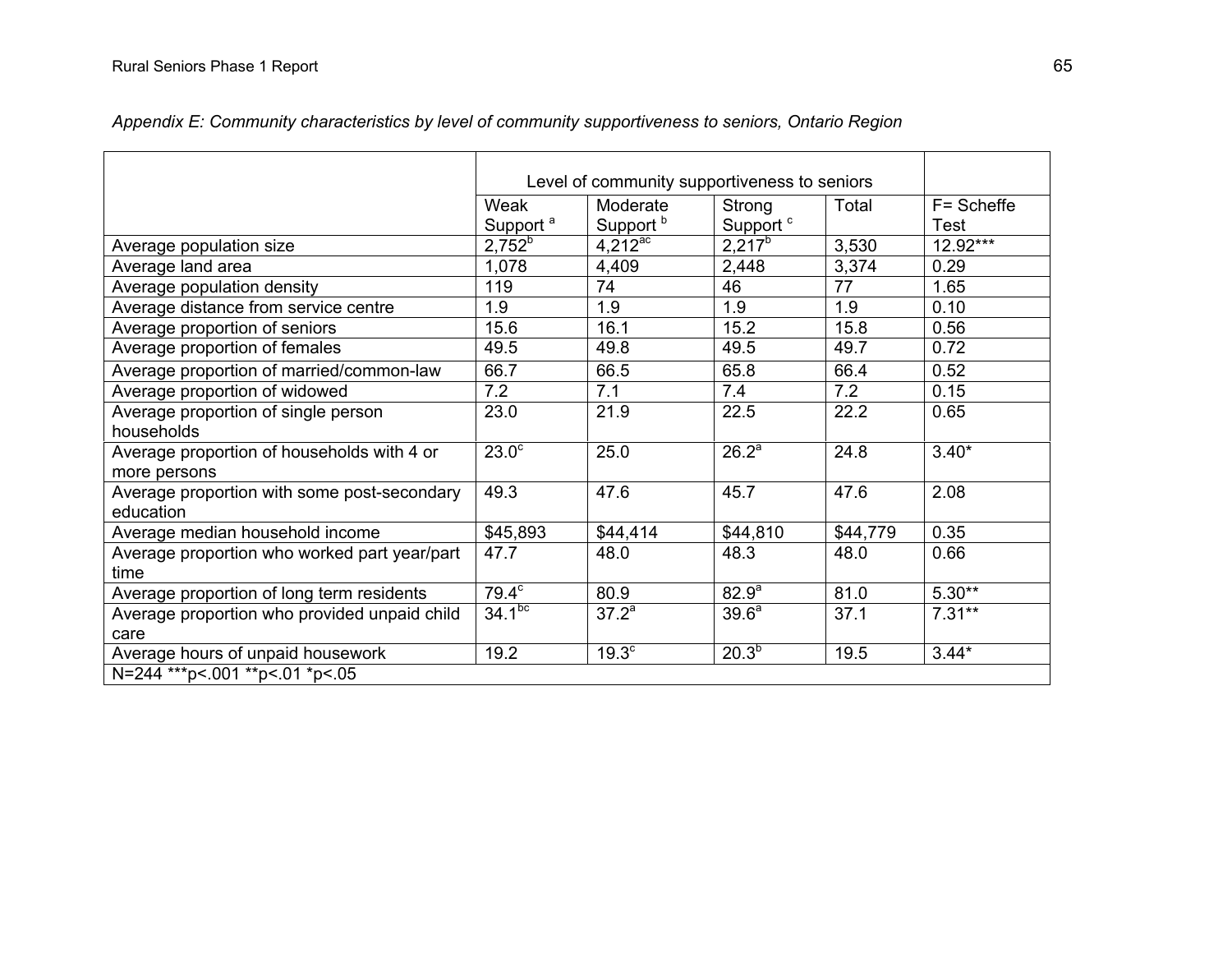*Appendix E: Community characteristics by level of community supportiveness to seniors, Ontario Region*

| | Level of community supportiveness to seniors | | | | |
|---|---|---|---|---|---|
| | Weak Support [a] | Moderate Support [b] | Strong Support [c] | Total | F= Scheffe Test |
| Average population size | 2,752[b] | 4,212[ac] | 2,217[b] | 3,530 | 12.92*** |
| Average land area | 1,078 | 4,409 | 2,448 | 3,374 | 0.29 |
| Average population density | 119 | 74 | 46 | 77 | 1.65 |
| Average distance from service centre | 1.9 | 1.9 | 1.9 | 1.9 | 0.10 |
| Average proportion of seniors | 15.6 | 16.1 | 15.2 | 15.8 | 0.56 |
| Average proportion of females | 49.5 | 49.8 | 49.5 | 49.7 | 0.72 |
| Average proportion of married/common-law | 66.7 | 66.5 | 65.8 | 66.4 | 0.52 |
| Average proportion of widowed | 7.2 | 7.1 | 7.4 | 7.2 | 0.15 |
| Average proportion of single person households | 23.0 | 21.9 | 22.5 | 22.2 | 0.65 |
| Average proportion of households with 4 or more persons | 23.0[c] | 25.0 | 26.2[a] | 24.8 | 3.40* |
| Average proportion with some post-secondary education | 49.3 | 47.6 | 45.7 | 47.6 | 2.08 |
| Average median household income | $45,893 | $44,414 | $44,810 | $44,779 | 0.35 |
| Average proportion who worked part year/part time | 47.7 | 48.0 | 48.3 | 48.0 | 0.66 |
| Average proportion of long term residents | 79.4[c] | 80.9 | 82.9[a] | 81.0 | 5.30** |
| Average proportion who provided unpaid child care | 34.1[bc] | 37.2[a] | 39.6[a] | 37.1 | 7.31** |
| Average hours of unpaid housework | 19.2 | 19.3[c] | 20.3[b] | 19.5 | 3.44* |
| N=244 ***p<.001 **p<.01 *p<.05 | | | | | |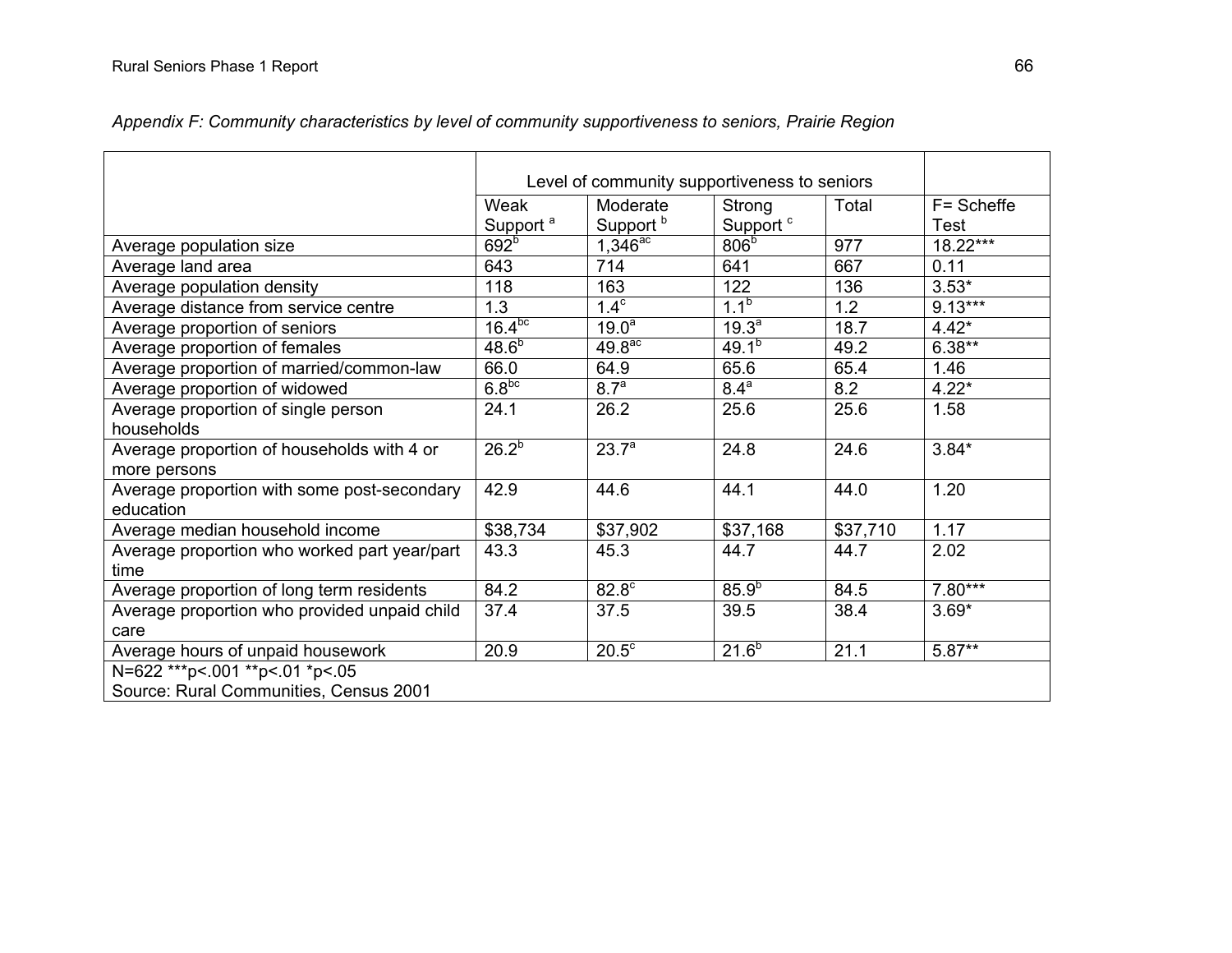*Appendix F: Community characteristics by level of community supportiveness to seniors, Prairie Region*

| | Level of community supportiveness to seniors | | | | |
|---|---|---|---|---|---|
| | Weak Support [a] | Moderate Support [b] | Strong Support [c] | Total | F= Scheffe Test |
| Average population size | 692[b] | 1,346[ac] | 806[b] | 977 | 18.22*** |
| Average land area | 643 | 714 | 641 | 667 | 0.11 |
| Average population density | 118 | 163 | 122 | 136 | 3.53* |
| Average distance from service centre | 1.3 | 1.4[c] | 1.1[b] | 1.2 | 9.13*** |
| Average proportion of seniors | 16.4[bc] | 19.0[a] | 19.3[a] | 18.7 | 4.42* |
| Average proportion of females | 48.6[b] | 49.8[ac] | 49.1[b] | 49.2 | 6.38** |
| Average proportion of married/common-law | 66.0 | 64.9 | 65.6 | 65.4 | 1.46 |
| Average proportion of widowed | 6.8[bc] | 8.7[a] | 8.4[a] | 8.2 | 4.22* |
| Average proportion of single person households | 24.1 | 26.2 | 25.6 | 25.6 | 1.58 |
| Average proportion of households with 4 or more persons | 26.2[b] | 23.7[a] | 24.8 | 24.6 | 3.84* |
| Average proportion with some post-secondary education | 42.9 | 44.6 | 44.1 | 44.0 | 1.20 |
| Average median household income | $38,734 | $37,902 | $37,168 | $37,710 | 1.17 |
| Average proportion who worked part year/part time | 43.3 | 45.3 | 44.7 | 44.7 | 2.02 |
| Average proportion of long term residents | 84.2 | 82.8[c] | 85.9[b] | 84.5 | 7.80*** |
| Average proportion who provided unpaid child care | 37.4 | 37.5 | 39.5 | 38.4 | 3.69* |
| Average hours of unpaid housework | 20.9 | 20.5[c] | 21.6[b] | 21.1 | 5.87** |

N=622 ***p<.001 **p<.01 *p<.05

Source: Rural Communities, Census 2001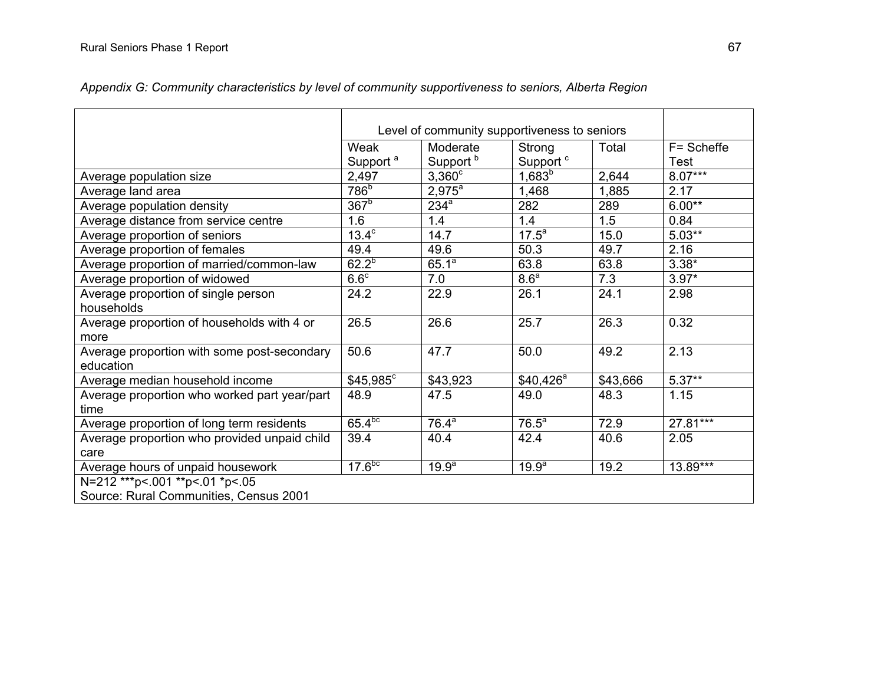*Appendix G: Community characteristics by level of community supportiveness to seniors, Alberta Region*

| | Level of community supportiveness to seniors | | | | |
|---|---|---|---|---|---|
| | Weak Support [a] | Moderate Support [b] | Strong Support [c] | Total | F= Scheffe Test |
| Average population size | 2,497 | 3,360[c] | 1,683[b] | 2,644 | 8.07*** |
| Average land area | 786[b] | 2,975[a] | 1,468 | 1,885 | 2.17 |
| Average population density | 367[b] | 234[a] | 282 | 289 | 6.00** |
| Average distance from service centre | 1.6 | 1.4 | 1.4 | 1.5 | 0.84 |
| Average proportion of seniors | 13.4[c] | 14.7 | 17.5[a] | 15.0 | 5.03** |
| Average proportion of females | 49.4 | 49.6 | 50.3 | 49.7 | 2.16 |
| Average proportion of married/common-law | 62.2[b] | 65.1[a] | 63.8 | 63.8 | 3.38* |
| Average proportion of widowed | 6.6[c] | 7.0 | 8.6[a] | 7.3 | 3.97* |
| Average proportion of single person households | 24.2 | 22.9 | 26.1 | 24.1 | 2.98 |
| Average proportion of households with 4 or more | 26.5 | 26.6 | 25.7 | 26.3 | 0.32 |
| Average proportion with some post-secondary education | 50.6 | 47.7 | 50.0 | 49.2 | 2.13 |
| Average median household income | $45,985[c] | $43,923 | $40,426[a] | $43,666 | 5.37** |
| Average proportion who worked part year/part time | 48.9 | 47.5 | 49.0 | 48.3 | 1.15 |
| Average proportion of long term residents | 65.4[bc] | 76.4[a] | 76.5[a] | 72.9 | 27.81*** |
| Average proportion who provided unpaid child care | 39.4 | 40.4 | 42.4 | 40.6 | 2.05 |
| Average hours of unpaid housework | 17.6[bc] | 19.9[a] | 19.9[a] | 19.2 | 13.89*** |

N=212 ***p<.001 **p<.01 *p<.05
Source: Rural Communities, Census 2001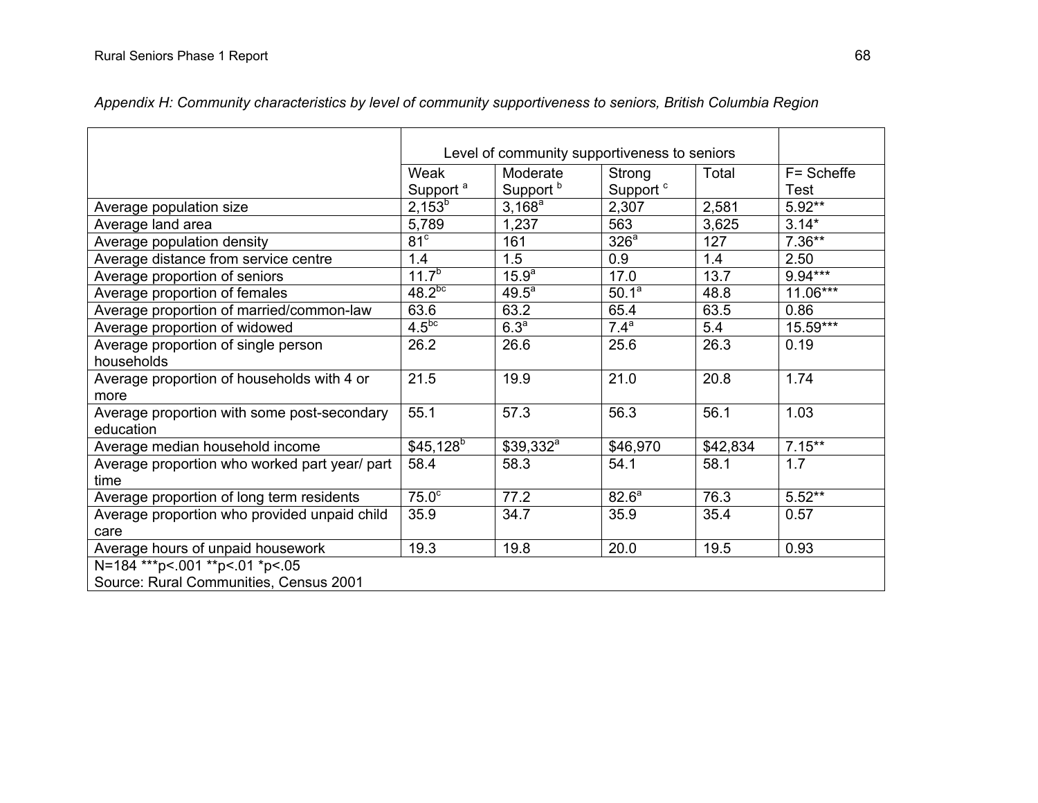*Appendix H: Community characteristics by level of community supportiveness to seniors, British Columbia Region*

| | Level of community supportiveness to seniors | | | | |
|---|---|---|---|---|---|
| | Weak Support [a] | Moderate Support [b] | Strong Support [c] | Total | F= Scheffe Test |
| Average population size | 2,153[b] | 3,168[a] | 2,307 | 2,581 | 5.92** |
| Average land area | 5,789 | 1,237 | 563 | 3,625 | 3.14* |
| Average population density | 81[c] | 161 | 326[a] | 127 | 7.36** |
| Average distance from service centre | 1.4 | 1.5 | 0.9 | 1.4 | 2.50 |
| Average proportion of seniors | 11.7[b] | 15.9[a] | 17.0 | 13.7 | 9.94*** |
| Average proportion of females | 48.2[bc] | 49.5[a] | 50.1[a] | 48.8 | 11.06*** |
| Average proportion of married/common-law | 63.6 | 63.2 | 65.4 | 63.5 | 0.86 |
| Average proportion of widowed | 4.5[bc] | 6.3[a] | 7.4[a] | 5.4 | 15.59*** |
| Average proportion of single person households | 26.2 | 26.6 | 25.6 | 26.3 | 0.19 |
| Average proportion of households with 4 or more | 21.5 | 19.9 | 21.0 | 20.8 | 1.74 |
| Average proportion with some post-secondary education | 55.1 | 57.3 | 56.3 | 56.1 | 1.03 |
| Average median household income | $45,128[b] | $39,332[a] | $46,970 | $42,834 | 7.15** |
| Average proportion who worked part year/ part time | 58.4 | 58.3 | 54.1 | 58.1 | 1.7 |
| Average proportion of long term residents | 75.0[c] | 77.2 | 82.6[a] | 76.3 | 5.52** |
| Average proportion who provided unpaid child care | 35.9 | 34.7 | 35.9 | 35.4 | 0.57 |
| Average hours of unpaid housework | 19.3 | 19.8 | 20.0 | 19.5 | 0.93 |

N=184 ***p<.001 **p<.01 *p<.05

Source: Rural Communities, Census 2001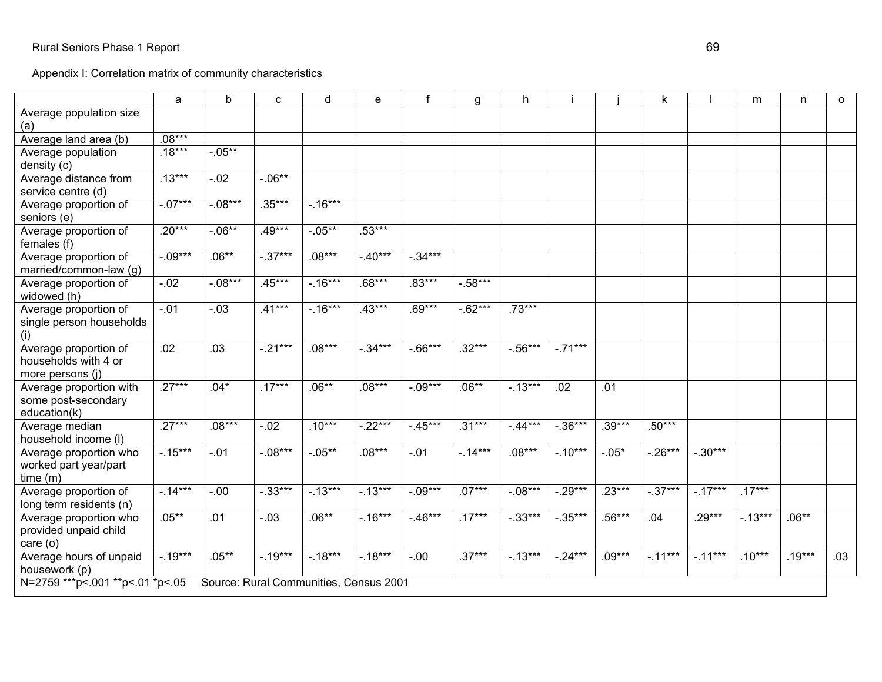Appendix I: Correlation matrix of community characteristics

| | a | b | c | d | e | f | g | h | i | j | k | l | m | n | o |
|---|---|---|---|---|---|---|---|---|---|---|---|---|---|---|---|
| Average population size (a) | | | | | | | | | | | | | | | |
| Average land area (b) | .08*** | | | | | | | | | | | | | | |
| Average population density (c) | .18*** | -.05** | | | | | | | | | | | | | |
| Average distance from service centre (d) | .13*** | -.02 | -.06** | | | | | | | | | | | | |
| Average proportion of seniors (e) | -.07*** | -.08*** | .35*** | -.16*** | | | | | | | | | | | |
| Average proportion of females (f) | .20*** | -.06** | .49*** | -.05** | .53*** | | | | | | | | | | |
| Average proportion of married/common-law (g) | -.09*** | .06** | -.37*** | .08*** | -.40*** | -.34*** | | | | | | | | | |
| Average proportion of widowed (h) | -.02 | -.08*** | .45*** | -.16*** | .68*** | .83*** | -.58*** | | | | | | | | |
| Average proportion of single person households (i) | -.01 | -.03 | .41*** | -.16*** | .43*** | .69*** | -.62*** | .73*** | | | | | | | |
| Average proportion of households with 4 or more persons (j) | .02 | .03 | -.21*** | .08*** | -.34*** | -.66*** | .32*** | -.56*** | -.71*** | | | | | | |
| Average proportion with some post-secondary education(k) | .27*** | .04* | .17*** | .06** | .08*** | -.09*** | .06** | -.13*** | .02 | .01 | | | | | |
| Average median household income (l) | .27*** | .08*** | -.02 | .10*** | -.22*** | -.45*** | .31*** | -.44*** | -.36*** | .39*** | .50*** | | | | |
| Average proportion who worked part year/part time (m) | -.15*** | -.01 | -.08*** | -.05** | .08*** | -.01 | -.14*** | .08*** | -.10*** | -.05* | -.26*** | -.30*** | | | |
| Average proportion of long term residents (n) | -.14*** | -.00 | -.33*** | -.13*** | -.13*** | -.09*** | .07*** | -.08*** | -.29*** | .23*** | -.37*** | -.17*** | .17*** | | |
| Average proportion who provided unpaid child care (o) | .05** | .01 | -.03 | .06** | -.16*** | -.46*** | .17*** | -.33*** | -.35*** | .56*** | .04 | .29*** | -.13*** | .06** | |
| Average hours of unpaid housework (p) | -.19*** | .05** | -.19*** | -.18*** | -.18*** | -.00 | .37*** | -.13*** | -.24*** | .09*** | -.11*** | -.11*** | .10*** | .19*** | .03 |

N=2759 ***p<.001 **p<.01 *p<.05 Source: Rural Communities, Census 2001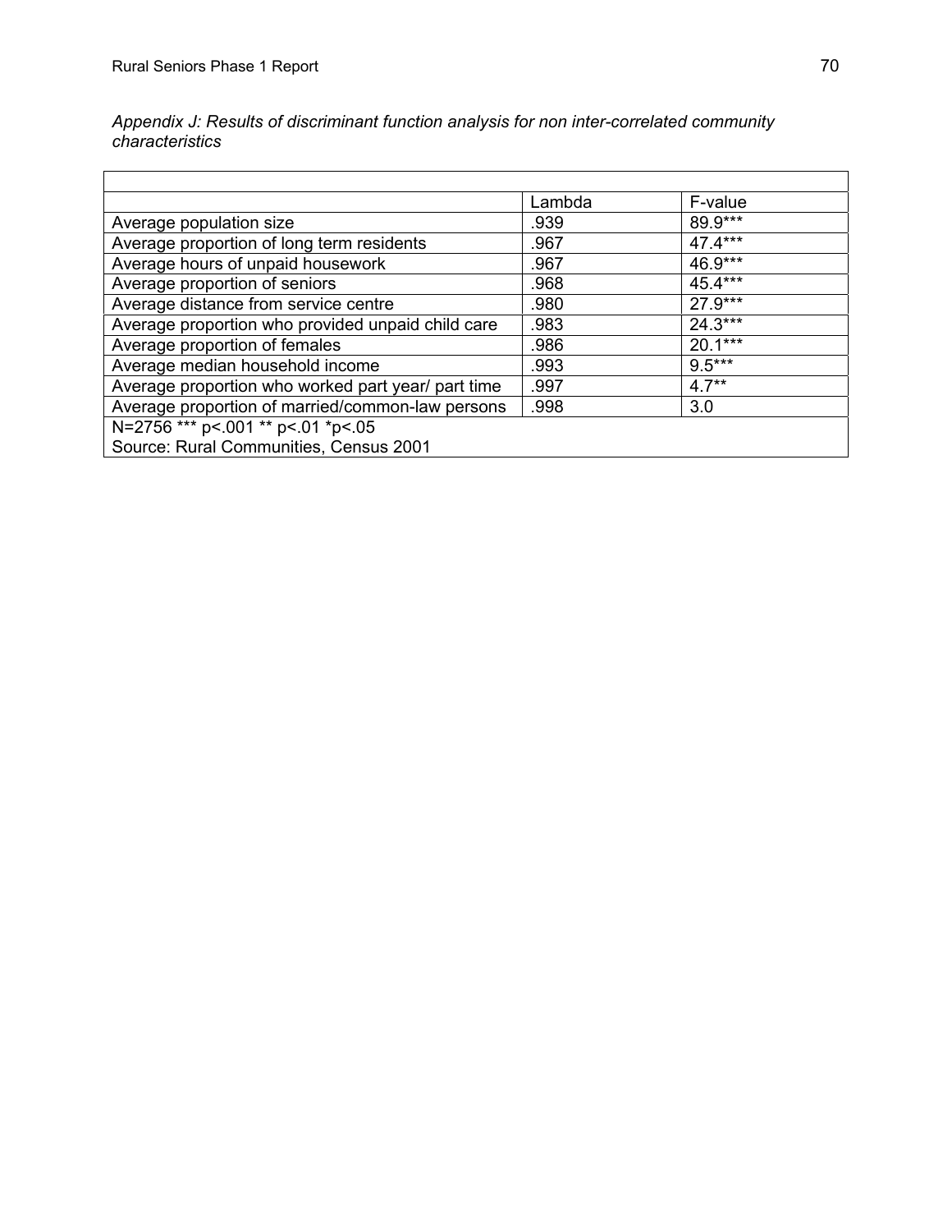*Appendix J: Results of discriminant function analysis for non inter-correlated community characteristics*

| | Lambda | F-value |
|---|---|---|
| Average population size | .939 | 89.9*** |
| Average proportion of long term residents | .967 | 47.4*** |
| Average hours of unpaid housework | .967 | 46.9*** |
| Average proportion of seniors | .968 | 45.4*** |
| Average distance from service centre | .980 | 27.9*** |
| Average proportion who provided unpaid child care | .983 | 24.3*** |
| Average proportion of females | .986 | 20.1*** |
| Average median household income | .993 | 9.5*** |
| Average proportion who worked part year/ part time | .997 | 4.7** |
| Average proportion of married/common-law persons | .998 | 3.0 |

N=2756 *** p<.001 ** p<.01 *p<.05
Source: Rural Communities, Census 2001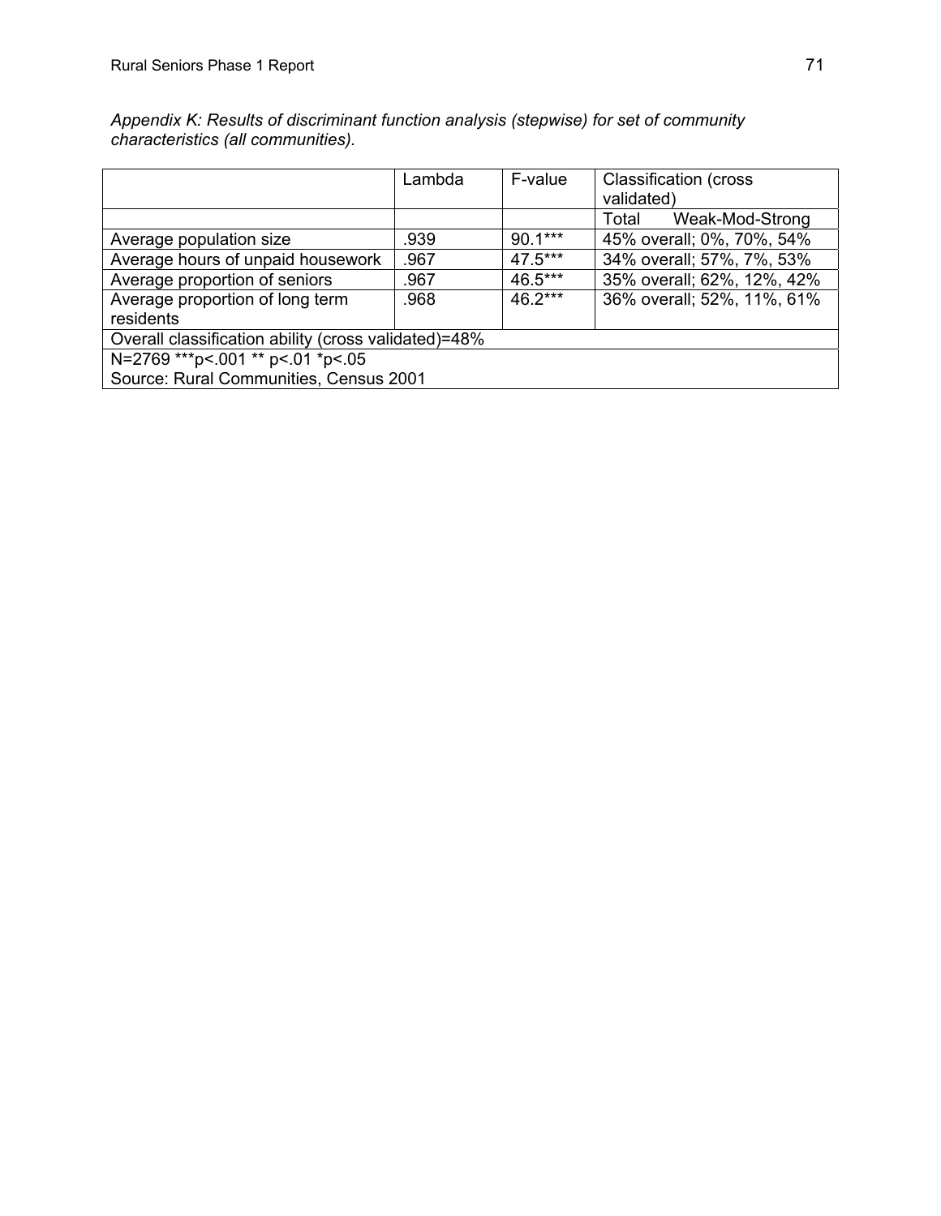*Appendix K: Results of discriminant function analysis (stepwise) for set of community characteristics (all communities).*

| | Lambda | F-value | Classification (cross validated) |
|---|---|---|---|
| | | | Total Weak-Mod-Strong |
| Average population size | .939 | 90.1*** | 45% overall; 0%, 70%, 54% |
| Average hours of unpaid housework | .967 | 47.5*** | 34% overall; 57%, 7%, 53% |
| Average proportion of seniors | .967 | 46.5*** | 35% overall; 62%, 12%, 42% |
| Average proportion of long term residents | .968 | 46.2*** | 36% overall; 52%, 11%, 61% |
| Overall classification ability (cross validated)=48% | | | |
| N=2769 ***p<.001 ** p<.01 *p<.05<br>Source: Rural Communities, Census 2001 | | | |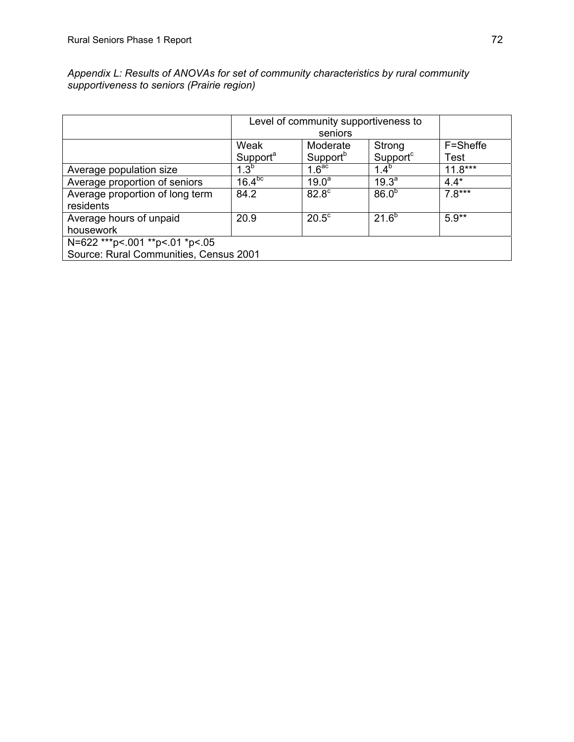*Appendix L: Results of ANOVAs for set of community characteristics by rural community supportiveness to seniors (Prairie region)*

| | Level of community supportiveness to seniors | | | |
|---|---|---|---|---|
| | Weak Support[a] | Moderate Support[b] | Strong Support[c] | F=Sheffe Test |
| Average population size | 1.3[b] | 1.6[ac] | 1.4[b] | 11.8*** |
| Average proportion of seniors | 16.4[bc] | 19.0[a] | 19.3[a] | 4.4* |
| Average proportion of long term residents | 84.2 | 82.8[c] | 86.0[b] | 7.8*** |
| Average hours of unpaid housework | 20.9 | 20.5[c] | 21.6[b] | 5.9** |

N=622 ***p<.001 **p<.01 *p<.05
Source: Rural Communities, Census 2001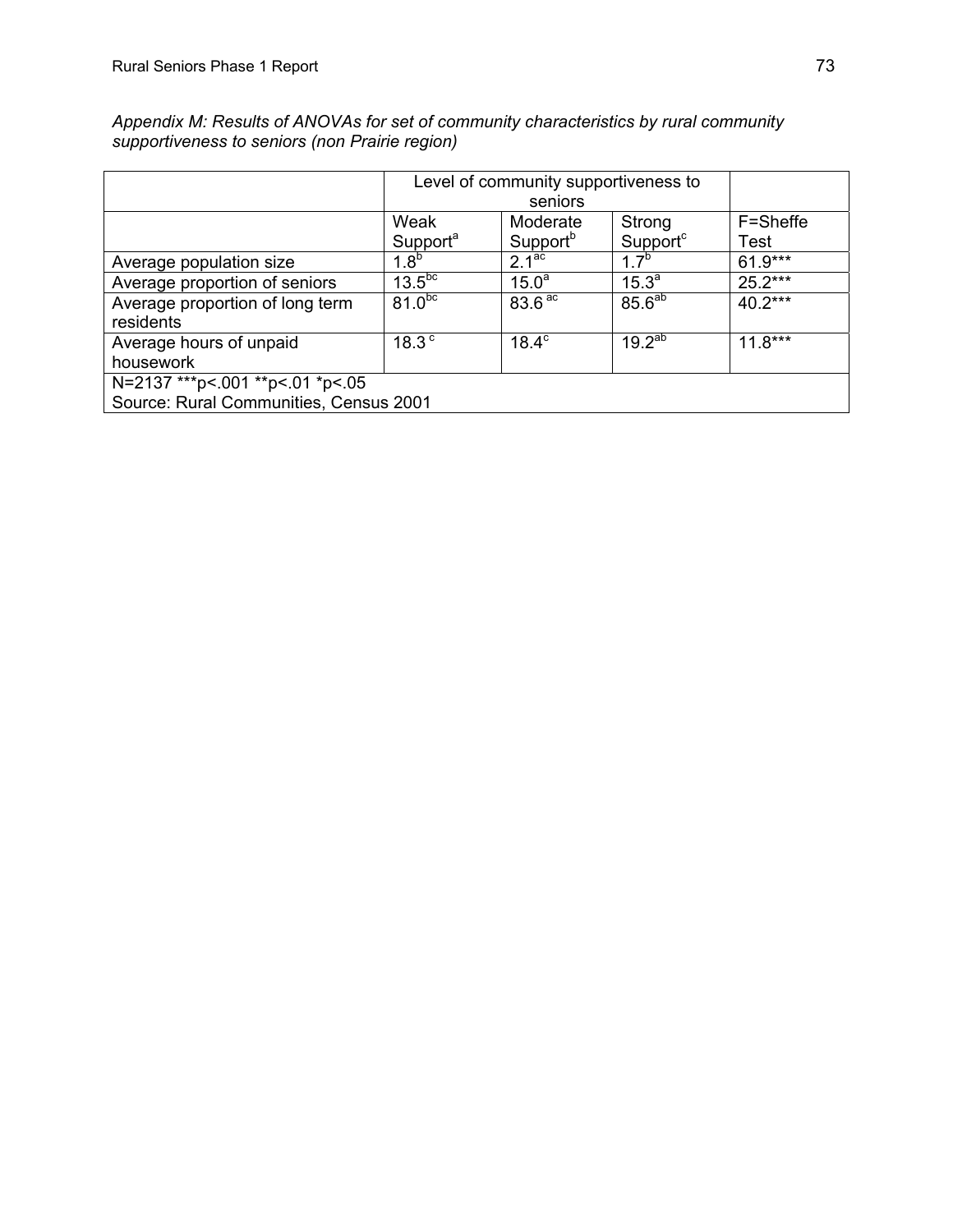*Appendix M: Results of ANOVAs for set of community characteristics by rural community supportiveness to seniors (non Prairie region)*

| | Level of community supportiveness to seniors | | | |
|---|---|---|---|---|
| | Weak Support[a] | Moderate Support[b] | Strong Support[c] | F=Sheffe Test |
| Average population size | 1.8[b] | 2.1[ac] | 1.7[b] | 61.9*** |
| Average proportion of seniors | 13.5[bc] | 15.0[a] | 15.3[a] | 25.2*** |
| Average proportion of long term residents | 81.0[bc] | 83.6[ac] | 85.6[ab] | 40.2*** |
| Average hours of unpaid housework | 18.3[c] | 18.4[c] | 19.2[ab] | 11.8*** |
| N=2137 ***p<.001 **p<.01 *p<.05<br>Source: Rural Communities, Census 2001 | | | | |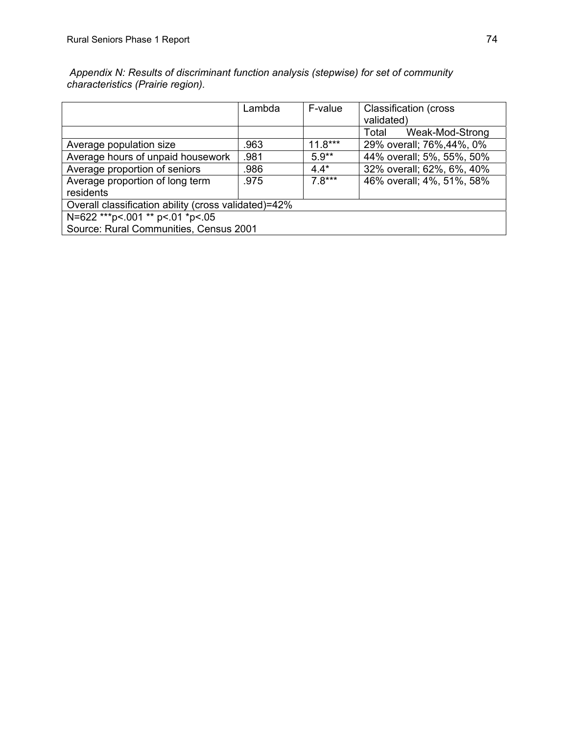*Appendix N: Results of discriminant function analysis (stepwise) for set of community characteristics (Prairie region).*

| | Lambda | F-value | Classification (cross validated) |
|---|---|---|---|
| | | | Total Weak-Mod-Strong |
| Average population size | .963 | 11.8*** | 29% overall; 76%,44%, 0% |
| Average hours of unpaid housework | .981 | 5.9** | 44% overall; 5%, 55%, 50% |
| Average proportion of seniors | .986 | 4.4* | 32% overall; 62%, 6%, 40% |
| Average proportion of long term residents | .975 | 7.8*** | 46% overall; 4%, 51%, 58% |
| Overall classification ability (cross validated)=42% | | | |
| N=622 ***p<.001 ** p<.01 *p<.05<br>Source: Rural Communities, Census 2001 | | | |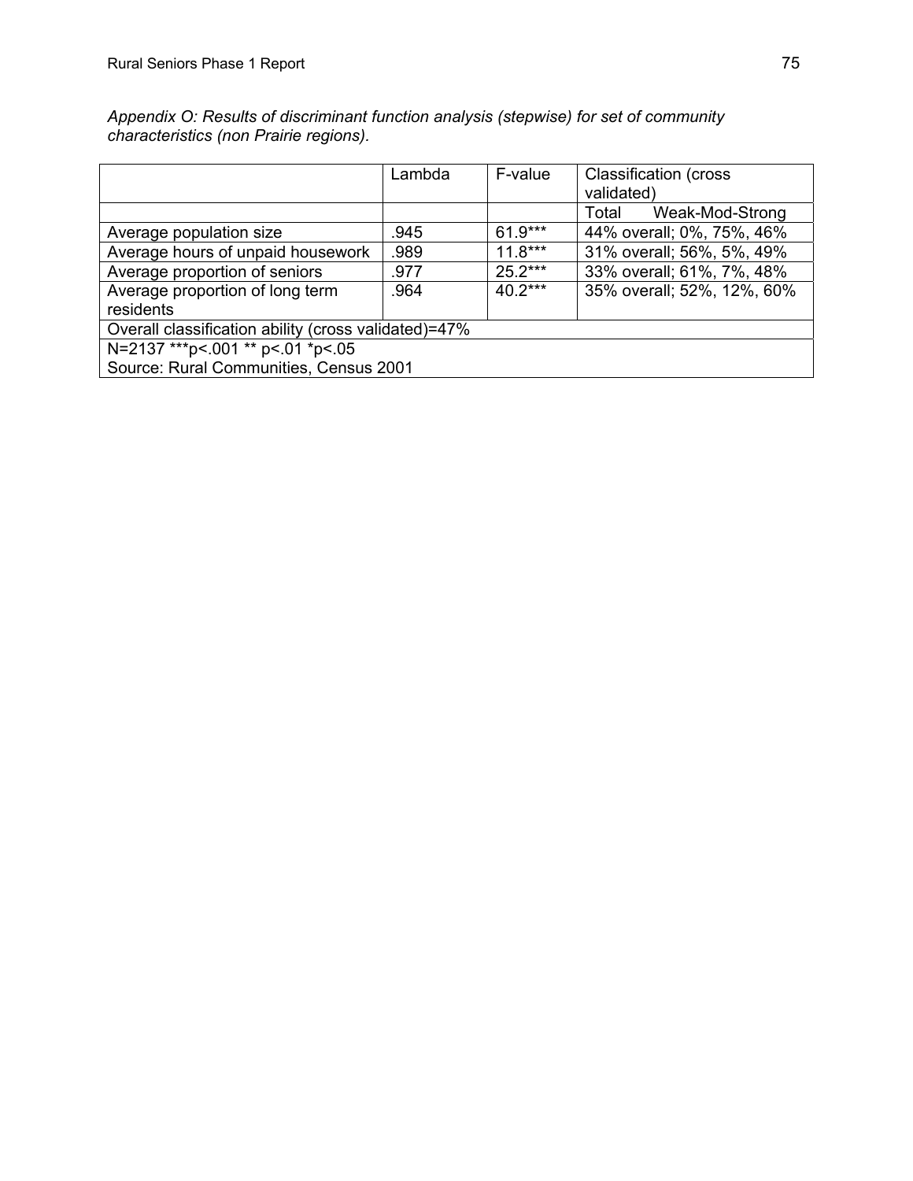*Appendix O: Results of discriminant function analysis (stepwise) for set of community characteristics (non Prairie regions).*

| | Lambda | F-value | Classification (cross validated) |
|---|---|---|---|
| | | | Total Weak-Mod-Strong |
| Average population size | .945 | 61.9*** | 44% overall; 0%, 75%, 46% |
| Average hours of unpaid housework | .989 | 11.8*** | 31% overall; 56%, 5%, 49% |
| Average proportion of seniors | .977 | 25.2*** | 33% overall; 61%, 7%, 48% |
| Average proportion of long term residents | .964 | 40.2*** | 35% overall; 52%, 12%, 60% |
| Overall classification ability (cross validated)=47% | | | |
| N=2137 ***p<.001 ** p<.01 *p<.05<br>Source: Rural Communities, Census 2001 | | | |